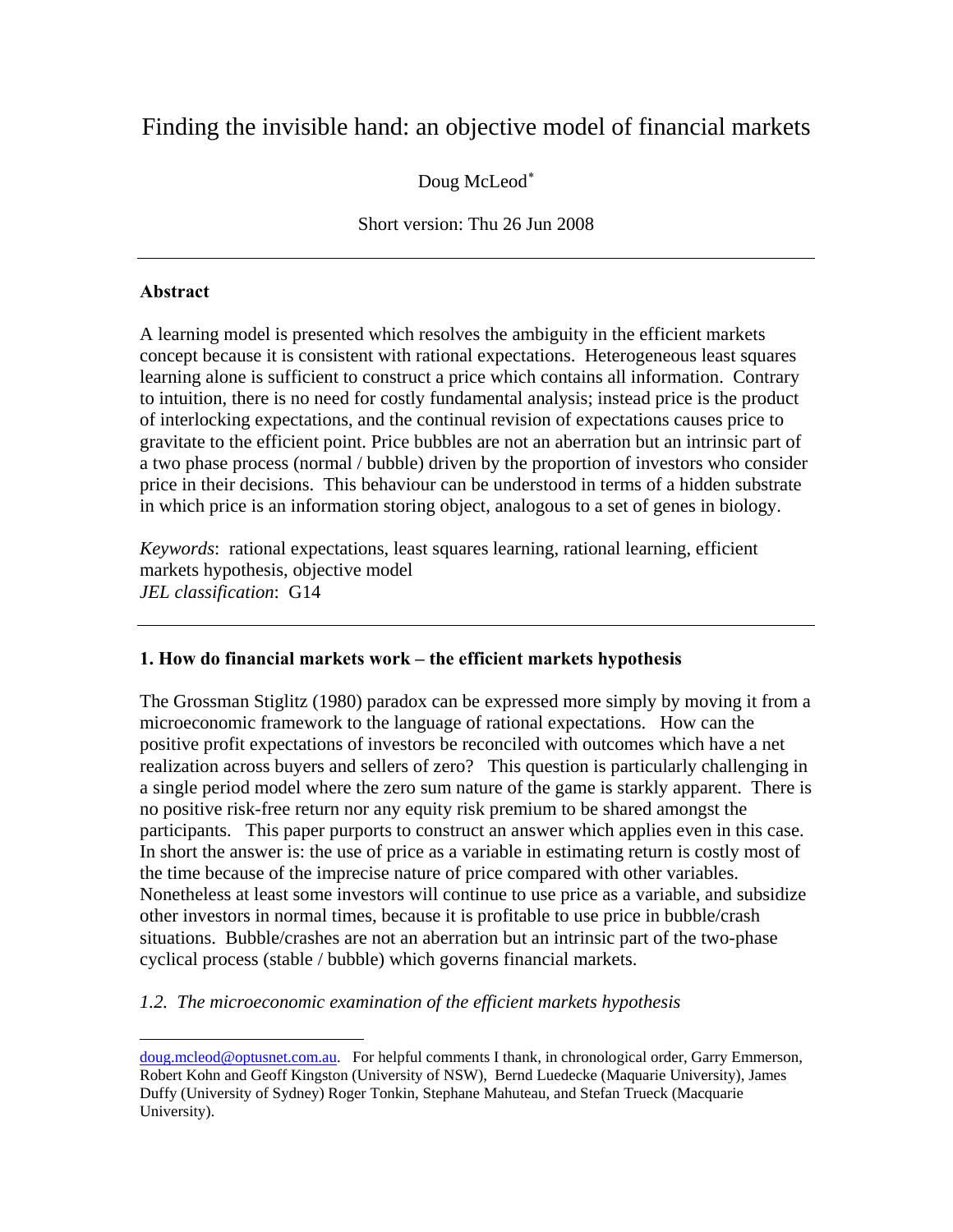# Finding the invisible hand: an objective model of financial markets

Doug McLeod[*]

Short version: Thu 26 Jun 2008

---

**Abstract**

A learning model is presented which resolves the ambiguity in the efficient markets concept because it is consistent with rational expectations. Heterogeneous least squares learning alone is sufficient to construct a price which contains all information. Contrary to intuition, there is no need for costly fundamental analysis; instead price is the product of interlocking expectations, and the continual revision of expectations causes price to gravitate to the efficient point. Price bubbles are not an aberration but an intrinsic part of a two phase process (normal / bubble) driven by the proportion of investors who consider price in their decisions. This behaviour can be understood in terms of a hidden substrate in which price is an information storing object, analogous to a set of genes in biology.

*Keywords*: rational expectations, least squares learning, rational learning, efficient markets hypothesis, objective model
*JEL classification*: G14

---

## 1. How do financial markets work – the efficient markets hypothesis

The Grossman Stiglitz (1980) paradox can be expressed more simply by moving it from a microeconomic framework to the language of rational expectations. How can the positive profit expectations of investors be reconciled with outcomes which have a net realization across buyers and sellers of zero? This question is particularly challenging in a single period model where the zero sum nature of the game is starkly apparent. There is no positive risk-free return nor any equity risk premium to be shared amongst the participants. This paper purports to construct an answer which applies even in this case. In short the answer is: the use of price as a variable in estimating return is costly most of the time because of the imprecise nature of price compared with other variables. Nonetheless at least some investors will continue to use price as a variable, and subsidize other investors in normal times, because it is profitable to use price in bubble/crash situations. Bubble/crashes are not an aberration but an intrinsic part of the two-phase cyclical process (stable / bubble) which governs financial markets.

### *1.2. The microeconomic examination of the efficient markets hypothesis*

---

[*] doug.mcleod@optusnet.com.au. For helpful comments I thank, in chronological order, Garry Emmerson, Robert Kohn and Geoff Kingston (University of NSW), Bernd Luedecke (Maquarie University), James Duffy (University of Sydney) Roger Tonkin, Stephane Mahuteau, and Stefan Trueck (Macquarie University).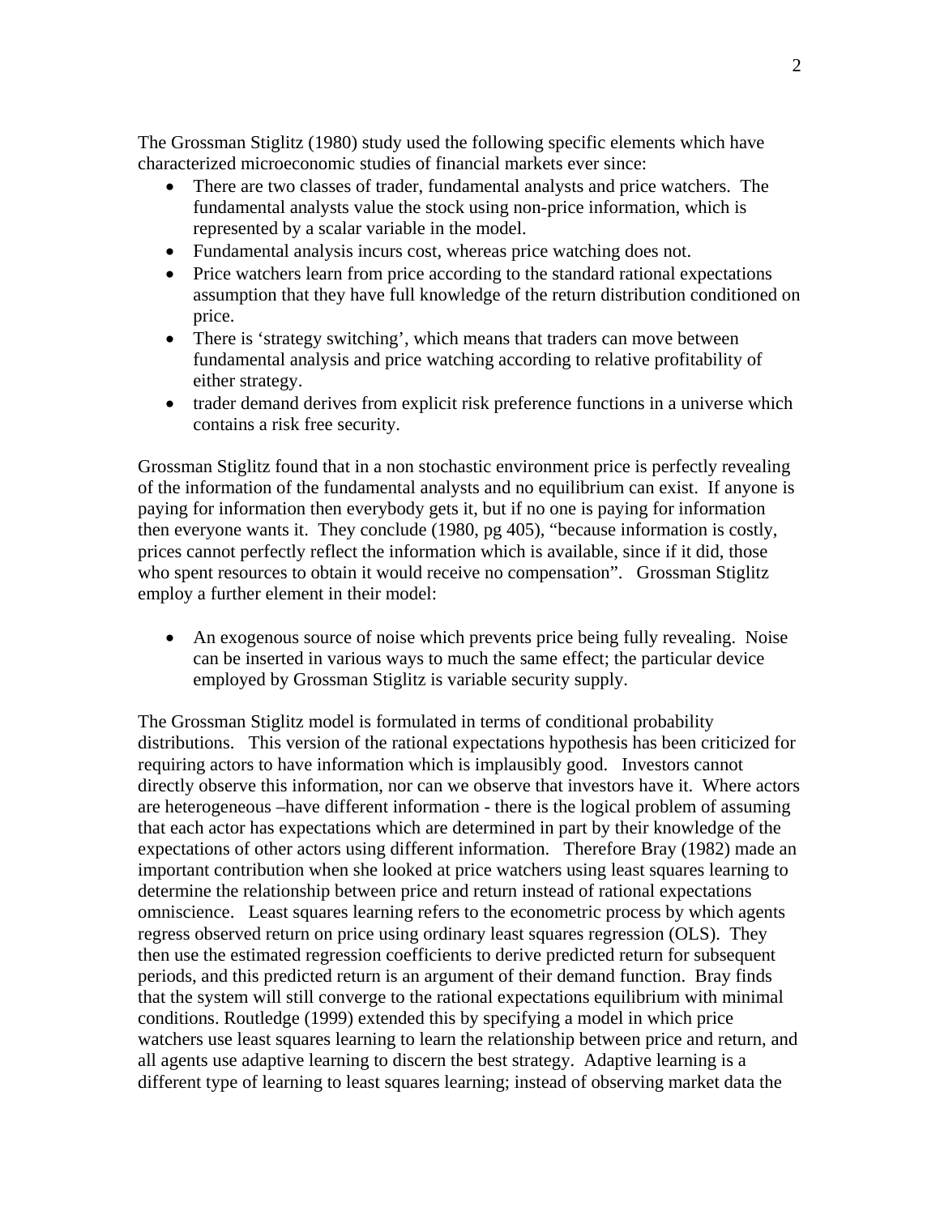The Grossman Stiglitz (1980) study used the following specific elements which have characterized microeconomic studies of financial markets ever since:

- There are two classes of trader, fundamental analysts and price watchers. The fundamental analysts value the stock using non-price information, which is represented by a scalar variable in the model.
- Fundamental analysis incurs cost, whereas price watching does not.
- Price watchers learn from price according to the standard rational expectations assumption that they have full knowledge of the return distribution conditioned on price.
- There is 'strategy switching', which means that traders can move between fundamental analysis and price watching according to relative profitability of either strategy.
- trader demand derives from explicit risk preference functions in a universe which contains a risk free security.

Grossman Stiglitz found that in a non stochastic environment price is perfectly revealing of the information of the fundamental analysts and no equilibrium can exist. If anyone is paying for information then everybody gets it, but if no one is paying for information then everyone wants it. They conclude (1980, pg 405), "because information is costly, prices cannot perfectly reflect the information which is available, since if it did, those who spent resources to obtain it would receive no compensation". Grossman Stiglitz employ a further element in their model:

- An exogenous source of noise which prevents price being fully revealing. Noise can be inserted in various ways to much the same effect; the particular device employed by Grossman Stiglitz is variable security supply.

The Grossman Stiglitz model is formulated in terms of conditional probability distributions. This version of the rational expectations hypothesis has been criticized for requiring actors to have information which is implausibly good. Investors cannot directly observe this information, nor can we observe that investors have it. Where actors are heterogeneous –have different information - there is the logical problem of assuming that each actor has expectations which are determined in part by their knowledge of the expectations of other actors using different information. Therefore Bray (1982) made an important contribution when she looked at price watchers using least squares learning to determine the relationship between price and return instead of rational expectations omniscience. Least squares learning refers to the econometric process by which agents regress observed return on price using ordinary least squares regression (OLS). They then use the estimated regression coefficients to derive predicted return for subsequent periods, and this predicted return is an argument of their demand function. Bray finds that the system will still converge to the rational expectations equilibrium with minimal conditions. Routledge (1999) extended this by specifying a model in which price watchers use least squares learning to learn the relationship between price and return, and all agents use adaptive learning to discern the best strategy. Adaptive learning is a different type of learning to least squares learning; instead of observing market data the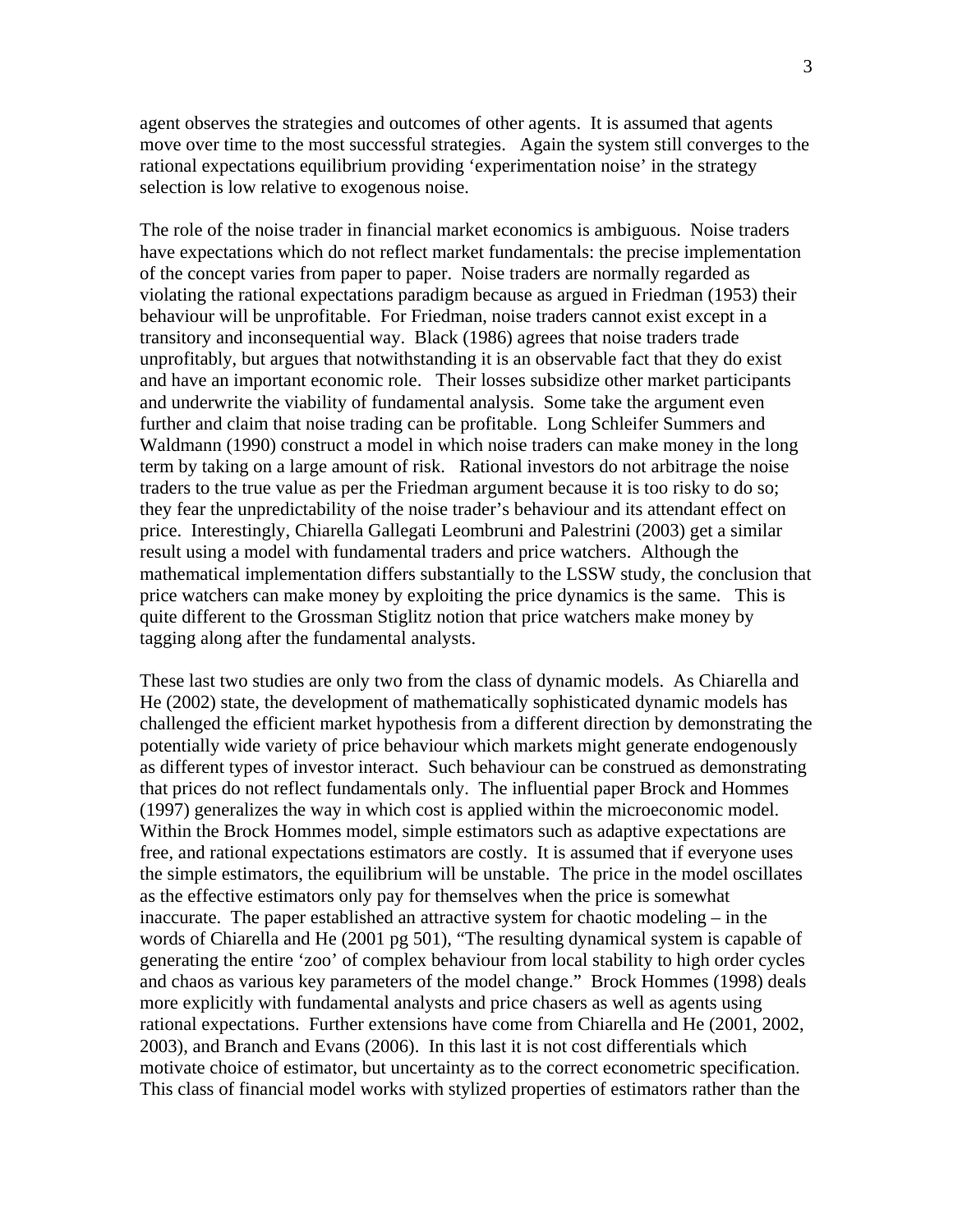agent observes the strategies and outcomes of other agents. It is assumed that agents move over time to the most successful strategies. Again the system still converges to the rational expectations equilibrium providing 'experimentation noise' in the strategy selection is low relative to exogenous noise.

The role of the noise trader in financial market economics is ambiguous. Noise traders have expectations which do not reflect market fundamentals: the precise implementation of the concept varies from paper to paper. Noise traders are normally regarded as violating the rational expectations paradigm because as argued in Friedman (1953) their behaviour will be unprofitable. For Friedman, noise traders cannot exist except in a transitory and inconsequential way. Black (1986) agrees that noise traders trade unprofitably, but argues that notwithstanding it is an observable fact that they do exist and have an important economic role. Their losses subsidize other market participants and underwrite the viability of fundamental analysis. Some take the argument even further and claim that noise trading can be profitable. Long Schleifer Summers and Waldmann (1990) construct a model in which noise traders can make money in the long term by taking on a large amount of risk. Rational investors do not arbitrage the noise traders to the true value as per the Friedman argument because it is too risky to do so; they fear the unpredictability of the noise trader's behaviour and its attendant effect on price. Interestingly, Chiarella Gallegati Leombruni and Palestrini (2003) get a similar result using a model with fundamental traders and price watchers. Although the mathematical implementation differs substantially to the LSSW study, the conclusion that price watchers can make money by exploiting the price dynamics is the same. This is quite different to the Grossman Stiglitz notion that price watchers make money by tagging along after the fundamental analysts.

These last two studies are only two from the class of dynamic models. As Chiarella and He (2002) state, the development of mathematically sophisticated dynamic models has challenged the efficient market hypothesis from a different direction by demonstrating the potentially wide variety of price behaviour which markets might generate endogenously as different types of investor interact. Such behaviour can be construed as demonstrating that prices do not reflect fundamentals only. The influential paper Brock and Hommes (1997) generalizes the way in which cost is applied within the microeconomic model. Within the Brock Hommes model, simple estimators such as adaptive expectations are free, and rational expectations estimators are costly. It is assumed that if everyone uses the simple estimators, the equilibrium will be unstable. The price in the model oscillates as the effective estimators only pay for themselves when the price is somewhat inaccurate. The paper established an attractive system for chaotic modeling – in the words of Chiarella and He (2001 pg 501), "The resulting dynamical system is capable of generating the entire 'zoo' of complex behaviour from local stability to high order cycles and chaos as various key parameters of the model change." Brock Hommes (1998) deals more explicitly with fundamental analysts and price chasers as well as agents using rational expectations. Further extensions have come from Chiarella and He (2001, 2002, 2003), and Branch and Evans (2006). In this last it is not cost differentials which motivate choice of estimator, but uncertainty as to the correct econometric specification. This class of financial model works with stylized properties of estimators rather than the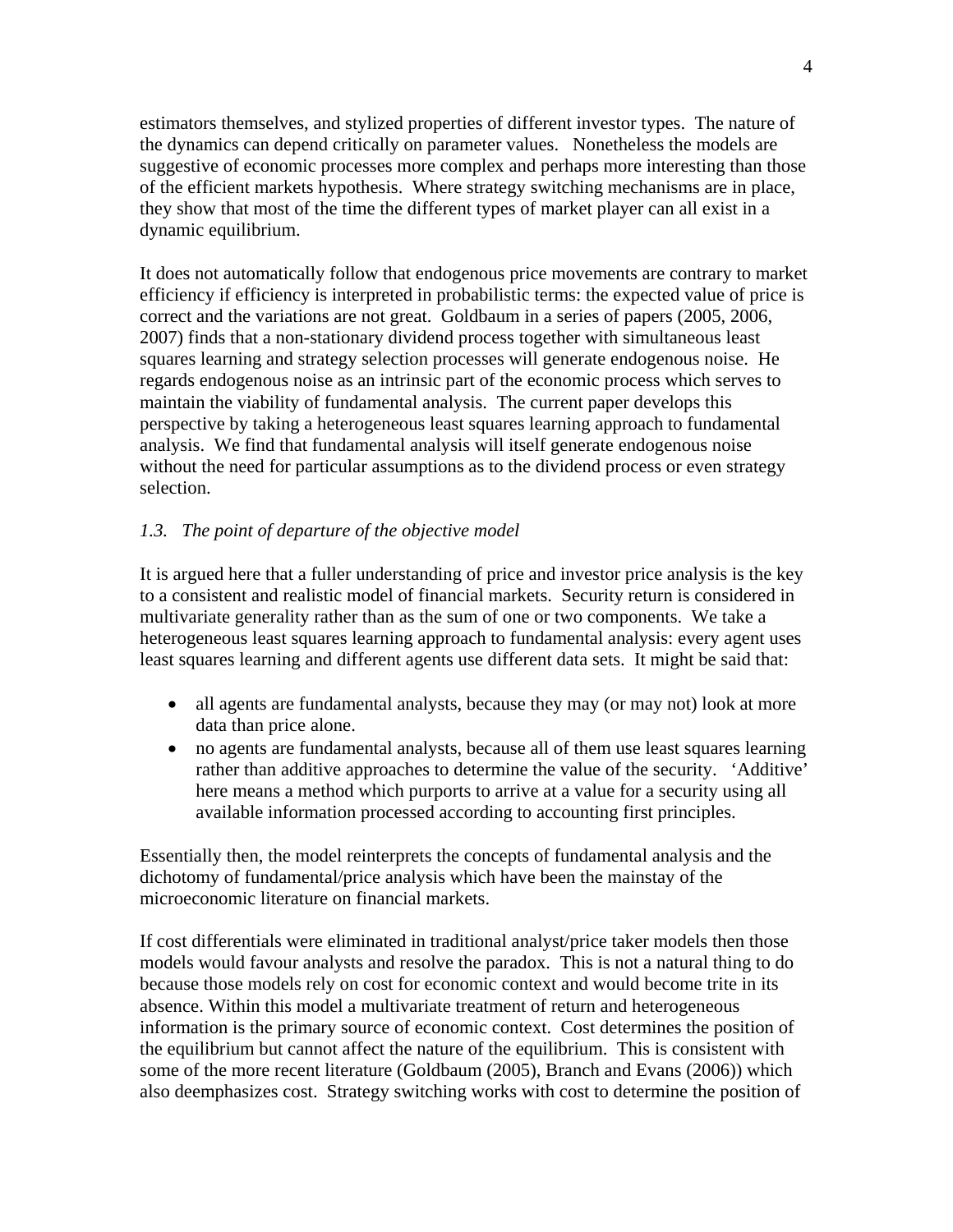estimators themselves, and stylized properties of different investor types. The nature of the dynamics can depend critically on parameter values. Nonetheless the models are suggestive of economic processes more complex and perhaps more interesting than those of the efficient markets hypothesis. Where strategy switching mechanisms are in place, they show that most of the time the different types of market player can all exist in a dynamic equilibrium.

It does not automatically follow that endogenous price movements are contrary to market efficiency if efficiency is interpreted in probabilistic terms: the expected value of price is correct and the variations are not great. Goldbaum in a series of papers (2005, 2006, 2007) finds that a non-stationary dividend process together with simultaneous least squares learning and strategy selection processes will generate endogenous noise. He regards endogenous noise as an intrinsic part of the economic process which serves to maintain the viability of fundamental analysis. The current paper develops this perspective by taking a heterogeneous least squares learning approach to fundamental analysis. We find that fundamental analysis will itself generate endogenous noise without the need for particular assumptions as to the dividend process or even strategy selection.

### *1.3. The point of departure of the objective model*

It is argued here that a fuller understanding of price and investor price analysis is the key to a consistent and realistic model of financial markets. Security return is considered in multivariate generality rather than as the sum of one or two components. We take a heterogeneous least squares learning approach to fundamental analysis: every agent uses least squares learning and different agents use different data sets. It might be said that:

- all agents are fundamental analysts, because they may (or may not) look at more data than price alone.
- no agents are fundamental analysts, because all of them use least squares learning rather than additive approaches to determine the value of the security. 'Additive' here means a method which purports to arrive at a value for a security using all available information processed according to accounting first principles.

Essentially then, the model reinterprets the concepts of fundamental analysis and the dichotomy of fundamental/price analysis which have been the mainstay of the microeconomic literature on financial markets.

If cost differentials were eliminated in traditional analyst/price taker models then those models would favour analysts and resolve the paradox. This is not a natural thing to do because those models rely on cost for economic context and would become trite in its absence. Within this model a multivariate treatment of return and heterogeneous information is the primary source of economic context. Cost determines the position of the equilibrium but cannot affect the nature of the equilibrium. This is consistent with some of the more recent literature (Goldbaum (2005), Branch and Evans (2006)) which also deemphasizes cost. Strategy switching works with cost to determine the position of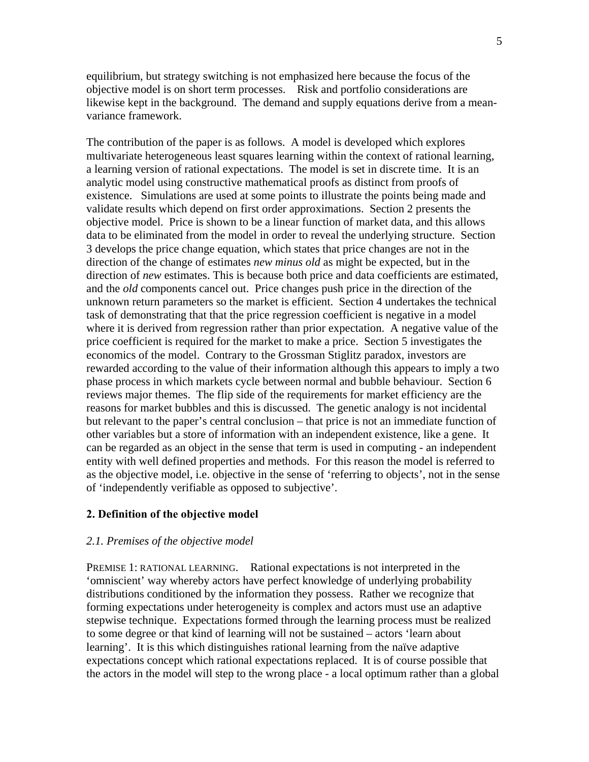equilibrium, but strategy switching is not emphasized here because the focus of the objective model is on short term processes. Risk and portfolio considerations are likewise kept in the background. The demand and supply equations derive from a mean-variance framework.

The contribution of the paper is as follows. A model is developed which explores multivariate heterogeneous least squares learning within the context of rational learning, a learning version of rational expectations. The model is set in discrete time. It is an analytic model using constructive mathematical proofs as distinct from proofs of existence. Simulations are used at some points to illustrate the points being made and validate results which depend on first order approximations. Section 2 presents the objective model. Price is shown to be a linear function of market data, and this allows data to be eliminated from the model in order to reveal the underlying structure. Section 3 develops the price change equation, which states that price changes are not in the direction of the change of estimates *new minus old* as might be expected, but in the direction of *new* estimates. This is because both price and data coefficients are estimated, and the *old* components cancel out. Price changes push price in the direction of the unknown return parameters so the market is efficient. Section 4 undertakes the technical task of demonstrating that that the price regression coefficient is negative in a model where it is derived from regression rather than prior expectation. A negative value of the price coefficient is required for the market to make a price. Section 5 investigates the economics of the model. Contrary to the Grossman Stiglitz paradox, investors are rewarded according to the value of their information although this appears to imply a two phase process in which markets cycle between normal and bubble behaviour. Section 6 reviews major themes. The flip side of the requirements for market efficiency are the reasons for market bubbles and this is discussed. The genetic analogy is not incidental but relevant to the paper's central conclusion – that price is not an immediate function of other variables but a store of information with an independent existence, like a gene. It can be regarded as an object in the sense that term is used in computing - an independent entity with well defined properties and methods. For this reason the model is referred to as the objective model, i.e. objective in the sense of 'referring to objects', not in the sense of 'independently verifiable as opposed to subjective'.

## 2. Definition of the objective model

### *2.1. Premises of the objective model*

PREMISE 1: RATIONAL LEARNING. Rational expectations is not interpreted in the 'omniscient' way whereby actors have perfect knowledge of underlying probability distributions conditioned by the information they possess. Rather we recognize that forming expectations under heterogeneity is complex and actors must use an adaptive stepwise technique. Expectations formed through the learning process must be realized to some degree or that kind of learning will not be sustained – actors 'learn about learning'. It is this which distinguishes rational learning from the naïve adaptive expectations concept which rational expectations replaced. It is of course possible that the actors in the model will step to the wrong place - a local optimum rather than a global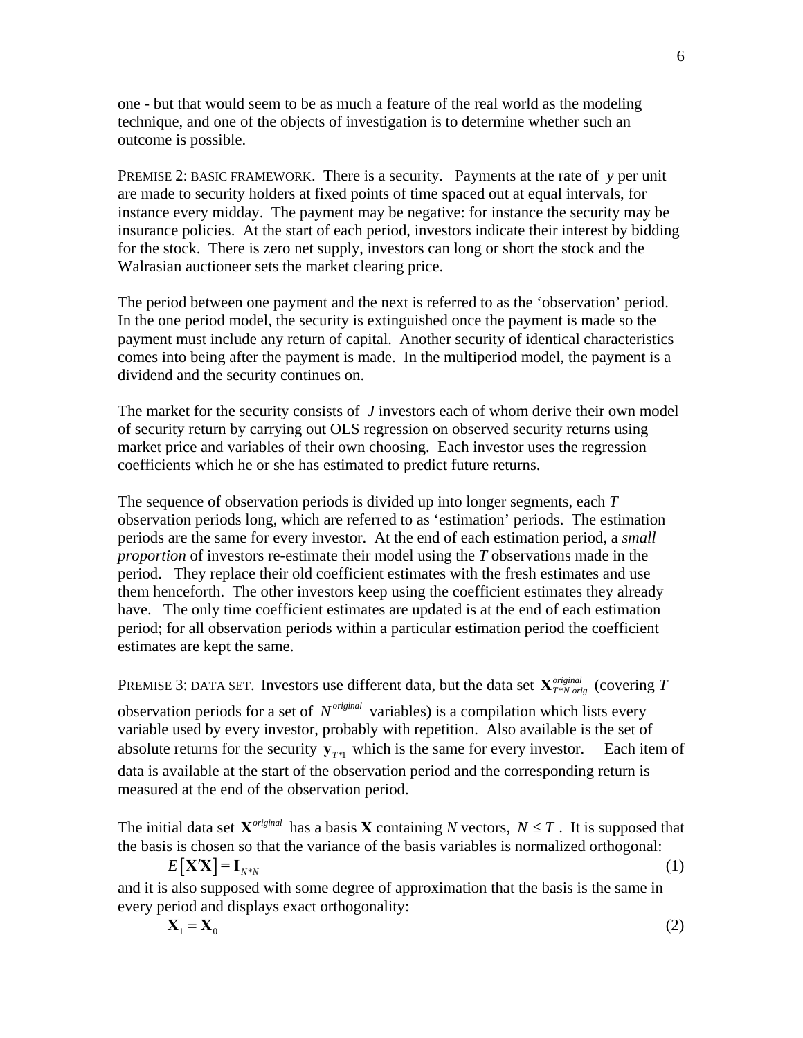one - but that would seem to be as much a feature of the real world as the modeling technique, and one of the objects of investigation is to determine whether such an outcome is possible.

PREMISE 2: BASIC FRAMEWORK. There is a security. Payments at the rate of $y$ per unit are made to security holders at fixed points of time spaced out at equal intervals, for instance every midday. The payment may be negative: for instance the security may be insurance policies. At the start of each period, investors indicate their interest by bidding for the stock. There is zero net supply, investors can long or short the stock and the Walrasian auctioneer sets the market clearing price.

The period between one payment and the next is referred to as the 'observation' period. In the one period model, the security is extinguished once the payment is made so the payment must include any return of capital. Another security of identical characteristics comes into being after the payment is made. In the multiperiod model, the payment is a dividend and the security continues on.

The market for the security consists of $J$ investors each of whom derive their own model of security return by carrying out OLS regression on observed security returns using market price and variables of their own choosing. Each investor uses the regression coefficients which he or she has estimated to predict future returns.

The sequence of observation periods is divided up into longer segments, each $T$ observation periods long, which are referred to as 'estimation' periods. The estimation periods are the same for every investor. At the end of each estimation period, a *small proportion* of investors re-estimate their model using the $T$ observations made in the period. They replace their old coefficient estimates with the fresh estimates and use them henceforth. The other investors keep using the coefficient estimates they already have. The only time coefficient estimates are updated is at the end of each estimation period; for all observation periods within a particular estimation period the coefficient estimates are kept the same.

PREMISE 3: DATA SET. Investors use different data, but the data set $\mathbf{X}^{original}_{T*N\ orig}$ (covering $T$ observation periods for a set of $N^{original}$ variables) is a compilation which lists every variable used by every investor, probably with repetition. Also available is the set of absolute returns for the security $\mathbf{y}_{T*1}$ which is the same for every investor. Each item of data is available at the start of the observation period and the corresponding return is measured at the end of the observation period.

The initial data set $\mathbf{X}^{original}$ has a basis $\mathbf{X}$ containing $N$ vectors, $N \le T$. It is supposed that the basis is chosen so that the variance of the basis variables is normalized orthogonal:

$$E\left[\mathbf{X}'\mathbf{X}\right] = \mathbf{I}_{N*N} \tag{1}$$

and it is also supposed with some degree of approximation that the basis is the same in every period and displays exact orthogonality:

$$\mathbf{X}_1 = \mathbf{X}_0 \tag{2}$$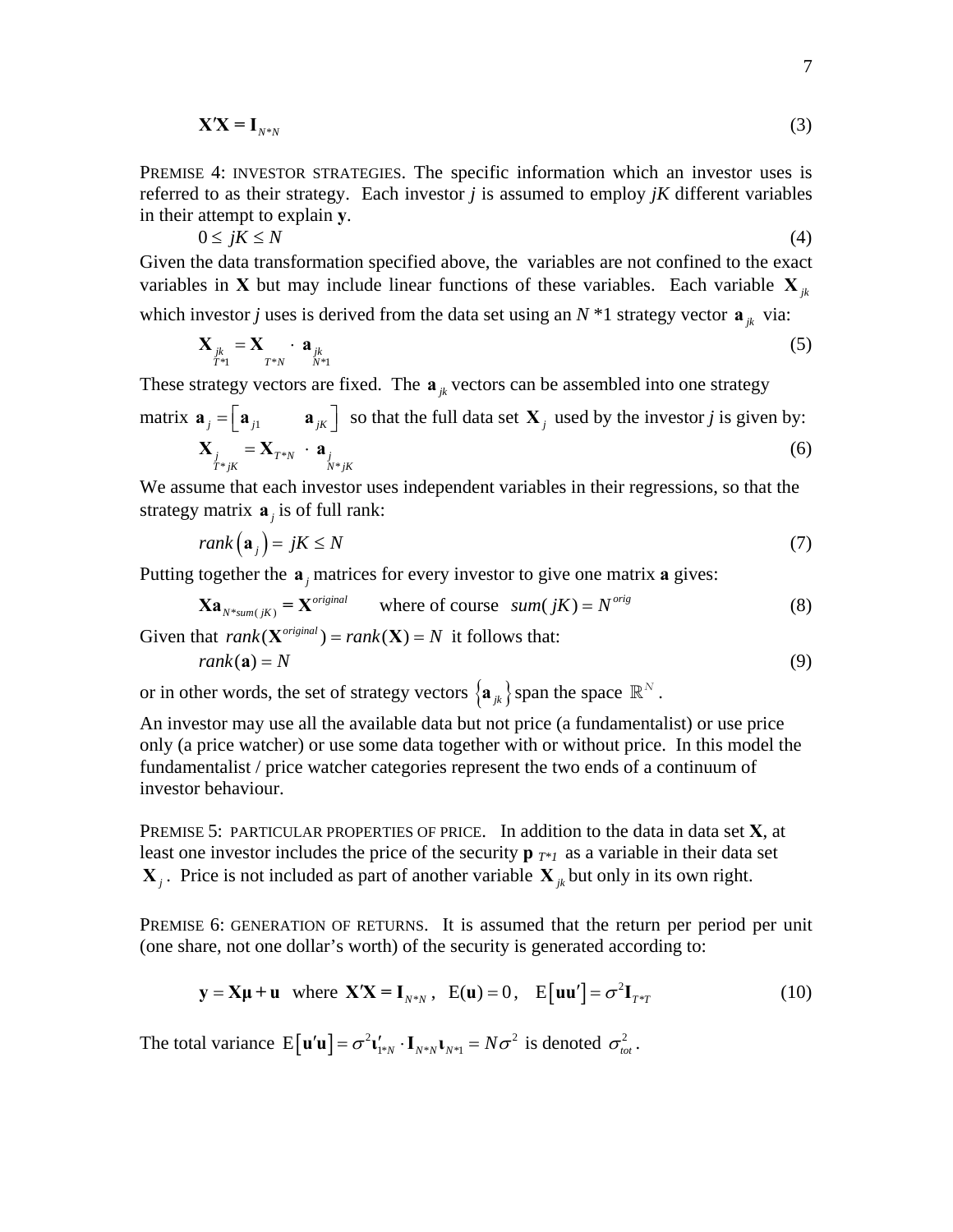$$\mathbf{X'X} = \mathbf{I}_{N*N} \tag{3}$$

PREMISE 4: INVESTOR STRATEGIES. The specific information which an investor uses is referred to as their strategy. Each investor *j* is assumed to employ *jK* different variables in their attempt to explain **y**.

$$0 \le jK \le N \tag{4}$$

Given the data transformation specified above, the variables are not confined to the exact variables in **X** but may include linear functions of these variables. Each variable $\mathbf{X}_{jk}$ which investor *j* uses is derived from the data set using an $N$ \*1 strategy vector $\mathbf{a}_{jk}$ via:

$$\underset{T*1}{\mathbf{X}_{jk}} = \underset{T*N}{\mathbf{X}} \cdot \underset{N*1}{\mathbf{a}_{jk}} \tag{5}$$

These strategy vectors are fixed. The $\mathbf{a}_{jk}$ vectors can be assembled into one strategy matrix $\mathbf{a}_j = \left[\mathbf{a}_{j1} \quad \mathbf{a}_{jK}\right]$ so that the full data set $\mathbf{X}_j$ used by the investor *j* is given by:

$$\underset{T*jK}{\mathbf{X}_j} = \mathbf{X}_{T*N} \cdot \underset{N*jK}{\mathbf{a}_j} \tag{6}$$

We assume that each investor uses independent variables in their regressions, so that the strategy matrix $\mathbf{a}_j$ is of full rank:

$$rank\left(\mathbf{a}_j\right) = jK \le N \tag{7}$$

Putting together the $\mathbf{a}_j$ matrices for every investor to give one matrix **a** gives:

$$\mathbf{Xa}_{N*sum(jK)} = \mathbf{X}^{original} \qquad \text{where of course} \quad sum(jK) = N^{orig} \tag{8}$$

Given that $rank(\mathbf{X}^{original}) = rank(\mathbf{X}) = N$ it follows that:

$$rank(\mathbf{a}) = N \tag{9}$$

or in other words, the set of strategy vectors $\left\{\mathbf{a}_{jk}\right\}$ span the space $\mathbb{R}^N$.

An investor may use all the available data but not price (a fundamentalist) or use price only (a price watcher) or use some data together with or without price. In this model the fundamentalist / price watcher categories represent the two ends of a continuum of investor behaviour.

PREMISE 5: PARTICULAR PROPERTIES OF PRICE. In addition to the data in data set **X**, at least one investor includes the price of the security $\mathbf{p}_{T*1}$ as a variable in their data set $\mathbf{X}_j$. Price is not included as part of another variable $\mathbf{X}_{jk}$ but only in its own right.

PREMISE 6: GENERATION OF RETURNS. It is assumed that the return per period per unit (one share, not one dollar's worth) of the security is generated according to:

$$\mathbf{y} = \mathbf{X\mu} + \mathbf{u} \quad \text{where } \mathbf{X'X} = \mathbf{I}_{N*N}, \quad \mathrm{E}(\mathbf{u}) = 0, \quad \mathrm{E}\left[\mathbf{uu'}\right] = \sigma^2 \mathbf{I}_{T*T} \tag{10}$$

The total variance $\mathrm{E}\left[\mathbf{u'u}\right] = \sigma^2 \boldsymbol{\iota}'_{1*N} \cdot \mathbf{I}_{N*N} \boldsymbol{\iota}_{N*1} = N\sigma^2$ is denoted $\sigma^2_{tot}$.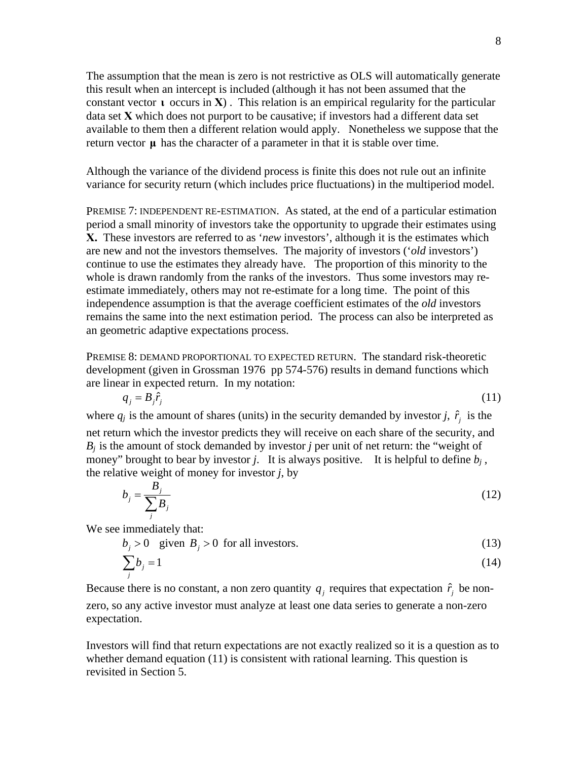The assumption that the mean is zero is not restrictive as OLS will automatically generate this result when an intercept is included (although it has not been assumed that the constant vector $\boldsymbol{\iota}$ occurs in **X**) . This relation is an empirical regularity for the particular data set **X** which does not purport to be causative; if investors had a different data set available to them then a different relation would apply. Nonetheless we suppose that the return vector $\boldsymbol{\mu}$ has the character of a parameter in that it is stable over time.

Although the variance of the dividend process is finite this does not rule out an infinite variance for security return (which includes price fluctuations) in the multiperiod model.

PREMISE 7: INDEPENDENT RE-ESTIMATION. As stated, at the end of a particular estimation period a small minority of investors take the opportunity to upgrade their estimates using **X.** These investors are referred to as '*new* investors', although it is the estimates which are new and not the investors themselves. The majority of investors ('*old* investors') continue to use the estimates they already have. The proportion of this minority to the whole is drawn randomly from the ranks of the investors. Thus some investors may re-estimate immediately, others may not re-estimate for a long time. The point of this independence assumption is that the average coefficient estimates of the *old* investors remains the same into the next estimation period. The process can also be interpreted as an geometric adaptive expectations process.

PREMISE 8: DEMAND PROPORTIONAL TO EXPECTED RETURN. The standard risk-theoretic development (given in Grossman 1976 pp 574-576) results in demand functions which are linear in expected return. In my notation:

$$q_j = B_j \hat{r}_j \tag{11}$$

where $q_j$ is the amount of shares (units) in the security demanded by investor *j*, $\hat{r}_j$ is the net return which the investor predicts they will receive on each share of the security, and $B_j$ is the amount of stock demanded by investor *j* per unit of net return: the "weight of money" brought to bear by investor *j*. It is always positive. It is helpful to define $b_j$, the relative weight of money for investor *j*, by

$$b_j = \frac{B_j}{\sum_j B_j} \tag{12}$$

We see immediately that:

$$b_j > 0 \quad \text{given } B_j > 0 \text{ for all investors.} \tag{13}$$

$$\sum_j b_j = 1 \tag{14}$$

Because there is no constant, a non zero quantity $q_j$ requires that expectation $\hat{r}_j$ be non-zero, so any active investor must analyze at least one data series to generate a non-zero expectation.

Investors will find that return expectations are not exactly realized so it is a question as to whether demand equation (11) is consistent with rational learning. This question is revisited in Section 5.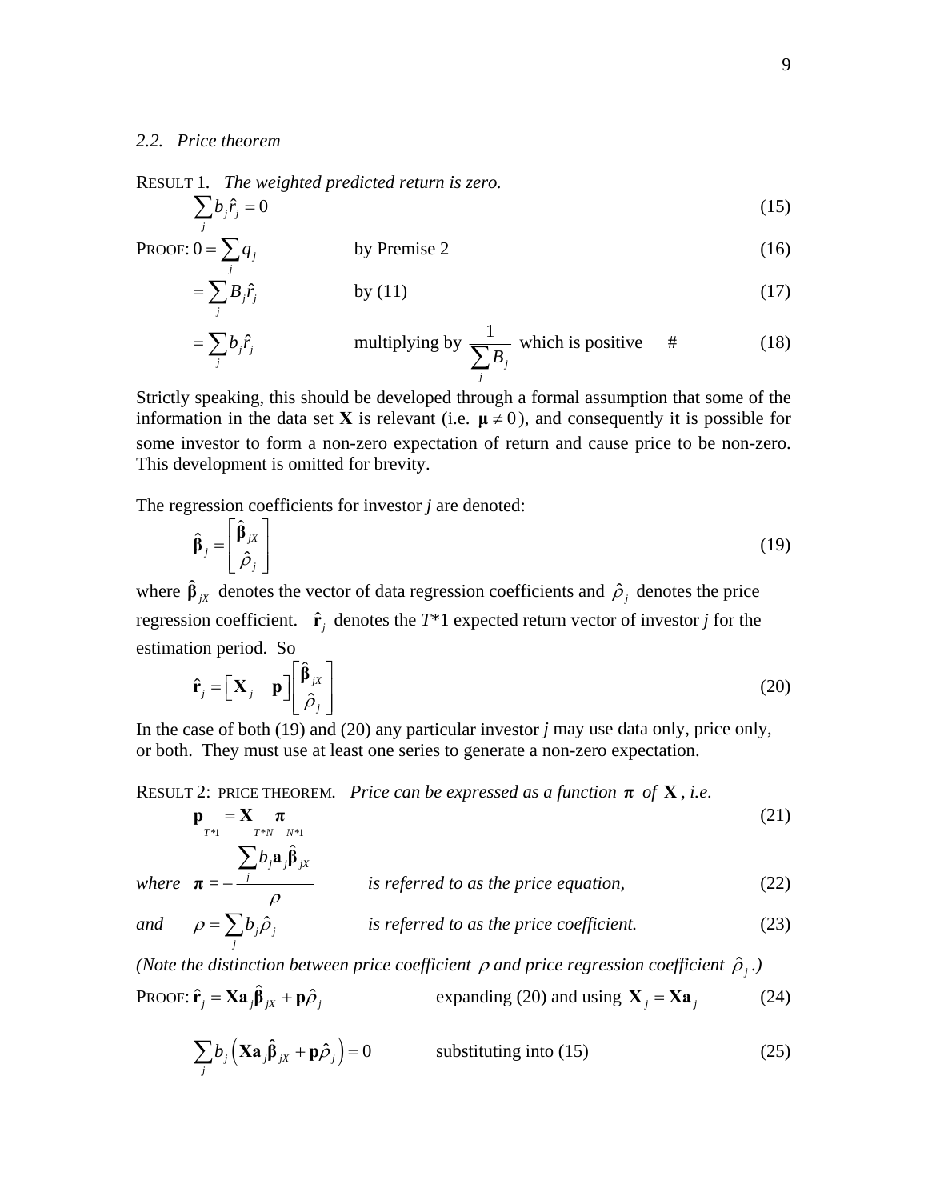*2.2. Price theorem*

RESULT 1. *The weighted predicted return is zero.*

$$\sum_j b_j \hat{r}_j = 0 \tag{15}$$

PROOF:

$$0 = \sum_j q_j \qquad \text{by Premise 2} \tag{16}$$

$$= \sum_j B_j \hat{r}_j \qquad \text{by (11)} \tag{17}$$

$$= \sum_j b_j \hat{r}_j \qquad \text{multiplying by } \frac{1}{\sum_j B_j} \text{ which is positive} \quad \# \tag{18}$$

Strictly speaking, this should be developed through a formal assumption that some of the information in the data set $\mathbf{X}$ is relevant (i.e. $\boldsymbol{\mu} \neq 0$), and consequently it is possible for some investor to form a non-zero expectation of return and cause price to be non-zero. This development is omitted for brevity.

The regression coefficients for investor *j* are denoted:

$$\hat{\boldsymbol{\beta}}_j = \begin{bmatrix} \hat{\boldsymbol{\beta}}_{jX} \\ \hat{\rho}_j \end{bmatrix} \tag{19}$$

where $\hat{\boldsymbol{\beta}}_{jX}$ denotes the vector of data regression coefficients and $\hat{\rho}_j$ denotes the price regression coefficient. $\hat{\mathbf{r}}_j$ denotes the $T$*1 expected return vector of investor *j* for the estimation period. So

$$\hat{\mathbf{r}}_j = \begin{bmatrix} \mathbf{X}_j & \mathbf{p} \end{bmatrix} \begin{bmatrix} \hat{\boldsymbol{\beta}}_{jX} \\ \hat{\rho}_j \end{bmatrix} \tag{20}$$

In the case of both (19) and (20) any particular investor *j* may use data only, price only, or both. They must use at least one series to generate a non-zero expectation.

RESULT 2: PRICE THEOREM. *Price can be expressed as a function* $\boldsymbol{\pi}$ *of* $\mathbf{X}$*, i.e.*

$$\underset{T*1}{\mathbf{p}} = \underset{T*N}{\mathbf{X}} \; \underset{N*1}{\boldsymbol{\pi}} \tag{21}$$

*where* $\boldsymbol{\pi} = -\dfrac{\sum_j b_j \mathbf{a}_j \hat{\boldsymbol{\beta}}_{jX}}{\rho}$ *is referred to as the price equation,* (22)

*and* $\rho = \sum_j b_j \hat{\rho}_j$ *is referred to as the price coefficient.* (23)

*(Note the distinction between price coefficient* $\rho$ *and price regression coefficient* $\hat{\rho}_j$ *.)*

PROOF:

$$\hat{\mathbf{r}}_j = \mathbf{X}\mathbf{a}_j \hat{\boldsymbol{\beta}}_{jX} + \mathbf{p}\hat{\rho}_j \qquad \text{expanding (20) and using } \mathbf{X}_j = \mathbf{X}\mathbf{a}_j \tag{24}$$

$$\sum_j b_j \left( \mathbf{X}\mathbf{a}_j \hat{\boldsymbol{\beta}}_{jX} + \mathbf{p}\hat{\rho}_j \right) = 0 \qquad \text{substituting into (15)} \tag{25}$$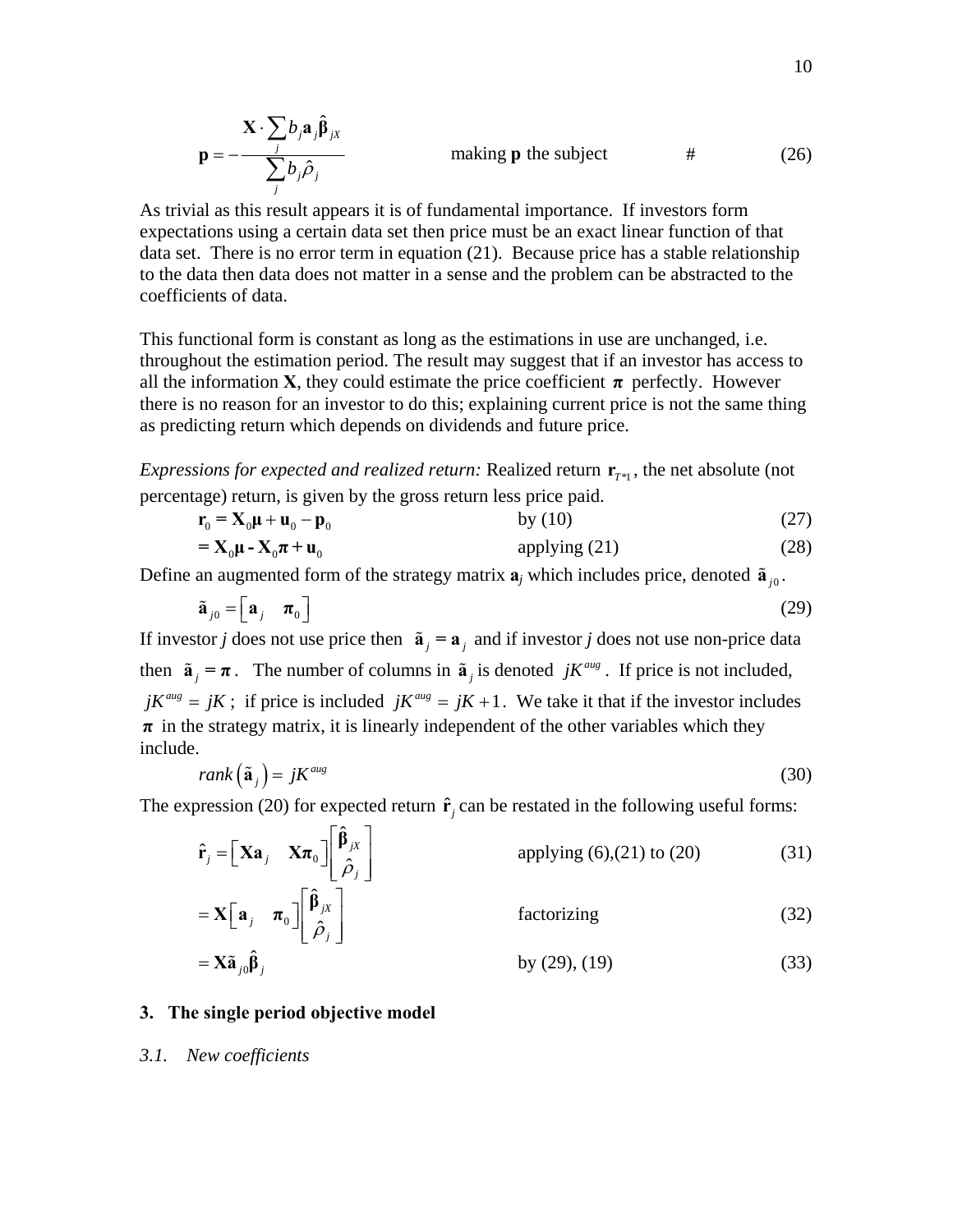$$\mathbf{p} = -\frac{\mathbf{X} \cdot \sum_j b_j \mathbf{a}_j \hat{\boldsymbol{\beta}}_{jX}}{\sum_j b_j \hat{\rho}_j} \qquad \text{making } \mathbf{p} \text{ the subject} \qquad \# \tag{26}$$

As trivial as this result appears it is of fundamental importance. If investors form expectations using a certain data set then price must be an exact linear function of that data set. There is no error term in equation (21). Because price has a stable relationship to the data then data does not matter in a sense and the problem can be abstracted to the coefficients of data.

This functional form is constant as long as the estimations in use are unchanged, i.e. throughout the estimation period. The result may suggest that if an investor has access to all the information **X**, they could estimate the price coefficient $\boldsymbol{\pi}$ perfectly. However there is no reason for an investor to do this; explaining current price is not the same thing as predicting return which depends on dividends and future price.

*Expressions for expected and realized return:* Realized return $\mathbf{r}_{T*1}$, the net absolute (not percentage) return, is given by the gross return less price paid.

$$\mathbf{r}_0 = \mathbf{X}_0 \boldsymbol{\mu} + \mathbf{u}_0 - \mathbf{p}_0 \qquad \text{by (10)} \tag{27}$$

$$= \mathbf{X}_0 \boldsymbol{\mu} - \mathbf{X}_0 \boldsymbol{\pi} + \mathbf{u}_0 \qquad \text{applying (21)} \tag{28}$$

Define an augmented form of the strategy matrix $\mathbf{a}_j$ which includes price, denoted $\tilde{\mathbf{a}}_{j0}$.

$$\tilde{\mathbf{a}}_{j0} = \begin{bmatrix} \mathbf{a}_j & \boldsymbol{\pi}_0 \end{bmatrix} \tag{29}$$

If investor *j* does not use price then $\tilde{\mathbf{a}}_j = \mathbf{a}_j$ and if investor *j* does not use non-price data then $\tilde{\mathbf{a}}_j = \boldsymbol{\pi}$. The number of columns in $\tilde{\mathbf{a}}_j$ is denoted $jK^{aug}$. If price is not included, $jK^{aug} = jK$; if price is included $jK^{aug} = jK + 1$. We take it that if the investor includes $\boldsymbol{\pi}$ in the strategy matrix, it is linearly independent of the other variables which they include.

$$rank\left(\tilde{\mathbf{a}}_j\right) = jK^{aug} \tag{30}$$

The expression (20) for expected return $\hat{\mathbf{r}}_j$ can be restated in the following useful forms:

$$\hat{\mathbf{r}}_j = \begin{bmatrix} \mathbf{X}\mathbf{a}_j & \mathbf{X}\boldsymbol{\pi}_0 \end{bmatrix} \begin{bmatrix} \hat{\boldsymbol{\beta}}_{jX} \\ \hat{\rho}_j \end{bmatrix} \qquad \text{applying (6),(21) to (20)} \tag{31}$$

$$= \mathbf{X} \begin{bmatrix} \mathbf{a}_j & \boldsymbol{\pi}_0 \end{bmatrix} \begin{bmatrix} \hat{\boldsymbol{\beta}}_{jX} \\ \hat{\rho}_j \end{bmatrix} \qquad \text{factorizing} \tag{32}$$

$$= \mathbf{X} \tilde{\mathbf{a}}_{j0} \hat{\boldsymbol{\beta}}_j \qquad \text{by (29), (19)} \tag{33}$$

## 3. The single period objective model

### *3.1. New coefficients*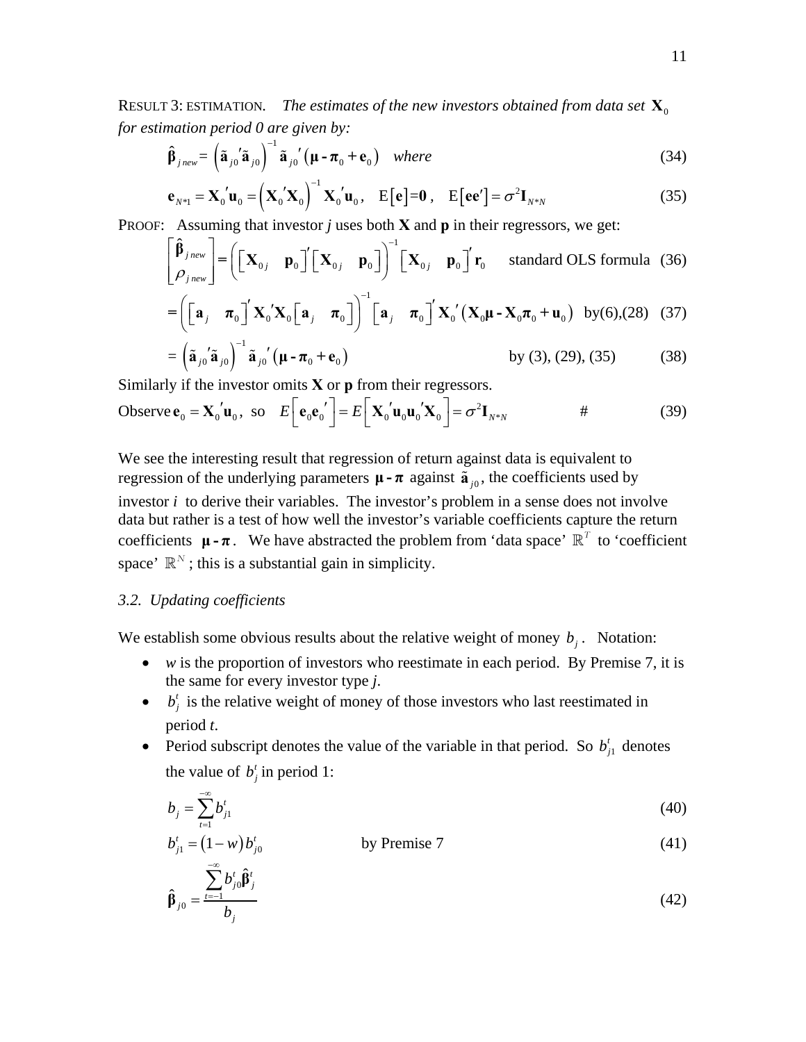RESULT 3: ESTIMATION. *The estimates of the new investors obtained from data set* $\mathbf{X}_0$ *for estimation period 0 are given by:*

$$\hat{\boldsymbol{\beta}}_{j\,new} = \left(\tilde{\mathbf{a}}_{j0}{}'\tilde{\mathbf{a}}_{j0}\right)^{-1}\tilde{\mathbf{a}}_{j0}{}'\left(\boldsymbol{\mu} - \boldsymbol{\pi}_0 + \mathbf{e}_0\right) \quad \textit{where} \tag{34}$$

$$\mathbf{e}_{N*1} = \mathbf{X}_0{}'\mathbf{u}_0 = \left(\mathbf{X}_0{}'\mathbf{X}_0\right)^{-1}\mathbf{X}_0{}'\mathbf{u}_0, \quad \mathrm{E}\left[\mathbf{e}\right] = \mathbf{0}, \quad \mathrm{E}\left[\mathbf{e}\mathbf{e}'\right] = \sigma^2\mathbf{I}_{N*N} \tag{35}$$

PROOF: Assuming that investor *j* uses both **X** and **p** in their regressors, we get:

$$\begin{bmatrix}\hat{\boldsymbol{\beta}}_{j\,new}\\ \rho_{j\,new}\end{bmatrix} = \left(\begin{bmatrix}\mathbf{X}_{0j} & \mathbf{p}_0\end{bmatrix}'\begin{bmatrix}\mathbf{X}_{0j} & \mathbf{p}_0\end{bmatrix}\right)^{-1}\begin{bmatrix}\mathbf{X}_{0j} & \mathbf{p}_0\end{bmatrix}'\mathbf{r}_0 \qquad \text{standard OLS formula} \tag{36}$$

$$= \left(\begin{bmatrix}\mathbf{a}_j & \boldsymbol{\pi}_0\end{bmatrix}'\mathbf{X}_0{}'\mathbf{X}_0\begin{bmatrix}\mathbf{a}_j & \boldsymbol{\pi}_0\end{bmatrix}\right)^{-1}\begin{bmatrix}\mathbf{a}_j & \boldsymbol{\pi}_0\end{bmatrix}'\mathbf{X}_0{}'\left(\mathbf{X}_0\boldsymbol{\mu} - \mathbf{X}_0\boldsymbol{\pi}_0 + \mathbf{u}_0\right) \quad \text{by(6),(28)} \tag{37}$$

$$= \left(\tilde{\mathbf{a}}_{j0}{}'\tilde{\mathbf{a}}_{j0}\right)^{-1}\tilde{\mathbf{a}}_{j0}{}'\left(\boldsymbol{\mu} - \boldsymbol{\pi}_0 + \mathbf{e}_0\right) \qquad \text{by (3), (29), (35)} \tag{38}$$

Similarly if the investor omits **X** or **p** from their regressors.

Observe $\mathbf{e}_0 = \mathbf{X}_0{}'\mathbf{u}_0$, so $E\left[\mathbf{e}_0\mathbf{e}_0{}'\right] = E\left[\mathbf{X}_0{}'\mathbf{u}_0\mathbf{u}_0{}'\mathbf{X}_0\right] = \sigma^2\mathbf{I}_{N*N}$ # (39)

We see the interesting result that regression of return against data is equivalent to regression of the underlying parameters $\boldsymbol{\mu} - \boldsymbol{\pi}$ against $\tilde{\mathbf{a}}_{j0}$, the coefficients used by investor *i* to derive their variables. The investor's problem in a sense does not involve data but rather is a test of how well the investor's variable coefficients capture the return coefficients $\boldsymbol{\mu} - \boldsymbol{\pi}$. We have abstracted the problem from 'data space' $\mathbb{R}^T$ to 'coefficient space' $\mathbb{R}^N$; this is a substantial gain in simplicity.

### *3.2. Updating coefficients*

We establish some obvious results about the relative weight of money $b_j$. Notation:

- *w* is the proportion of investors who reestimate in each period. By Premise 7, it is the same for every investor type *j*.
- $b_j^t$ is the relative weight of money of those investors who last reestimated in period *t*.
- Period subscript denotes the value of the variable in that period. So $b_{j1}^t$ denotes the value of $b_j^t$ in period 1:

$$b_j = \sum_{t=1}^{-\infty} b_{j1}^t \tag{40}$$

$$b_{j1}^t = \left(1 - w\right)b_{j0}^t \qquad \text{by Premise 7} \tag{41}$$

$$\hat{\boldsymbol{\beta}}_{j0} = \frac{\sum_{t=-1}^{-\infty} b_{j0}^t \hat{\boldsymbol{\beta}}_j^t}{b_j} \tag{42}$$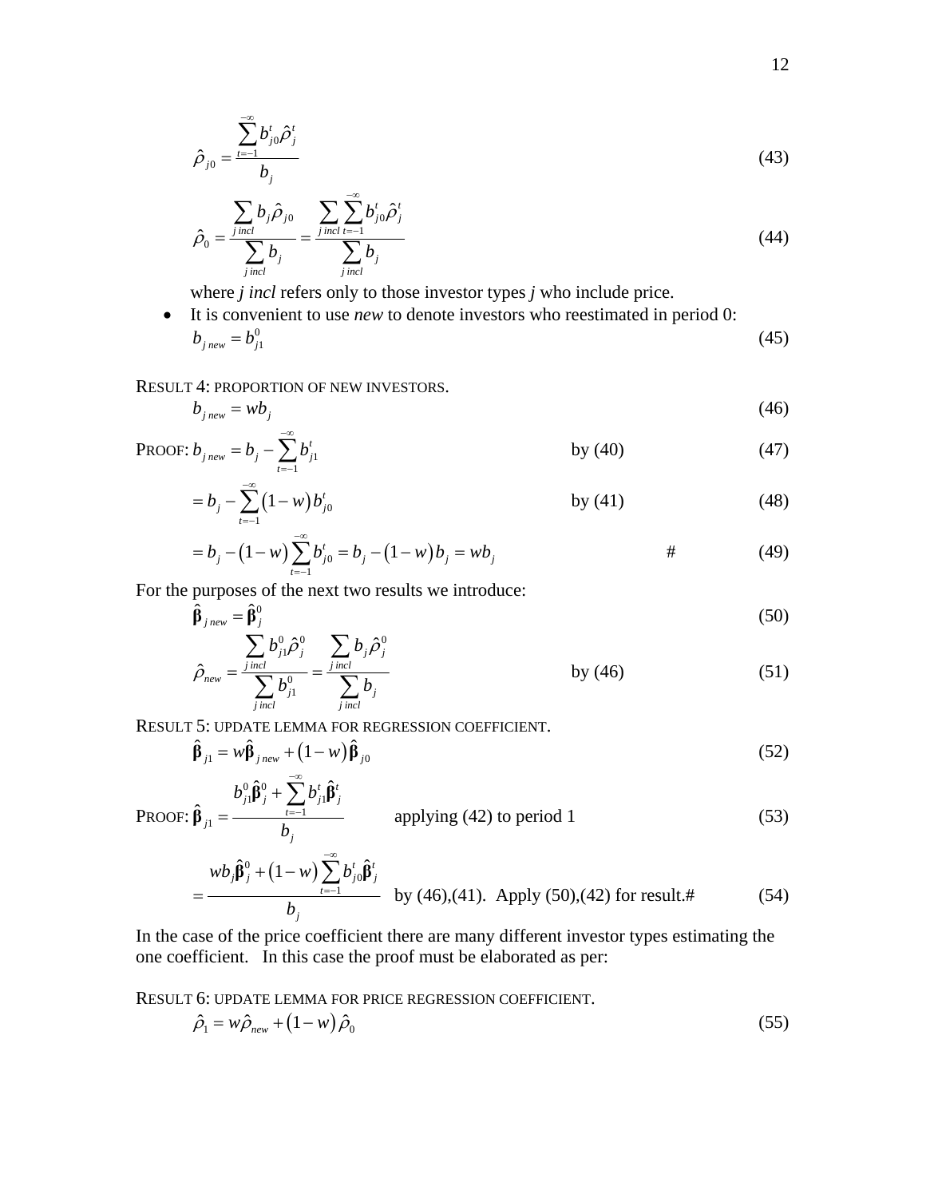$$\hat{\rho}_{j0} = \frac{\sum_{t=-1}^{-\infty} b_{j0}^t \hat{\rho}_j^t}{b_j} \tag{43}$$

$$\hat{\rho}_0 = \frac{\sum_{j\,incl} b_j \hat{\rho}_{j0}}{\sum_{j\,incl} b_j} = \frac{\sum_{j\,incl} \sum_{t=-1}^{-\infty} b_{j0}^t \hat{\rho}_j^t}{\sum_{j\,incl} b_j} \tag{44}$$

where *j incl* refers only to those investor types *j* who include price.

- It is convenient to use *new* to denote investors who reestimated in period 0:

$$b_{j\,new} = b_{j1}^0 \tag{45}$$

RESULT 4: PROPORTION OF NEW INVESTORS.

$$b_{j\,new} = w b_j \tag{46}$$

PROOF:
$$b_{j\,new} = b_j - \sum_{t=-1}^{-\infty} b_{j1}^t \qquad \text{by (40)} \tag{47}$$

$$= b_j - \sum_{t=-1}^{-\infty} (1-w) b_{j0}^t \qquad \text{by (41)} \tag{48}$$

$$= b_j - (1-w) \sum_{t=-1}^{-\infty} b_{j0}^t = b_j - (1-w) b_j = w b_j \qquad \# \tag{49}$$

For the purposes of the next two results we introduce:

$$\hat{\boldsymbol{\beta}}_{j\,new} = \hat{\boldsymbol{\beta}}_j^0 \tag{50}$$

$$\hat{\rho}_{new} = \frac{\sum_{j\,incl} b_{j1}^0 \hat{\rho}_j^0}{\sum_{j\,incl} b_{j1}^0} = \frac{\sum_{j\,incl} b_j \hat{\rho}_j^0}{\sum_{j\,incl} b_j} \qquad \text{by (46)} \tag{51}$$

RESULT 5: UPDATE LEMMA FOR REGRESSION COEFFICIENT.

$$\hat{\boldsymbol{\beta}}_{j1} = w \hat{\boldsymbol{\beta}}_{j\,new} + (1-w) \hat{\boldsymbol{\beta}}_{j0} \tag{52}$$

PROOF:
$$\hat{\boldsymbol{\beta}}_{j1} = \frac{b_{j1}^0 \hat{\boldsymbol{\beta}}_j^0 + \sum_{t=-1}^{-\infty} b_{j1}^t \hat{\boldsymbol{\beta}}_j^t}{b_j} \qquad \text{applying (42) to period 1} \tag{53}$$

$$= \frac{w b_j \hat{\boldsymbol{\beta}}_j^0 + (1-w) \sum_{t=-1}^{-\infty} b_{j0}^t \hat{\boldsymbol{\beta}}_j^t}{b_j} \qquad \text{by (46),(41). Apply (50),(42) for result.\#} \tag{54}$$

In the case of the price coefficient there are many different investor types estimating the one coefficient. In this case the proof must be elaborated as per:

RESULT 6: UPDATE LEMMA FOR PRICE REGRESSION COEFFICIENT.

$$\hat{\rho}_1 = w \hat{\rho}_{new} + (1-w) \hat{\rho}_0 \tag{55}$$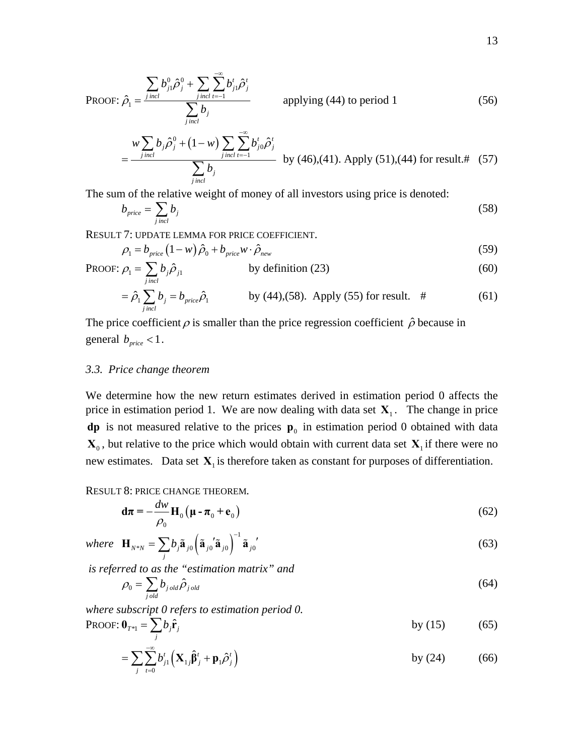PROOF: $$\hat{\rho}_1 = \frac{\sum_{j\,incl} b_{j1}^0 \hat{\rho}_j^0 + \sum_{j\,incl} \sum_{t=-1}^{-\infty} b_{j1}^t \hat{\rho}_j^t}{\sum_{j\,incl} b_j} \qquad \text{applying (44) to period 1} \tag{56}$$

$$= \frac{w \sum_{j\,incl} b_j \hat{\rho}_j^0 + (1-w) \sum_{j\,incl} \sum_{t=-1}^{-\infty} b_{j0}^t \hat{\rho}_j^t}{\sum_{j\,incl} b_j} \quad \text{by (46),(41). Apply (51),(44) for result.\#} \tag{57}$$

The sum of the relative weight of money of all investors using price is denoted:

$$b_{price} = \sum_{j\,incl} b_j \tag{58}$$

RESULT 7: UPDATE LEMMA FOR PRICE COEFFICIENT.

$$\rho_1 = b_{price} (1-w) \hat{\rho}_0 + b_{price} w \cdot \hat{\rho}_{new} \tag{59}$$

PROOF: $$\rho_1 = \sum_{j\,incl} b_j \hat{\rho}_{j1} \qquad \text{by definition (23)} \tag{60}$$

$$= \hat{\rho}_1 \sum_{j\,incl} b_j = b_{price} \hat{\rho}_1 \qquad \text{by (44),(58). Apply (55) for result. \#} \tag{61}$$

The price coefficient $\rho$ is smaller than the price regression coefficient $\hat{\rho}$ because in general $b_{price} < 1$.

### *3.3. Price change theorem*

We determine how the new return estimates derived in estimation period 0 affects the price in estimation period 1. We are now dealing with data set $\mathbf{X}_1$. The change in price $\mathbf{dp}$ is not measured relative to the prices $\mathbf{p}_0$ in estimation period 0 obtained with data $\mathbf{X}_0$, but relative to the price which would obtain with current data set $\mathbf{X}_1$ if there were no new estimates. Data set $\mathbf{X}_1$ is therefore taken as constant for purposes of differentiation.

RESULT 8: PRICE CHANGE THEOREM.

$$\mathbf{d\pi} = -\frac{dw}{\rho_0} \mathbf{H}_0 (\boldsymbol{\mu} - \boldsymbol{\pi}_0 + \mathbf{e}_0) \tag{62}$$

*where* $$\mathbf{H}_{N*N} = \sum_j b_j \tilde{\mathbf{a}}_{j0} \left( \tilde{\mathbf{a}}_{j0}{}' \tilde{\mathbf{a}}_{j0} \right)^{-1} \tilde{\mathbf{a}}_{j0}{}' \tag{63}$$

*is referred to as the "estimation matrix" and*

$$\rho_0 = \sum_{j\,old} b_{j\,old} \hat{\rho}_{j\,old} \tag{64}$$

*where subscript 0 refers to estimation period 0.*

PROOF: $$\mathbf{0}_{T*1} = \sum_j b_j \hat{\mathbf{r}}_j \qquad \text{by (15)} \tag{65}$$

$$= \sum_j \sum_{t=0}^{-\infty} b_{j1}^t \left( \mathbf{X}_{1j} \hat{\boldsymbol{\beta}}_j^t + \mathbf{p}_1 \hat{\rho}_j^t \right) \qquad \text{by (24)} \tag{66}$$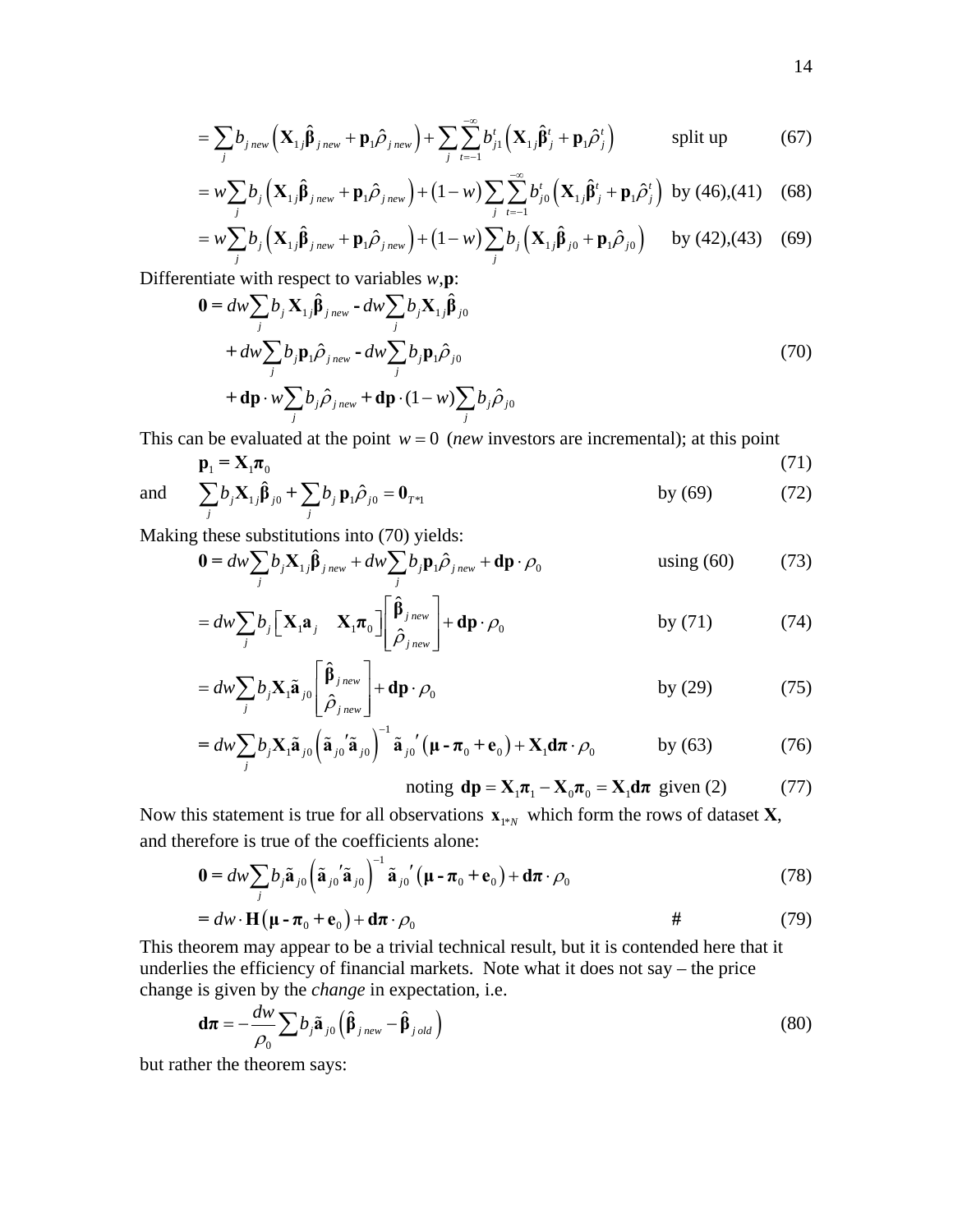$$= \sum_j b_{j\,new}\left(\mathbf{X}_{1j}\hat{\boldsymbol{\beta}}_{j\,new} + \mathbf{p}_1\hat{\rho}_{j\,new}\right) + \sum_j \sum_{t=-1}^{-\infty} b_{j1}^t\left(\mathbf{X}_{1j}\hat{\boldsymbol{\beta}}_j^t + \mathbf{p}_1\hat{\rho}_j^t\right) \qquad \text{split up} \qquad (67)$$

$$= w\sum_j b_j\left(\mathbf{X}_{1j}\hat{\boldsymbol{\beta}}_{j\,new} + \mathbf{p}_1\hat{\rho}_{j\,new}\right) + (1-w)\sum_j \sum_{t=-1}^{-\infty} b_{j0}^t\left(\mathbf{X}_{1j}\hat{\boldsymbol{\beta}}_j^t + \mathbf{p}_1\hat{\rho}_j^t\right) \quad \text{by (46),(41)} \quad (68)$$

$$= w\sum_j b_j\left(\mathbf{X}_{1j}\hat{\boldsymbol{\beta}}_{j\,new} + \mathbf{p}_1\hat{\rho}_{j\,new}\right) + (1-w)\sum_j b_j\left(\mathbf{X}_{1j}\hat{\boldsymbol{\beta}}_{j0} + \mathbf{p}_1\hat{\rho}_{j0}\right) \qquad \text{by (42),(43)} \quad (69)$$

Differentiate with respect to variables $w$,$\mathbf{p}$:

$$\begin{aligned}\mathbf{0} = & \, dw\sum_j b_j \mathbf{X}_{1j}\hat{\boldsymbol{\beta}}_{j\,new} - dw\sum_j b_j\mathbf{X}_{1j}\hat{\boldsymbol{\beta}}_{j0} \\ & + dw\sum_j b_j\mathbf{p}_1\hat{\rho}_{j\,new} - dw\sum_j b_j\mathbf{p}_1\hat{\rho}_{j0} \\ & + \mathbf{dp}\cdot w\sum_j b_j\hat{\rho}_{j\,new} + \mathbf{dp}\cdot(1-w)\sum_j b_j\hat{\rho}_{j0}\end{aligned} \qquad (70)$$

This can be evaluated at the point $w = 0$ (*new* investors are incremental); at this point

$$\mathbf{p}_1 = \mathbf{X}_1\boldsymbol{\pi}_0 \qquad (71)$$

and

$$\sum_j b_j\mathbf{X}_{1j}\hat{\boldsymbol{\beta}}_{j0} + \sum_j b_j\,\mathbf{p}_1\hat{\rho}_{j0} = \mathbf{0}_{T*1} \qquad \text{by (69)} \qquad (72)$$

Making these substitutions into (70) yields:

$$\mathbf{0} = dw\sum_j b_j\mathbf{X}_{1j}\hat{\boldsymbol{\beta}}_{j\,new} + dw\sum_j b_j\mathbf{p}_1\hat{\rho}_{j\,new} + \mathbf{dp}\cdot\rho_0 \qquad \text{using (60)} \qquad (73)$$

$$= dw\sum_j b_j\begin{bmatrix}\mathbf{X}_1\mathbf{a}_j & \mathbf{X}_1\boldsymbol{\pi}_0\end{bmatrix}\begin{bmatrix}\hat{\boldsymbol{\beta}}_{j\,new} \\ \hat{\rho}_{j\,new}\end{bmatrix} + \mathbf{dp}\cdot\rho_0 \qquad \text{by (71)} \qquad (74)$$

$$= dw\sum_j b_j\mathbf{X}_1\tilde{\mathbf{a}}_{j0}\begin{bmatrix}\hat{\boldsymbol{\beta}}_{j\,new} \\ \hat{\rho}_{j\,new}\end{bmatrix} + \mathbf{dp}\cdot\rho_0 \qquad \text{by (29)} \qquad (75)$$

$$= dw\sum_j b_j\mathbf{X}_1\tilde{\mathbf{a}}_{j0}\left(\tilde{\mathbf{a}}_{j0}{}'\tilde{\mathbf{a}}_{j0}\right)^{-1}\tilde{\mathbf{a}}_{j0}{}'\left(\boldsymbol{\mu} - \boldsymbol{\pi}_0 + \mathbf{e}_0\right) + \mathbf{X}_1\mathbf{d}\boldsymbol{\pi}\cdot\rho_0 \qquad \text{by (63)} \qquad (76)$$

$$\text{noting } \mathbf{dp} = \mathbf{X}_1\boldsymbol{\pi}_1 - \mathbf{X}_0\boldsymbol{\pi}_0 = \mathbf{X}_1\mathbf{d}\boldsymbol{\pi} \text{ given (2)} \qquad (77)$$

Now this statement is true for all observations $\mathbf{x}_{1*N}$ which form the rows of dataset $\mathbf{X}$, and therefore is true of the coefficients alone:

$$\mathbf{0} = dw\sum_j b_j\tilde{\mathbf{a}}_{j0}\left(\tilde{\mathbf{a}}_{j0}{}'\tilde{\mathbf{a}}_{j0}\right)^{-1}\tilde{\mathbf{a}}_{j0}{}'\left(\boldsymbol{\mu} - \boldsymbol{\pi}_0 + \mathbf{e}_0\right) + \mathbf{d}\boldsymbol{\pi}\cdot\rho_0 \qquad (78)$$

$$= dw\cdot\mathbf{H}\left(\boldsymbol{\mu} - \boldsymbol{\pi}_0 + \mathbf{e}_0\right) + \mathbf{d}\boldsymbol{\pi}\cdot\rho_0 \qquad \# \qquad (79)$$

This theorem may appear to be a trivial technical result, but it is contended here that it underlies the efficiency of financial markets. Note what it does not say – the price change is given by the *change* in expectation, i.e.

$$\mathbf{d}\boldsymbol{\pi} = -\frac{dw}{\rho_0}\sum b_j\tilde{\mathbf{a}}_{j0}\left(\hat{\boldsymbol{\beta}}_{j\,new} - \hat{\boldsymbol{\beta}}_{j\,old}\right) \qquad (80)$$

but rather the theorem says: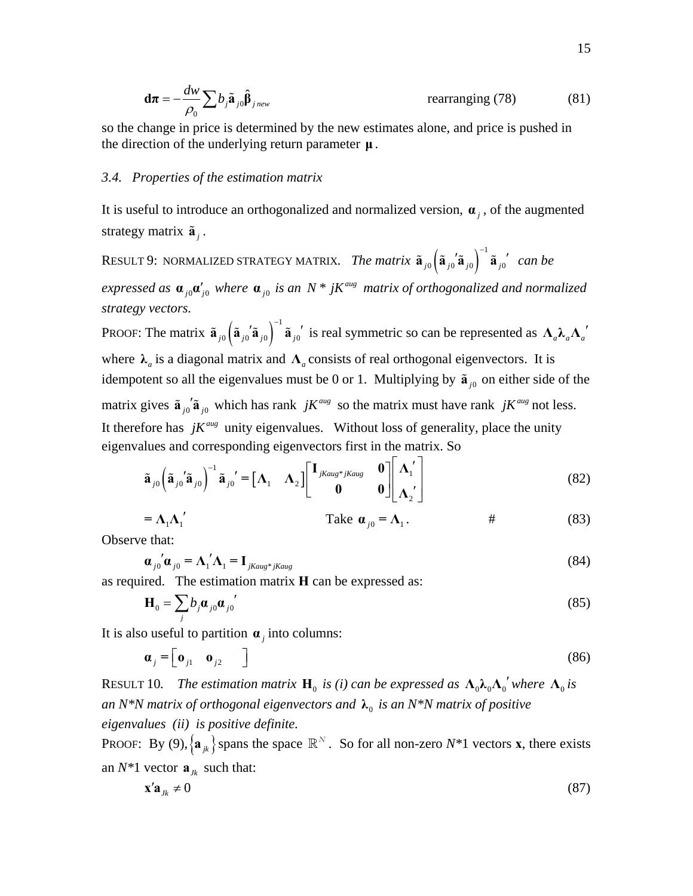$$\mathbf{d\pi} = -\frac{dw}{\rho_0}\sum b_j \tilde{\mathbf{a}}_{j0}\hat{\boldsymbol{\beta}}_{j\,new} \qquad \text{rearranging (78)} \qquad (81)$$

so the change in price is determined by the new estimates alone, and price is pushed in the direction of the underlying return parameter $\boldsymbol{\mu}$.

### *3.4. Properties of the estimation matrix*

It is useful to introduce an orthogonalized and normalized version, $\boldsymbol{\alpha}_j$, of the augmented strategy matrix $\tilde{\mathbf{a}}_j$.

RESULT 9: NORMALIZED STRATEGY MATRIX. *The matrix $\tilde{\mathbf{a}}_{j0}\left(\tilde{\mathbf{a}}_{j0}{}'\tilde{\mathbf{a}}_{j0}\right)^{-1}\tilde{\mathbf{a}}_{j0}{}'$ can be expressed as $\boldsymbol{\alpha}_{j0}\boldsymbol{\alpha}'_{j0}$ where $\boldsymbol{\alpha}_{j0}$ is an $N * jK^{aug}$ matrix of orthogonalized and normalized strategy vectors.*

PROOF: The matrix $\tilde{\mathbf{a}}_{j0}\left(\tilde{\mathbf{a}}_{j0}{}'\tilde{\mathbf{a}}_{j0}\right)^{-1}\tilde{\mathbf{a}}_{j0}{}'$ is real symmetric so can be represented as $\boldsymbol{\Lambda}_a\boldsymbol{\lambda}_a\boldsymbol{\Lambda}_a{}'$ where $\boldsymbol{\lambda}_a$ is a diagonal matrix and $\boldsymbol{\Lambda}_a$ consists of real orthogonal eigenvectors. It is idempotent so all the eigenvalues must be 0 or 1. Multiplying by $\tilde{\mathbf{a}}_{j0}$ on either side of the matrix gives $\tilde{\mathbf{a}}_{j0}{}'\tilde{\mathbf{a}}_{j0}$ which has rank $jK^{aug}$ so the matrix must have rank $jK^{aug}$ not less. It therefore has $jK^{aug}$ unity eigenvalues. Without loss of generality, place the unity eigenvalues and corresponding eigenvectors first in the matrix. So

$$\tilde{\mathbf{a}}_{j0}\left(\tilde{\mathbf{a}}_{j0}{}'\tilde{\mathbf{a}}_{j0}\right)^{-1}\tilde{\mathbf{a}}_{j0}{}' = \begin{bmatrix}\boldsymbol{\Lambda}_1 & \boldsymbol{\Lambda}_2\end{bmatrix}\begin{bmatrix}\mathbf{I}_{jKaug*jKaug} & \mathbf{0}\\ \mathbf{0} & \mathbf{0}\end{bmatrix}\begin{bmatrix}\boldsymbol{\Lambda}_1{}'\\ \boldsymbol{\Lambda}_2{}'\end{bmatrix} \qquad (82)$$

$$= \boldsymbol{\Lambda}_1\boldsymbol{\Lambda}_1{}' \qquad \text{Take } \boldsymbol{\alpha}_{j0} = \boldsymbol{\Lambda}_1. \qquad \# \qquad (83)$$

Observe that:

$$\boldsymbol{\alpha}_{j0}{}'\boldsymbol{\alpha}_{j0} = \boldsymbol{\Lambda}_1{}'\boldsymbol{\Lambda}_1 = \mathbf{I}_{jKaug*jKaug} \qquad (84)$$

as required. The estimation matrix **H** can be expressed as:

$$\mathbf{H}_0 = \sum_j b_j \boldsymbol{\alpha}_{j0}\boldsymbol{\alpha}_{j0}{}' \qquad (85)$$

It is also useful to partition $\boldsymbol{\alpha}_j$ into columns:

$$\boldsymbol{\alpha}_j = \begin{bmatrix}\mathbf{o}_{j1} & \mathbf{o}_{j2} & \end{bmatrix} \qquad (86)$$

RESULT 10. *The estimation matrix $\mathbf{H}_0$ is (i) can be expressed as $\boldsymbol{\Lambda}_0\boldsymbol{\lambda}_0\boldsymbol{\Lambda}_0{}'$ where $\boldsymbol{\Lambda}_0$ is an N\*N matrix of orthogonal eigenvectors and $\boldsymbol{\lambda}_0$ is an N\*N matrix of positive eigenvalues (ii) is positive definite.*

PROOF: By (9), $\{\mathbf{a}_{jk}\}$ spans the space $\mathbb{R}^N$. So for all non-zero $N$\*1 vectors **x**, there exists an $N$\*1 vector $\mathbf{a}_{Jk}$ such that:

$$\mathbf{x}'\mathbf{a}_{Jk} \neq 0 \qquad (87)$$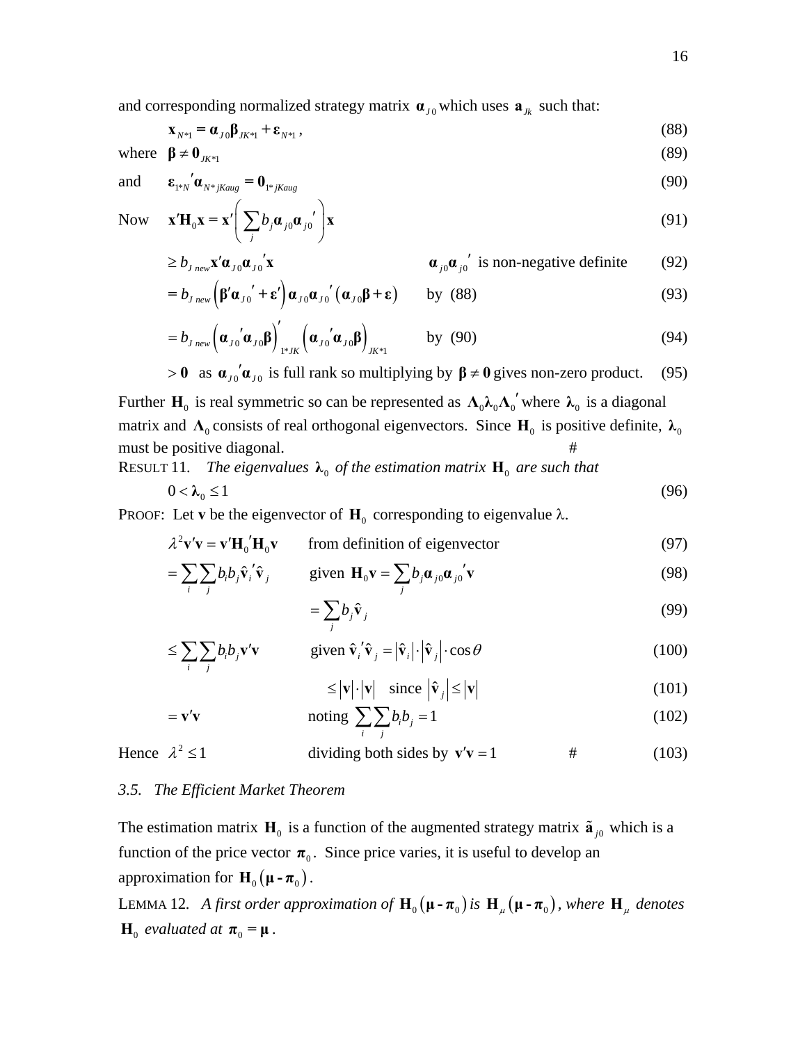and corresponding normalized strategy matrix $\boldsymbol{\alpha}_{J0}$ which uses $\mathbf{a}_{Jk}$ such that:

$$\mathbf{x}_{N*1} = \boldsymbol{\alpha}_{J0}\boldsymbol{\beta}_{JK*1} + \boldsymbol{\varepsilon}_{N*1}\,, \tag{88}$$

where $\boldsymbol{\beta} \neq \mathbf{0}_{JK*1}$ (89)

and $\boldsymbol{\varepsilon}_{1*N}{}'\boldsymbol{\alpha}_{N*jKaug} = \mathbf{0}_{1*jKaug}$ (90)

Now $\mathbf{x}'\mathbf{H}_0\mathbf{x} = \mathbf{x}'\left(\sum_j b_j \boldsymbol{\alpha}_{j0}\boldsymbol{\alpha}_{j0}{}'\right)\mathbf{x}$ (91)

$\geq b_{J\,new}\mathbf{x}'\boldsymbol{\alpha}_{J0}\boldsymbol{\alpha}_{J0}{}'\mathbf{x}$ $\quad\boldsymbol{\alpha}_{j0}\boldsymbol{\alpha}_{j0}{}'$ is non-negative definite (92)

$= b_{J\,new}\left(\boldsymbol{\beta}'\boldsymbol{\alpha}_{J0}{}' + \boldsymbol{\varepsilon}'\right)\boldsymbol{\alpha}_{J0}\boldsymbol{\alpha}_{J0}{}'\left(\boldsymbol{\alpha}_{J0}\boldsymbol{\beta} + \boldsymbol{\varepsilon}\right)$ $\quad$ by (88) (93)

$= b_{J\,new}\left(\boldsymbol{\alpha}_{J0}{}'\boldsymbol{\alpha}_{J0}\boldsymbol{\beta}\right)'_{1*JK}\left(\boldsymbol{\alpha}_{J0}{}'\boldsymbol{\alpha}_{J0}\boldsymbol{\beta}\right)_{JK*1}$ $\quad$ by (90) (94)

$> \mathbf{0}$ as $\boldsymbol{\alpha}_{J0}{}'\boldsymbol{\alpha}_{J0}$ is full rank so multiplying by $\boldsymbol{\beta} \neq \mathbf{0}$ gives non-zero product. (95)

Further $\mathbf{H}_0$ is real symmetric so can be represented as $\boldsymbol{\Lambda}_0\boldsymbol{\lambda}_0\boldsymbol{\Lambda}_0{}'$ where $\boldsymbol{\lambda}_0$ is a diagonal matrix and $\boldsymbol{\Lambda}_0$ consists of real orthogonal eigenvectors. Since $\mathbf{H}_0$ is positive definite, $\boldsymbol{\lambda}_0$ must be positive diagonal. #

RESULT 11. *The eigenvalues $\boldsymbol{\lambda}_0$ of the estimation matrix $\mathbf{H}_0$ are such that*

$$0 < \boldsymbol{\lambda}_0 \leq 1 \tag{96}$$

PROOF: Let $\mathbf{v}$ be the eigenvector of $\mathbf{H}_0$ corresponding to eigenvalue $\lambda$.

$\lambda^2\mathbf{v}'\mathbf{v} = \mathbf{v}'\mathbf{H}_0{}'\mathbf{H}_0\mathbf{v}$ $\quad$ from definition of eigenvector (97)

$= \sum_i\sum_j b_i b_j \hat{\mathbf{v}}_i{}'\hat{\mathbf{v}}_j$ $\quad$ given $\mathbf{H}_0\mathbf{v} = \sum_j b_j \boldsymbol{\alpha}_{j0}\boldsymbol{\alpha}_{j0}{}'\mathbf{v}$ (98)

$= \sum_j b_j \hat{\mathbf{v}}_j$ (99)

$\leq \sum_i\sum_j b_i b_j \mathbf{v}'\mathbf{v}$ $\quad$ given $\hat{\mathbf{v}}_i{}'\hat{\mathbf{v}}_j = \left|\hat{\mathbf{v}}_i\right|\cdot\left|\hat{\mathbf{v}}_j\right|\cdot\cos\theta$ (100)

$\leq \left|\mathbf{v}\right|\cdot\left|\mathbf{v}\right|$ $\quad$ since $\left|\hat{\mathbf{v}}_j\right| \leq \left|\mathbf{v}\right|$ (101)

$= \mathbf{v}'\mathbf{v}$ $\quad$ noting $\sum_i\sum_j b_i b_j = 1$ (102)

Hence $\lambda^2 \leq 1$ $\quad$ dividing both sides by $\mathbf{v}'\mathbf{v} = 1$ # (103)

### *3.5. The Efficient Market Theorem*

The estimation matrix $\mathbf{H}_0$ is a function of the augmented strategy matrix $\tilde{\mathbf{a}}_{j0}$ which is a function of the price vector $\boldsymbol{\pi}_0$. Since price varies, it is useful to develop an approximation for $\mathbf{H}_0\left(\boldsymbol{\mu} - \boldsymbol{\pi}_0\right)$.

LEMMA 12. *A first order approximation of $\mathbf{H}_0\left(\boldsymbol{\mu} - \boldsymbol{\pi}_0\right)$ is $\mathbf{H}_\mu\left(\boldsymbol{\mu} - \boldsymbol{\pi}_0\right)$, where $\mathbf{H}_\mu$ denotes $\mathbf{H}_0$ evaluated at $\boldsymbol{\pi}_0 = \boldsymbol{\mu}$.*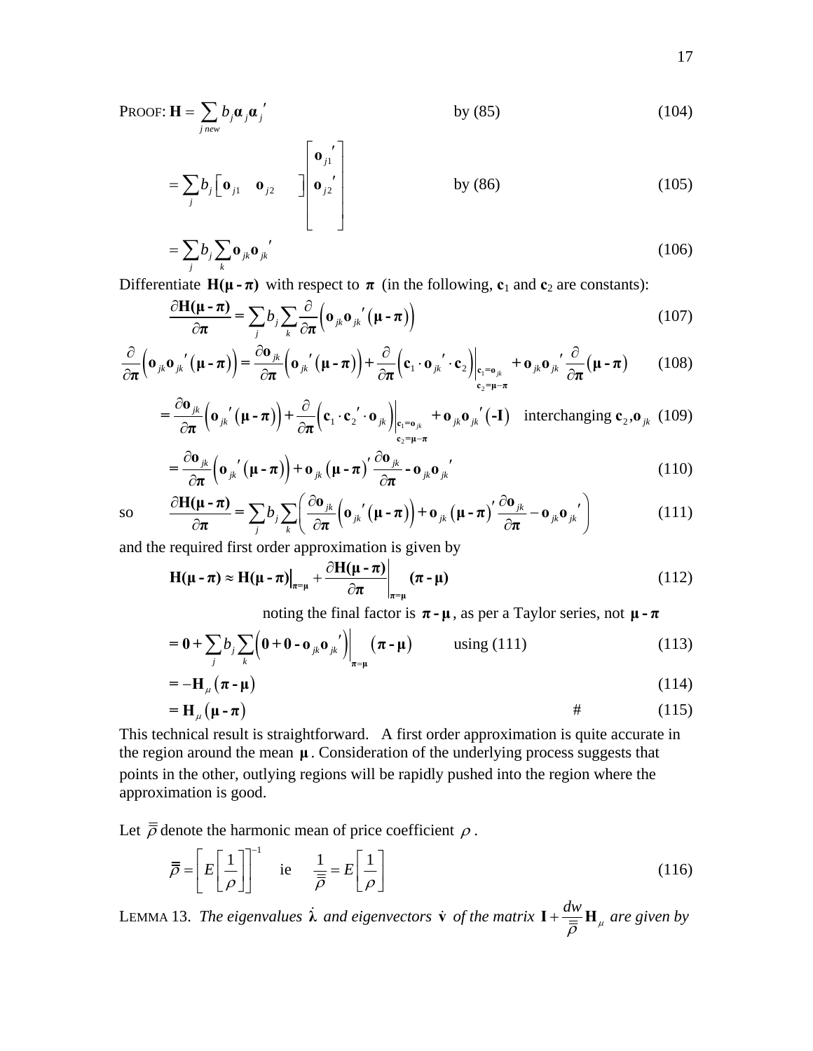PROOF: $\mathbf{H} = \sum_{j\,new} b_j \boldsymbol{\alpha}_j \boldsymbol{\alpha}_j{}'$ by (85) (104)

$$= \sum_j b_j \begin{bmatrix} \mathbf{o}_{j1} & \mathbf{o}_{j2} & \end{bmatrix} \begin{bmatrix} \mathbf{o}_{j1}{}' \\ \mathbf{o}_{j2}{}' \\ \end{bmatrix} \qquad \text{by (86)} \tag{105}$$

$$= \sum_j b_j \sum_k \mathbf{o}_{jk} \mathbf{o}_{jk}{}' \tag{106}$$

Differentiate $\mathbf{H}(\boldsymbol{\mu} - \boldsymbol{\pi})$ with respect to $\boldsymbol{\pi}$ (in the following, $\mathbf{c}_1$ and $\mathbf{c}_2$ are constants):

$$\frac{\partial \mathbf{H}(\boldsymbol{\mu} - \boldsymbol{\pi})}{\partial \boldsymbol{\pi}} = \sum_j b_j \sum_k \frac{\partial}{\partial \boldsymbol{\pi}} \left( \mathbf{o}_{jk} \mathbf{o}_{jk}{}' (\boldsymbol{\mu} - \boldsymbol{\pi}) \right) \tag{107}$$

$$\frac{\partial}{\partial \boldsymbol{\pi}} \left( \mathbf{o}_{jk} \mathbf{o}_{jk}{}' (\boldsymbol{\mu} - \boldsymbol{\pi}) \right) = \frac{\partial \mathbf{o}_{jk}}{\partial \boldsymbol{\pi}} \left( \mathbf{o}_{jk}{}' (\boldsymbol{\mu} - \boldsymbol{\pi}) \right) + \frac{\partial}{\partial \boldsymbol{\pi}} \left( \mathbf{c}_1 \cdot \mathbf{o}_{jk}{}' \cdot \mathbf{c}_2 \right) \Big|_{\substack{\mathbf{c}_1 = \mathbf{o}_{jk} \\ \mathbf{c}_2 = \boldsymbol{\mu} - \boldsymbol{\pi}}} + \mathbf{o}_{jk} \mathbf{o}_{jk}{}' \frac{\partial}{\partial \boldsymbol{\pi}} (\boldsymbol{\mu} - \boldsymbol{\pi}) \tag{108}$$

$$= \frac{\partial \mathbf{o}_{jk}}{\partial \boldsymbol{\pi}} \left( \mathbf{o}_{jk}{}' (\boldsymbol{\mu} - \boldsymbol{\pi}) \right) + \frac{\partial}{\partial \boldsymbol{\pi}} \left( \mathbf{c}_1 \cdot \mathbf{c}_2{}' \cdot \mathbf{o}_{jk} \right) \Big|_{\substack{\mathbf{c}_1 = \mathbf{o}_{jk} \\ \mathbf{c}_2 = \boldsymbol{\mu} - \boldsymbol{\pi}}} + \mathbf{o}_{jk} \mathbf{o}_{jk}{}' (\mathbf{-I}) \quad \text{interchanging } \mathbf{c}_2, \mathbf{o}_{jk} \tag{109}$$

$$= \frac{\partial \mathbf{o}_{jk}}{\partial \boldsymbol{\pi}} \left( \mathbf{o}_{jk}{}' (\boldsymbol{\mu} - \boldsymbol{\pi}) \right) + \mathbf{o}_{jk} (\boldsymbol{\mu} - \boldsymbol{\pi})' \frac{\partial \mathbf{o}_{jk}}{\partial \boldsymbol{\pi}} - \mathbf{o}_{jk} \mathbf{o}_{jk}{}' \tag{110}$$

so
$$\frac{\partial \mathbf{H}(\boldsymbol{\mu} - \boldsymbol{\pi})}{\partial \boldsymbol{\pi}} = \sum_j b_j \sum_k \left( \frac{\partial \mathbf{o}_{jk}}{\partial \boldsymbol{\pi}} \left( \mathbf{o}_{jk}{}' (\boldsymbol{\mu} - \boldsymbol{\pi}) \right) + \mathbf{o}_{jk} (\boldsymbol{\mu} - \boldsymbol{\pi})' \frac{\partial \mathbf{o}_{jk}}{\partial \boldsymbol{\pi}} - \mathbf{o}_{jk} \mathbf{o}_{jk}{}' \right) \tag{111}$$

and the required first order approximation is given by

$$\mathbf{H}(\boldsymbol{\mu} - \boldsymbol{\pi}) \approx \mathbf{H}(\boldsymbol{\mu} - \boldsymbol{\pi}) \Big|_{\boldsymbol{\pi} = \boldsymbol{\mu}} + \frac{\partial \mathbf{H}(\boldsymbol{\mu} - \boldsymbol{\pi})}{\partial \boldsymbol{\pi}} \Bigg|_{\boldsymbol{\pi} = \boldsymbol{\mu}} (\boldsymbol{\pi} - \boldsymbol{\mu}) \tag{112}$$

noting the final factor is $\boldsymbol{\pi} - \boldsymbol{\mu}$, as per a Taylor series, not $\boldsymbol{\mu} - \boldsymbol{\pi}$

$$= \mathbf{0} + \sum_j b_j \sum_k \left( \mathbf{0} + \mathbf{0} - \mathbf{o}_{jk} \mathbf{o}_{jk}{}' \right) \Big|_{\boldsymbol{\pi} = \boldsymbol{\mu}} (\boldsymbol{\pi} - \boldsymbol{\mu}) \qquad \text{using (111)} \tag{113}$$

$$= -\mathbf{H}_\mu (\boldsymbol{\pi} - \boldsymbol{\mu}) \tag{114}$$

$$= \mathbf{H}_\mu (\boldsymbol{\mu} - \boldsymbol{\pi}) \qquad \# \tag{115}$$

This technical result is straightforward. A first order approximation is quite accurate in the region around the mean $\boldsymbol{\mu}$. Consideration of the underlying process suggests that points in the other, outlying regions will be rapidly pushed into the region where the approximation is good.

Let $\bar{\bar{\rho}}$ denote the harmonic mean of price coefficient $\rho$.

$$\bar{\bar{\rho}} = \left[ E\left[ \frac{1}{\rho} \right] \right]^{-1} \quad \text{ie} \quad \frac{1}{\bar{\bar{\rho}}} = E\left[ \frac{1}{\rho} \right] \tag{116}$$

LEMMA 13. *The eigenvalues* $\dot{\boldsymbol{\lambda}}$ *and eigenvectors* $\dot{\mathbf{v}}$ *of the matrix* $\mathbf{I} + \frac{dw}{\bar{\bar{\rho}}} \mathbf{H}_\mu$ *are given by*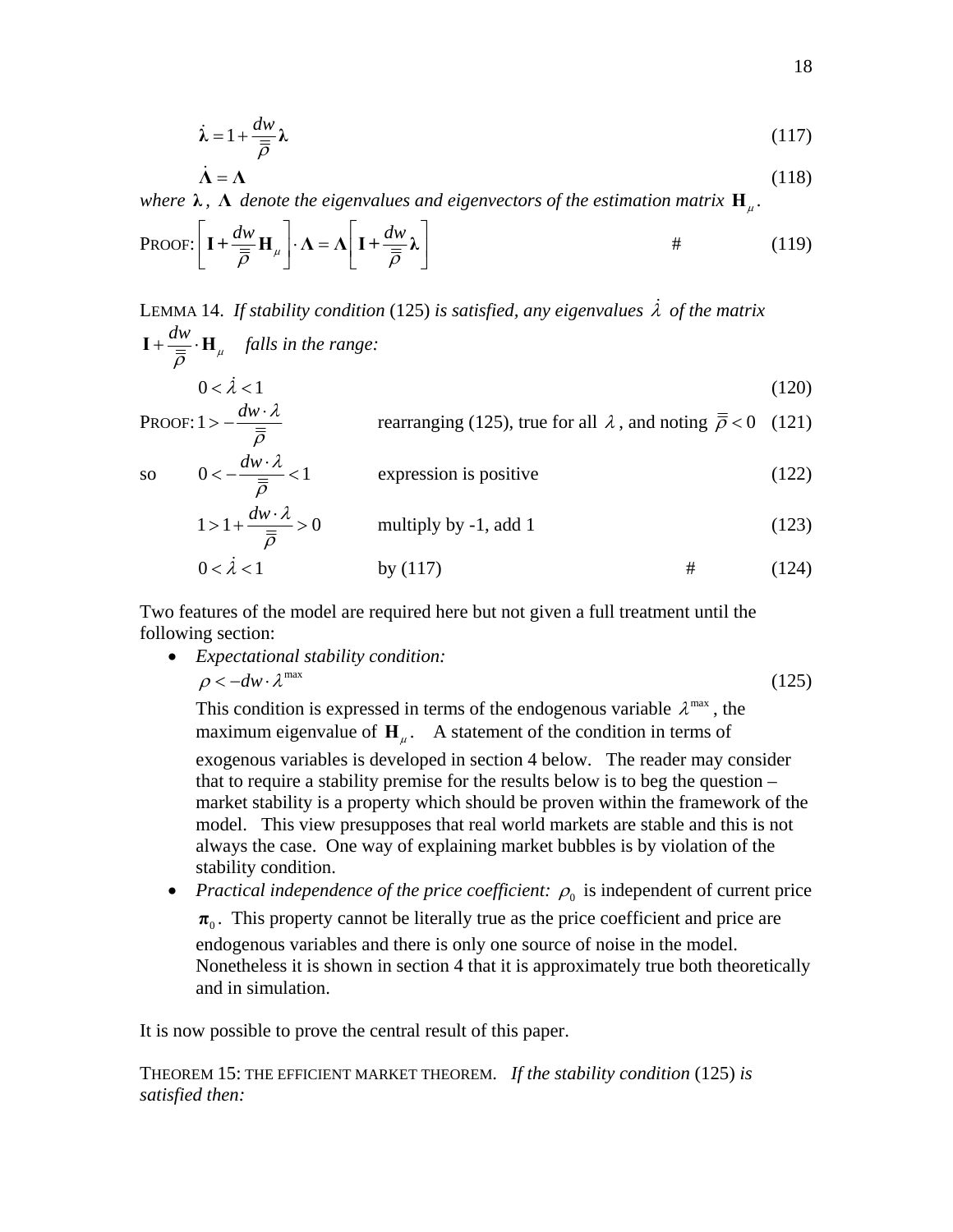$$\dot{\boldsymbol{\lambda}} = 1 + \frac{dw}{\overline{\overline{\rho}}} \boldsymbol{\lambda} \tag{117}$$

$$\dot{\boldsymbol{\Lambda}} = \boldsymbol{\Lambda} \tag{118}$$

*where* $\boldsymbol{\lambda}$, $\boldsymbol{\Lambda}$ *denote the eigenvalues and eigenvectors of the estimation matrix* $\mathbf{H}_\mu$.

PROOF:
$$\left[ \mathbf{I} + \frac{dw}{\overline{\overline{\rho}}} \mathbf{H}_\mu \right] \cdot \boldsymbol{\Lambda} = \boldsymbol{\Lambda} \left[ \mathbf{I} + \frac{dw}{\overline{\overline{\rho}}} \boldsymbol{\lambda} \right] \qquad \# \tag{119}$$

LEMMA 14. *If stability condition* (125) *is satisfied, any eigenvalues* $\dot{\lambda}$ *of the matrix* $\mathbf{I} + \frac{dw}{\overline{\overline{\rho}}} \cdot \mathbf{H}_\mu$ *falls in the range:*

$$0 < \dot{\lambda} < 1 \tag{120}$$

PROOF: $1 > -\frac{dw \cdot \lambda}{\overline{\overline{\rho}}}$ &nbsp;&nbsp;&nbsp; rearranging (125), true for all $\lambda$, and noting $\overline{\overline{\rho}} < 0$ &nbsp;&nbsp; (121)

so &nbsp;&nbsp; $0 < -\frac{dw \cdot \lambda}{\overline{\overline{\rho}}} < 1$ &nbsp;&nbsp;&nbsp; expression is positive &nbsp;&nbsp; (122)

$1 > 1 + \frac{dw \cdot \lambda}{\overline{\overline{\rho}}} > 0$ &nbsp;&nbsp;&nbsp; multiply by -1, add 1 &nbsp;&nbsp; (123)

$0 < \dot{\lambda} < 1$ &nbsp;&nbsp;&nbsp; by (117) &nbsp;&nbsp; # &nbsp;&nbsp; (124)

Two features of the model are required here but not given a full treatment until the following section:

- *Expectational stability condition:*
  $$\rho < -dw \cdot \lambda^{\max} \tag{125}$$
  This condition is expressed in terms of the endogenous variable $\lambda^{\max}$, the maximum eigenvalue of $\mathbf{H}_\mu$. A statement of the condition in terms of exogenous variables is developed in section 4 below. The reader may consider that to require a stability premise for the results below is to beg the question – market stability is a property which should be proven within the framework of the model. This view presupposes that real world markets are stable and this is not always the case. One way of explaining market bubbles is by violation of the stability condition.
- *Practical independence of the price coefficient:* $\rho_0$ is independent of current price $\boldsymbol{\pi}_0$. This property cannot be literally true as the price coefficient and price are endogenous variables and there is only one source of noise in the model. Nonetheless it is shown in section 4 that it is approximately true both theoretically and in simulation.

It is now possible to prove the central result of this paper.

THEOREM 15: THE EFFICIENT MARKET THEOREM. *If the stability condition* (125) *is satisfied then:*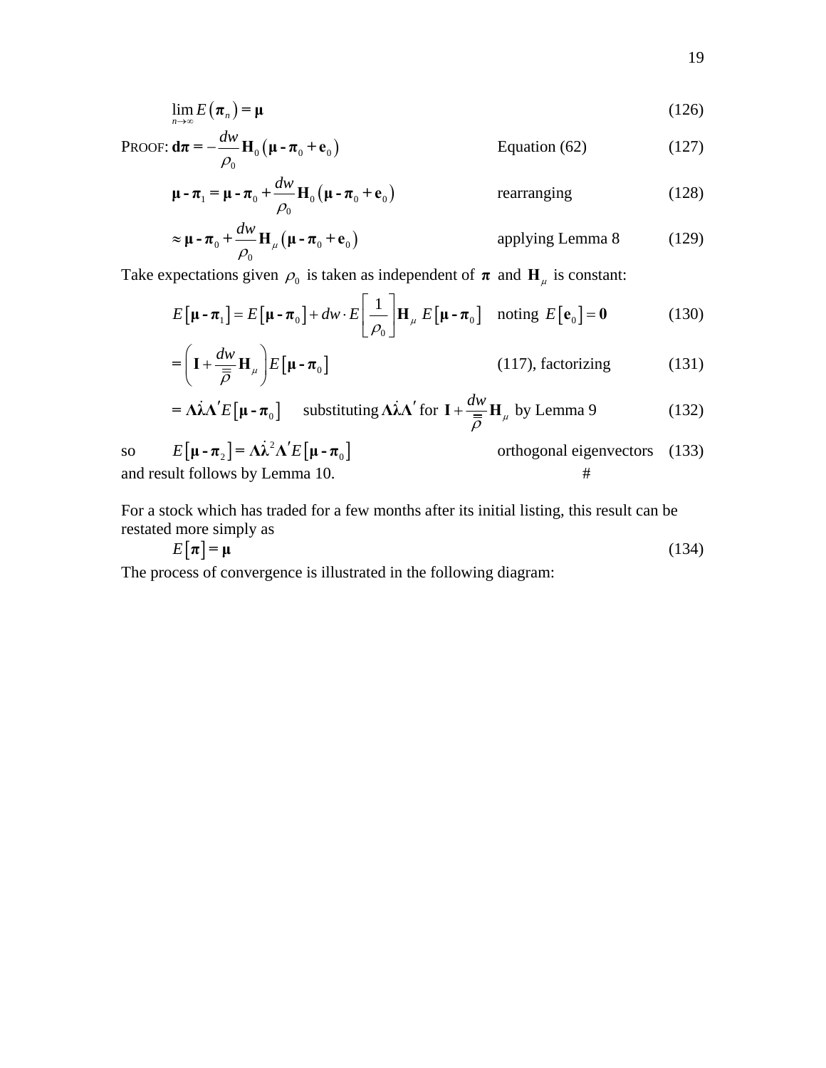$$\lim_{n \to \infty} E\left(\boldsymbol{\pi}_n\right) = \boldsymbol{\mu} \tag{126}$$

PROOF: $\mathbf{d\pi} = -\dfrac{dw}{\rho_0} \mathbf{H}_0 \left(\boldsymbol{\mu} - \boldsymbol{\pi}_0 + \mathbf{e}_0\right)$ Equation (62) (127)

$$\boldsymbol{\mu} - \boldsymbol{\pi}_1 = \boldsymbol{\mu} - \boldsymbol{\pi}_0 + \frac{dw}{\rho_0} \mathbf{H}_0 \left(\boldsymbol{\mu} - \boldsymbol{\pi}_0 + \mathbf{e}_0\right) \quad \text{rearranging} \tag{128}$$

$$\approx \boldsymbol{\mu} - \boldsymbol{\pi}_0 + \frac{dw}{\rho_0} \mathbf{H}_\mu \left(\boldsymbol{\mu} - \boldsymbol{\pi}_0 + \mathbf{e}_0\right) \quad \text{applying Lemma 8} \tag{129}$$

Take expectations given $\rho_0$ is taken as independent of $\boldsymbol{\pi}$ and $\mathbf{H}_\mu$ is constant:

$$E\left[\boldsymbol{\mu} - \boldsymbol{\pi}_1\right] = E\left[\boldsymbol{\mu} - \boldsymbol{\pi}_0\right] + dw \cdot E\left[\frac{1}{\rho_0}\right] \mathbf{H}_\mu \; E\left[\boldsymbol{\mu} - \boldsymbol{\pi}_0\right] \quad \text{noting } E\left[\mathbf{e}_0\right] = \mathbf{0} \tag{130}$$

$$= \left(\mathbf{I} + \frac{dw}{\overline{\overline{\rho}}} \mathbf{H}_\mu\right) E\left[\boldsymbol{\mu} - \boldsymbol{\pi}_0\right] \quad \text{(117), factorizing} \tag{131}$$

$$= \boldsymbol{\Lambda}\dot{\boldsymbol{\lambda}}\boldsymbol{\Lambda}' E\left[\boldsymbol{\mu} - \boldsymbol{\pi}_0\right] \quad \text{substituting } \boldsymbol{\Lambda}\dot{\boldsymbol{\lambda}}\boldsymbol{\Lambda}' \text{ for } \mathbf{I} + \frac{dw}{\overline{\overline{\rho}}} \mathbf{H}_\mu \text{ by Lemma 9} \tag{132}$$

so $E\left[\boldsymbol{\mu} - \boldsymbol{\pi}_2\right] = \boldsymbol{\Lambda}\dot{\boldsymbol{\lambda}}^2\boldsymbol{\Lambda}' E\left[\boldsymbol{\mu} - \boldsymbol{\pi}_0\right]$ orthogonal eigenvectors (133)

and result follows by Lemma 10. #

For a stock which has traded for a few months after its initial listing, this result can be restated more simply as

$$E\left[\boldsymbol{\pi}\right] = \boldsymbol{\mu} \tag{134}$$

The process of convergence is illustrated in the following diagram: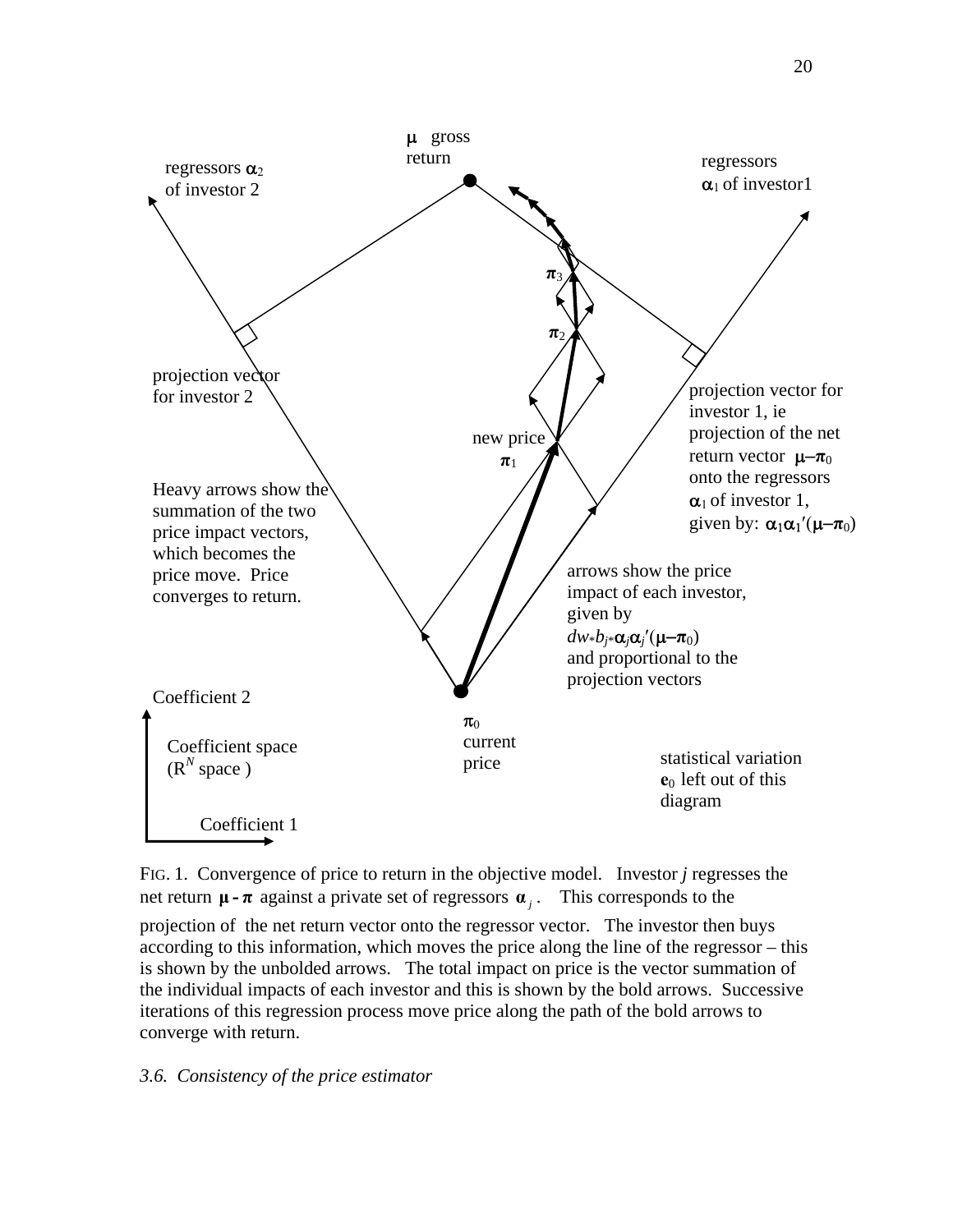FIG. 1. Convergence of price to return in the objective model. Investor *j* regresses the net return $\boldsymbol{\mu} - \boldsymbol{\pi}$ against a private set of regressors $\boldsymbol{\alpha}_j$. This corresponds to the projection of the net return vector onto the regressor vector. The investor then buys according to this information, which moves the price along the line of the regressor – this is shown by the unbolded arrows. The total impact on price is the vector summation of the individual impacts of each investor and this is shown by the bold arrows. Successive iterations of this regression process move price along the path of the bold arrows to converge with return.

*3.6. Consistency of the price estimator*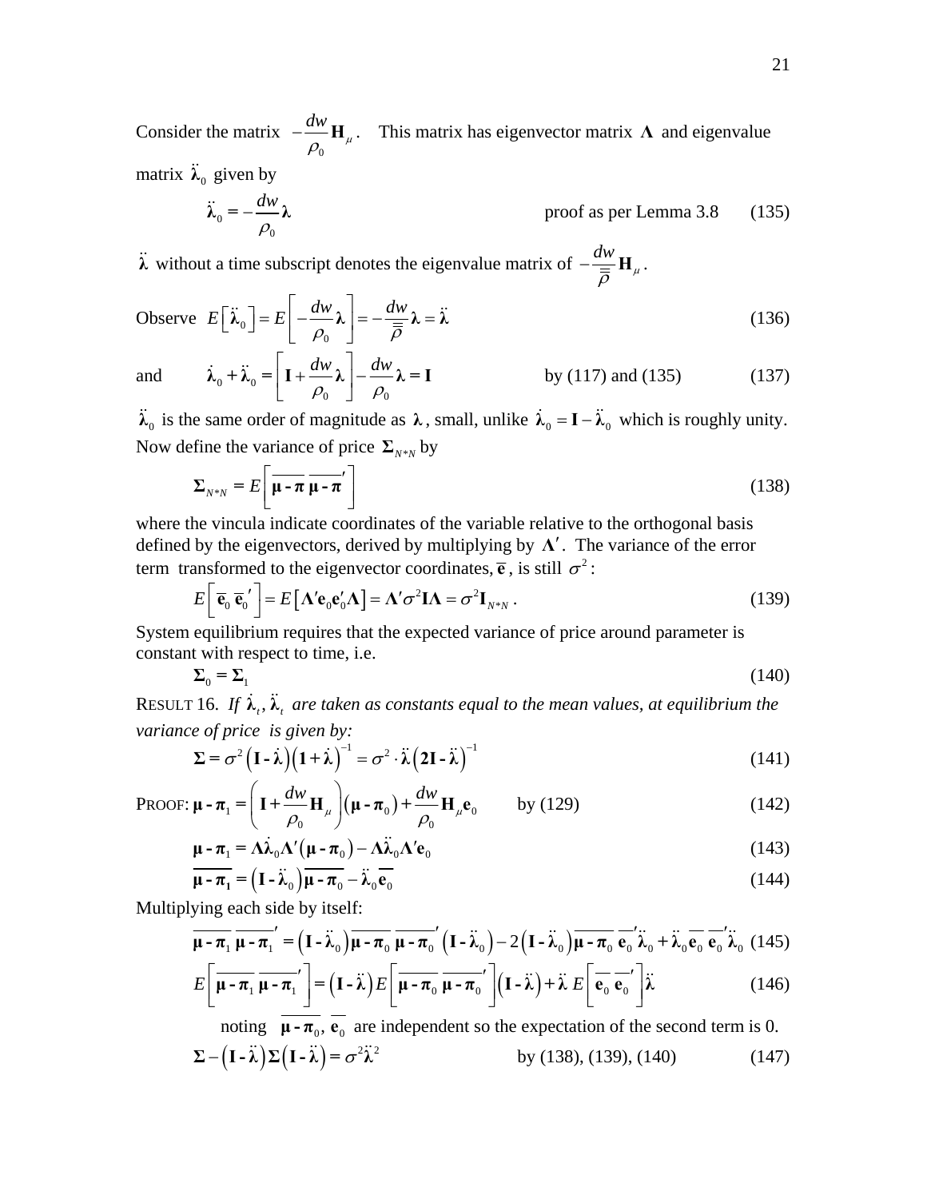Consider the matrix $-\frac{dw}{\rho_0}\mathbf{H}_\mu$. This matrix has eigenvector matrix $\boldsymbol{\Lambda}$ and eigenvalue matrix $\ddot{\boldsymbol{\lambda}}_0$ given by

$$\ddot{\boldsymbol{\lambda}}_0 = -\frac{dw}{\rho_0}\boldsymbol{\lambda} \qquad \text{proof as per Lemma 3.8} \tag{135}$$

$\ddot{\boldsymbol{\lambda}}$ without a time subscript denotes the eigenvalue matrix of $-\frac{dw}{\overline{\overline{\rho}}}\mathbf{H}_\mu$.

Observe $$E\left[\ddot{\boldsymbol{\lambda}}_0\right] = E\left[-\frac{dw}{\rho_0}\boldsymbol{\lambda}\right] = -\frac{dw}{\overline{\overline{\rho}}}\boldsymbol{\lambda} = \ddot{\boldsymbol{\lambda}} \tag{136}$$

and $$\dot{\boldsymbol{\lambda}}_0 + \ddot{\boldsymbol{\lambda}}_0 = \left[\mathbf{I} + \frac{dw}{\rho_0}\boldsymbol{\lambda}\right] - \frac{dw}{\rho_0}\boldsymbol{\lambda} = \mathbf{I} \qquad \text{by (117) and (135)} \tag{137}$$

$\ddot{\boldsymbol{\lambda}}_0$ is the same order of magnitude as $\boldsymbol{\lambda}$, small, unlike $\dot{\boldsymbol{\lambda}}_0 = \mathbf{I} - \ddot{\boldsymbol{\lambda}}_0$ which is roughly unity. Now define the variance of price $\boldsymbol{\Sigma}_{N*N}$ by

$$\boldsymbol{\Sigma}_{N*N} = E\left[\overline{\boldsymbol{\mu}\text{-}\boldsymbol{\pi}}\;\overline{\boldsymbol{\mu}\text{-}\boldsymbol{\pi}}'\right] \tag{138}$$

where the vincula indicate coordinates of the variable relative to the orthogonal basis defined by the eigenvectors, derived by multiplying by $\boldsymbol{\Lambda}'$. The variance of the error term transformed to the eigenvector coordinates, $\overline{\mathbf{e}}$, is still $\sigma^2$:

$$E\left[\overline{\mathbf{e}}_0\;\overline{\mathbf{e}}_0{}'\right] = E\left[\boldsymbol{\Lambda}'\mathbf{e}_0\mathbf{e}_0'\boldsymbol{\Lambda}\right] = \boldsymbol{\Lambda}'\sigma^2\mathbf{I}\boldsymbol{\Lambda} = \sigma^2\mathbf{I}_{N*N}. \tag{139}$$

System equilibrium requires that the expected variance of price around parameter is constant with respect to time, i.e.

$$\boldsymbol{\Sigma}_0 = \boldsymbol{\Sigma}_1 \tag{140}$$

RESULT 16. *If $\dot{\boldsymbol{\lambda}}_t, \ddot{\boldsymbol{\lambda}}_t$ are taken as constants equal to the mean values, at equilibrium the variance of price is given by:*

$$\boldsymbol{\Sigma} = \sigma^2\left(\mathbf{I}\text{-}\dot{\boldsymbol{\lambda}}\right)\left(\mathbf{1}+\dot{\boldsymbol{\lambda}}\right)^{-1} = \sigma^2\cdot\ddot{\boldsymbol{\lambda}}\left(\mathbf{2I}\text{-}\ddot{\boldsymbol{\lambda}}\right)^{-1} \tag{141}$$

PROOF: $$\boldsymbol{\mu}\text{-}\boldsymbol{\pi}_1 = \left(\mathbf{I} + \frac{dw}{\rho_0}\mathbf{H}_\mu\right)\left(\boldsymbol{\mu}\text{-}\boldsymbol{\pi}_0\right) + \frac{dw}{\rho_0}\mathbf{H}_\mu\mathbf{e}_0 \qquad \text{by (129)} \tag{142}$$

$$\boldsymbol{\mu}\text{-}\boldsymbol{\pi}_1 = \boldsymbol{\Lambda}\dot{\boldsymbol{\lambda}}_0\boldsymbol{\Lambda}'\left(\boldsymbol{\mu}\text{-}\boldsymbol{\pi}_0\right) - \boldsymbol{\Lambda}\ddot{\boldsymbol{\lambda}}_0\boldsymbol{\Lambda}'\mathbf{e}_0 \tag{143}$$

$$\overline{\boldsymbol{\mu}\text{-}\boldsymbol{\pi}_1} = \left(\mathbf{I}\text{-}\ddot{\boldsymbol{\lambda}}_0\right)\overline{\boldsymbol{\mu}\text{-}\boldsymbol{\pi}_0} - \ddot{\boldsymbol{\lambda}}_0\overline{\mathbf{e}_0} \tag{144}$$

Multiplying each side by itself:

$$\overline{\boldsymbol{\mu}\text{-}\boldsymbol{\pi}_1}\;\overline{\boldsymbol{\mu}\text{-}\boldsymbol{\pi}_1}' = \left(\mathbf{I}\text{-}\ddot{\boldsymbol{\lambda}}_0\right)\overline{\boldsymbol{\mu}\text{-}\boldsymbol{\pi}_0}\;\overline{\boldsymbol{\mu}\text{-}\boldsymbol{\pi}_0}'\left(\mathbf{I}\text{-}\ddot{\boldsymbol{\lambda}}_0\right) - 2\left(\mathbf{I}\text{-}\ddot{\boldsymbol{\lambda}}_0\right)\overline{\boldsymbol{\mu}\text{-}\boldsymbol{\pi}_0}\;\overline{\mathbf{e}_0}'\ddot{\boldsymbol{\lambda}}_0 + \ddot{\boldsymbol{\lambda}}_0\overline{\mathbf{e}_0}\;\overline{\mathbf{e}_0}'\ddot{\boldsymbol{\lambda}}_0 \tag{145}$$

$$E\left[\overline{\boldsymbol{\mu}\text{-}\boldsymbol{\pi}_1}\;\overline{\boldsymbol{\mu}\text{-}\boldsymbol{\pi}_1}'\right] = \left(\mathbf{I}\text{-}\ddot{\boldsymbol{\lambda}}\right)E\left[\overline{\boldsymbol{\mu}\text{-}\boldsymbol{\pi}_0}\;\overline{\boldsymbol{\mu}\text{-}\boldsymbol{\pi}_0}'\right]\left(\mathbf{I}\text{-}\ddot{\boldsymbol{\lambda}}\right) + \ddot{\boldsymbol{\lambda}}\,E\left[\overline{\mathbf{e}_0}\;\overline{\mathbf{e}_0}'\right]\ddot{\boldsymbol{\lambda}} \tag{146}$$

noting $\overline{\boldsymbol{\mu}\text{-}\boldsymbol{\pi}_0}$, $\overline{\mathbf{e}_0}$ are independent so the expectation of the second term is 0.

$$\boldsymbol{\Sigma} - \left(\mathbf{I}\text{-}\ddot{\boldsymbol{\lambda}}\right)\boldsymbol{\Sigma}\left(\mathbf{I}\text{-}\ddot{\boldsymbol{\lambda}}\right) = \sigma^2\ddot{\boldsymbol{\lambda}}^2 \qquad \text{by (138), (139), (140)} \tag{147}$$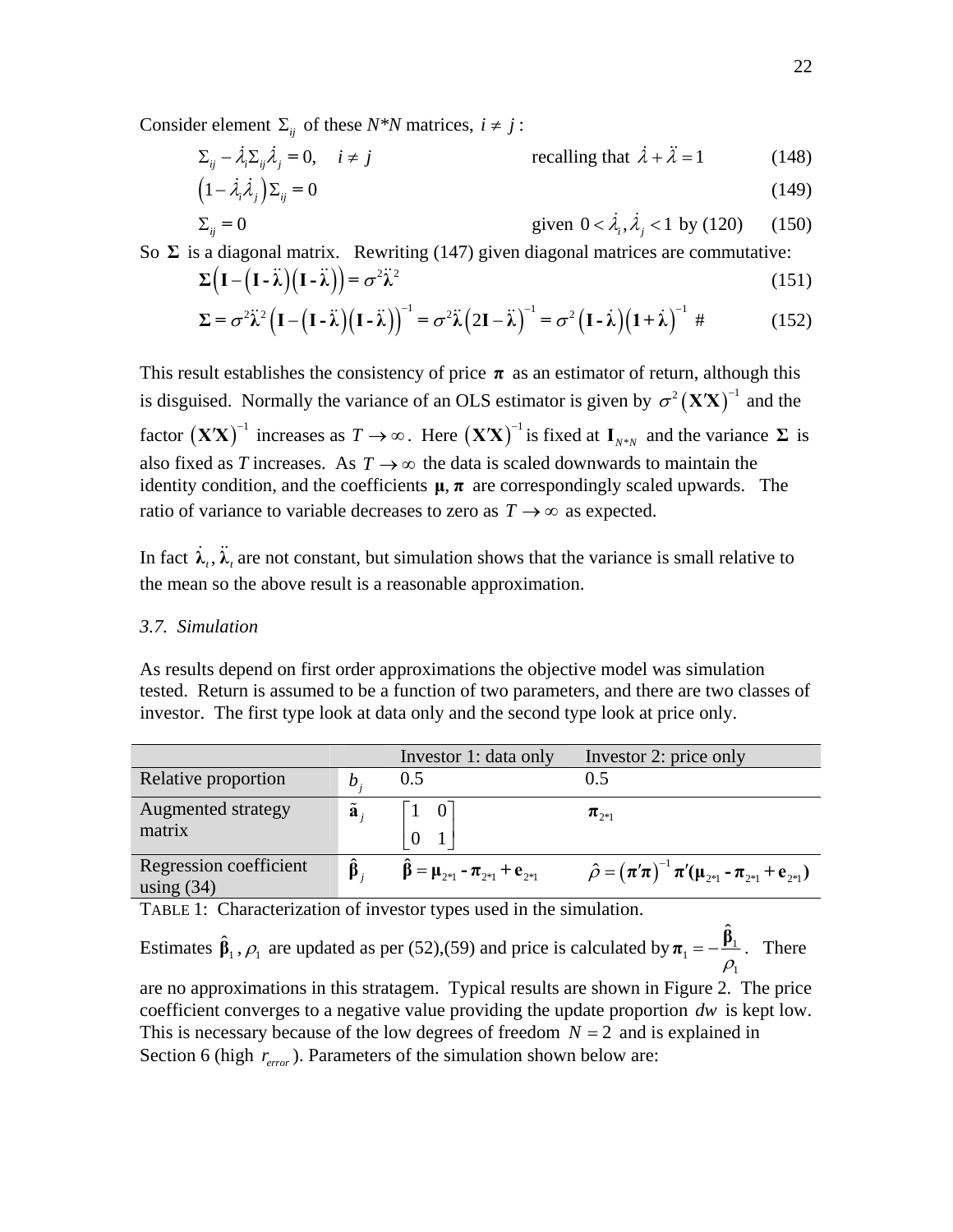Consider element $\Sigma_{ij}$ of these $N*N$ matrices, $i \neq j$ :

$$\Sigma_{ij} - \dot{\lambda}_i \Sigma_{ij} \dot{\lambda}_j = 0, \quad i \neq j \qquad \text{recalling that } \dot{\lambda} + \ddot{\lambda} = 1 \tag{148}$$

$$\left(1 - \dot{\lambda}_i \dot{\lambda}_j\right) \Sigma_{ij} = 0 \tag{149}$$

$$\Sigma_{ij} = 0 \qquad \text{given } 0 < \dot{\lambda}_i, \dot{\lambda}_j < 1 \text{ by (120)} \tag{150}$$

So $\mathbf{\Sigma}$ is a diagonal matrix. Rewriting (147) given diagonal matrices are commutative:

$$\mathbf{\Sigma}\left(\mathbf{I} - \left(\mathbf{I} - \ddot{\boldsymbol{\lambda}}\right)\left(\mathbf{I} - \ddot{\boldsymbol{\lambda}}\right)\right) = \sigma^2 \ddot{\boldsymbol{\lambda}}^2 \tag{151}$$

$$\mathbf{\Sigma} = \sigma^2 \ddot{\boldsymbol{\lambda}}^2 \left(\mathbf{I} - \left(\mathbf{I} - \ddot{\boldsymbol{\lambda}}\right)\left(\mathbf{I} - \ddot{\boldsymbol{\lambda}}\right)\right)^{-1} = \sigma^2 \ddot{\boldsymbol{\lambda}}\left(2\mathbf{I} - \ddot{\boldsymbol{\lambda}}\right)^{-1} = \sigma^2 \left(\mathbf{I} - \dot{\boldsymbol{\lambda}}\right)\left(\mathbf{1} + \dot{\boldsymbol{\lambda}}\right)^{-1} \ \# \tag{152}$$

This result establishes the consistency of price $\boldsymbol{\pi}$ as an estimator of return, although this is disguised. Normally the variance of an OLS estimator is given by $\sigma^2 \left(\mathbf{X}'\mathbf{X}\right)^{-1}$ and the factor $\left(\mathbf{X}'\mathbf{X}\right)^{-1}$ increases as $T \to \infty$. Here $\left(\mathbf{X}'\mathbf{X}\right)^{-1}$ is fixed at $\mathbf{I}_{N*N}$ and the variance $\mathbf{\Sigma}$ is also fixed as $T$ increases. As $T \to \infty$ the data is scaled downwards to maintain the identity condition, and the coefficients $\boldsymbol{\mu}, \boldsymbol{\pi}$ are correspondingly scaled upwards. The ratio of variance to variable decreases to zero as $T \to \infty$ as expected.

In fact $\dot{\boldsymbol{\lambda}}_t, \ddot{\boldsymbol{\lambda}}_t$ are not constant, but simulation shows that the variance is small relative to the mean so the above result is a reasonable approximation.

### *3.7. Simulation*

As results depend on first order approximations the objective model was simulation tested. Return is assumed to be a function of two parameters, and there are two classes of investor. The first type look at data only and the second type look at price only.

| | | Investor 1: data only | Investor 2: price only |
|---|---|---|---|
| Relative proportion | $b_j$ | 0.5 | 0.5 |
| Augmented strategy matrix | $\tilde{\mathbf{a}}_j$ | $\begin{bmatrix} 1 & 0 \\ 0 & 1 \end{bmatrix}$ | $\boldsymbol{\pi}_{2*1}$ |
| Regression coefficient using (34) | $\hat{\boldsymbol{\beta}}_j$ | $\hat{\boldsymbol{\beta}} = \boldsymbol{\mu}_{2*1} - \boldsymbol{\pi}_{2*1} + \mathbf{e}_{2*1}$ | $\hat{\rho} = \left(\boldsymbol{\pi}'\boldsymbol{\pi}\right)^{-1} \boldsymbol{\pi}'(\boldsymbol{\mu}_{2*1} - \boldsymbol{\pi}_{2*1} + \mathbf{e}_{2*1})$ |

TABLE 1: Characterization of investor types used in the simulation.

Estimates $\hat{\boldsymbol{\beta}}_1, \rho_1$ are updated as per (52),(59) and price is calculated by $\boldsymbol{\pi}_1 = -\dfrac{\hat{\boldsymbol{\beta}}_1}{\rho_1}$. There are no approximations in this stratagem. Typical results are shown in Figure 2. The price coefficient converges to a negative value providing the update proportion $dw$ is kept low. This is necessary because of the low degrees of freedom $N = 2$ and is explained in Section 6 (high $r_{error}$). Parameters of the simulation shown below are: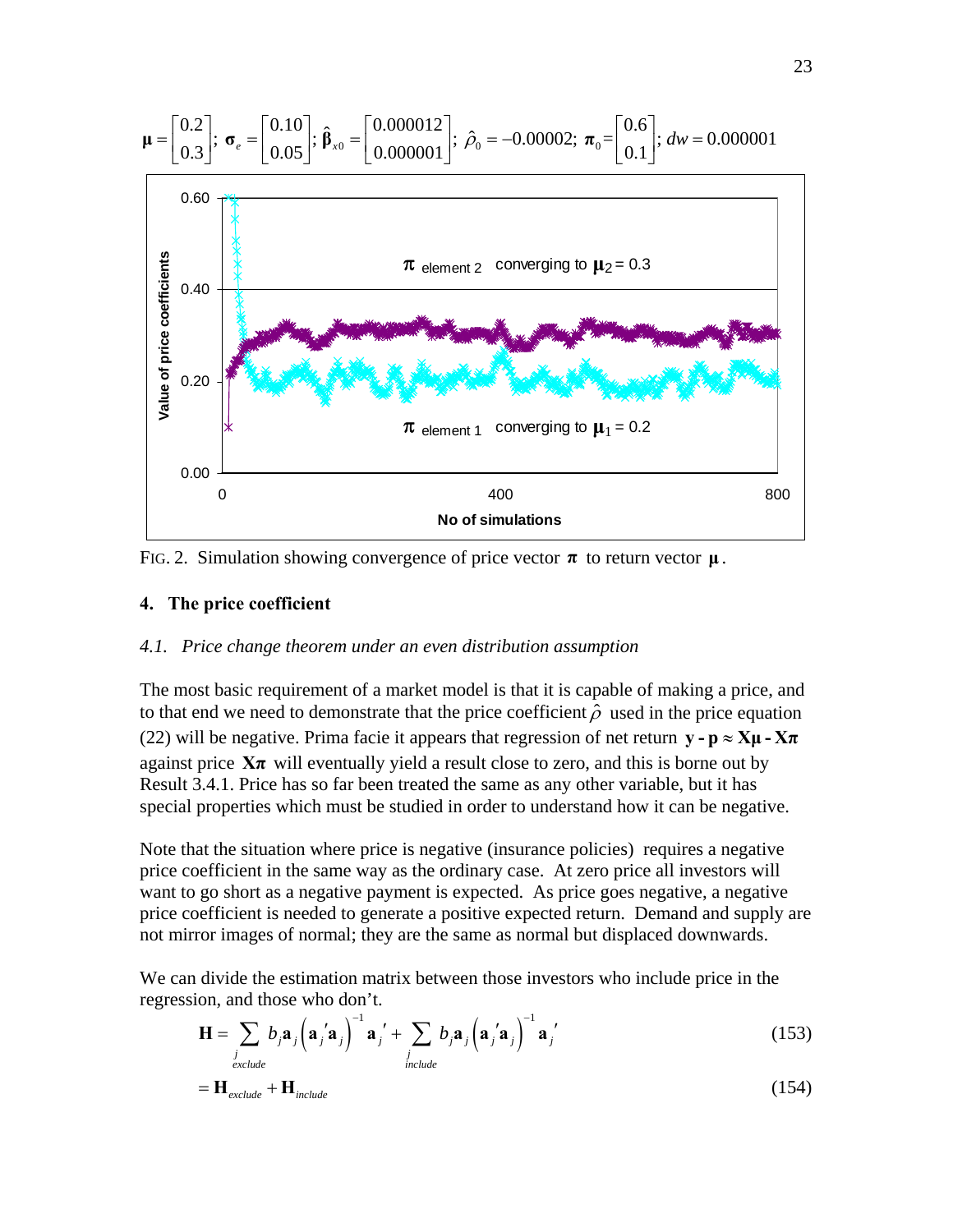$$\boldsymbol{\mu} = \begin{bmatrix} 0.2 \\ 0.3 \end{bmatrix};\ \boldsymbol{\sigma}_e = \begin{bmatrix} 0.10 \\ 0.05 \end{bmatrix};\ \hat{\boldsymbol{\beta}}_{x0} = \begin{bmatrix} 0.000012 \\ 0.000001 \end{bmatrix};\ \hat{\rho}_0 = -0.00002;\ \boldsymbol{\pi}_0 = \begin{bmatrix} 0.6 \\ 0.1 \end{bmatrix};\ dw = 0.000001$$

FIG. 2. Simulation showing convergence of price vector $\boldsymbol{\pi}$ to return vector $\boldsymbol{\mu}$.

## 4. The price coefficient

### *4.1. Price change theorem under an even distribution assumption*

The most basic requirement of a market model is that it is capable of making a price, and to that end we need to demonstrate that the price coefficient $\hat{\rho}$ used in the price equation (22) will be negative. Prima facie it appears that regression of net return $\mathbf{y} - \mathbf{p} \approx \mathbf{X}\boldsymbol{\mu} - \mathbf{X}\boldsymbol{\pi}$ against price $\mathbf{X}\boldsymbol{\pi}$ will eventually yield a result close to zero, and this is borne out by Result 3.4.1. Price has so far been treated the same as any other variable, but it has special properties which must be studied in order to understand how it can be negative.

Note that the situation where price is negative (insurance policies) requires a negative price coefficient in the same way as the ordinary case. At zero price all investors will want to go short as a negative payment is expected. As price goes negative, a negative price coefficient is needed to generate a positive expected return. Demand and supply are not mirror images of normal; they are the same as normal but displaced downwards.

We can divide the estimation matrix between those investors who include price in the regression, and those who don't.

$$\mathbf{H} = \sum_{\substack{j \\ exclude}} b_j \mathbf{a}_j \left(\mathbf{a}_j{}'\mathbf{a}_j\right)^{-1} \mathbf{a}_j{}' + \sum_{\substack{j \\ include}} b_j \mathbf{a}_j \left(\mathbf{a}_j{}'\mathbf{a}_j\right)^{-1} \mathbf{a}_j{}' \tag{153}$$

$$= \mathbf{H}_{exclude} + \mathbf{H}_{include} \tag{154}$$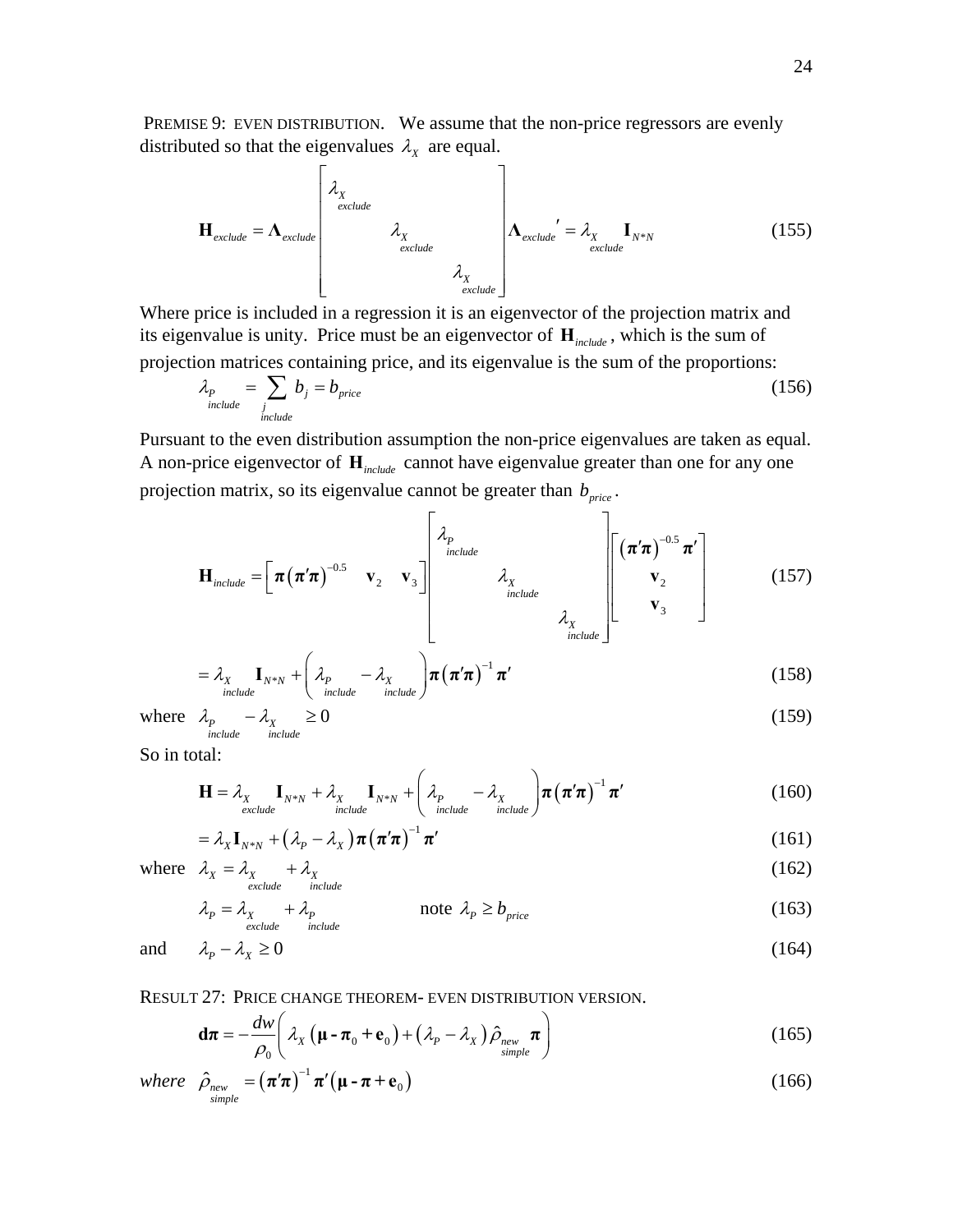PREMISE 9: EVEN DISTRIBUTION. We assume that the non-price regressors are evenly distributed so that the eigenvalues $\lambda_X$ are equal.

$$\mathbf{H}_{exclude} = \mathbf{\Lambda}_{exclude} \begin{bmatrix} \lambda_{\underset{exclude}{X}} & & \\ & \lambda_{\underset{exclude}{X}} & \\ & & \lambda_{\underset{exclude}{X}} \end{bmatrix} \mathbf{\Lambda}_{exclude}{}' = \lambda_{\underset{exclude}{X}} \mathbf{I}_{N*N} \tag{155}$$

Where price is included in a regression it is an eigenvector of the projection matrix and its eigenvalue is unity. Price must be an eigenvector of $\mathbf{H}_{include}$, which is the sum of projection matrices containing price, and its eigenvalue is the sum of the proportions:

$$\lambda_{\underset{include}{P}} = \sum_{\underset{include}{j}} b_j = b_{price} \tag{156}$$

Pursuant to the even distribution assumption the non-price eigenvalues are taken as equal. A non-price eigenvector of $\mathbf{H}_{include}$ cannot have eigenvalue greater than one for any one projection matrix, so its eigenvalue cannot be greater than $b_{price}$.

$$\mathbf{H}_{include} = \begin{bmatrix} \boldsymbol{\pi}\left(\boldsymbol{\pi}'\boldsymbol{\pi}\right)^{-0.5} & \mathbf{v}_2 & \mathbf{v}_3 \end{bmatrix} \begin{bmatrix} \lambda_{\underset{include}{P}} & & \\ & \lambda_{\underset{include}{X}} & \\ & & \lambda_{\underset{include}{X}} \end{bmatrix} \begin{bmatrix} \left(\boldsymbol{\pi}'\boldsymbol{\pi}\right)^{-0.5}\boldsymbol{\pi}' \\ \mathbf{v}_2 \\ \mathbf{v}_3 \end{bmatrix} \tag{157}$$

$$= \lambda_{\underset{include}{X}} \mathbf{I}_{N*N} + \left(\lambda_{\underset{include}{P}} - \lambda_{\underset{include}{X}}\right)\boldsymbol{\pi}\left(\boldsymbol{\pi}'\boldsymbol{\pi}\right)^{-1}\boldsymbol{\pi}' \tag{158}$$

where $\lambda_{\underset{include}{P}} - \lambda_{\underset{include}{X}} \geq 0$ (159)

So in total:

$$\mathbf{H} = \lambda_{\underset{exclude}{X}} \mathbf{I}_{N*N} + \lambda_{\underset{include}{X}} \mathbf{I}_{N*N} + \left(\lambda_{\underset{include}{P}} - \lambda_{\underset{include}{X}}\right)\boldsymbol{\pi}\left(\boldsymbol{\pi}'\boldsymbol{\pi}\right)^{-1}\boldsymbol{\pi}' \tag{160}$$

$$= \lambda_X \mathbf{I}_{N*N} + \left(\lambda_P - \lambda_X\right)\boldsymbol{\pi}\left(\boldsymbol{\pi}'\boldsymbol{\pi}\right)^{-1}\boldsymbol{\pi}' \tag{161}$$

where $\lambda_X = \lambda_{\underset{exclude}{X}} + \lambda_{\underset{include}{X}}$ (162)

$\lambda_P = \lambda_{\underset{exclude}{X}} + \lambda_{\underset{include}{P}}$ note $\lambda_P \geq b_{price}$ (163)

and $\lambda_P - \lambda_X \geq 0$ (164)

RESULT 27: PRICE CHANGE THEOREM- EVEN DISTRIBUTION VERSION.

$$\mathbf{d\pi} = -\frac{dw}{\rho_0}\left(\lambda_X\left(\boldsymbol{\mu} - \boldsymbol{\pi}_0 + \mathbf{e}_0\right) + \left(\lambda_P - \lambda_X\right)\hat{\rho}_{\underset{simple}{new}}\boldsymbol{\pi}\right) \tag{165}$$

*where* $\hat{\rho}_{\underset{simple}{new}} = \left(\boldsymbol{\pi}'\boldsymbol{\pi}\right)^{-1}\boldsymbol{\pi}'\left(\boldsymbol{\mu} - \boldsymbol{\pi} + \mathbf{e}_0\right)$ (166)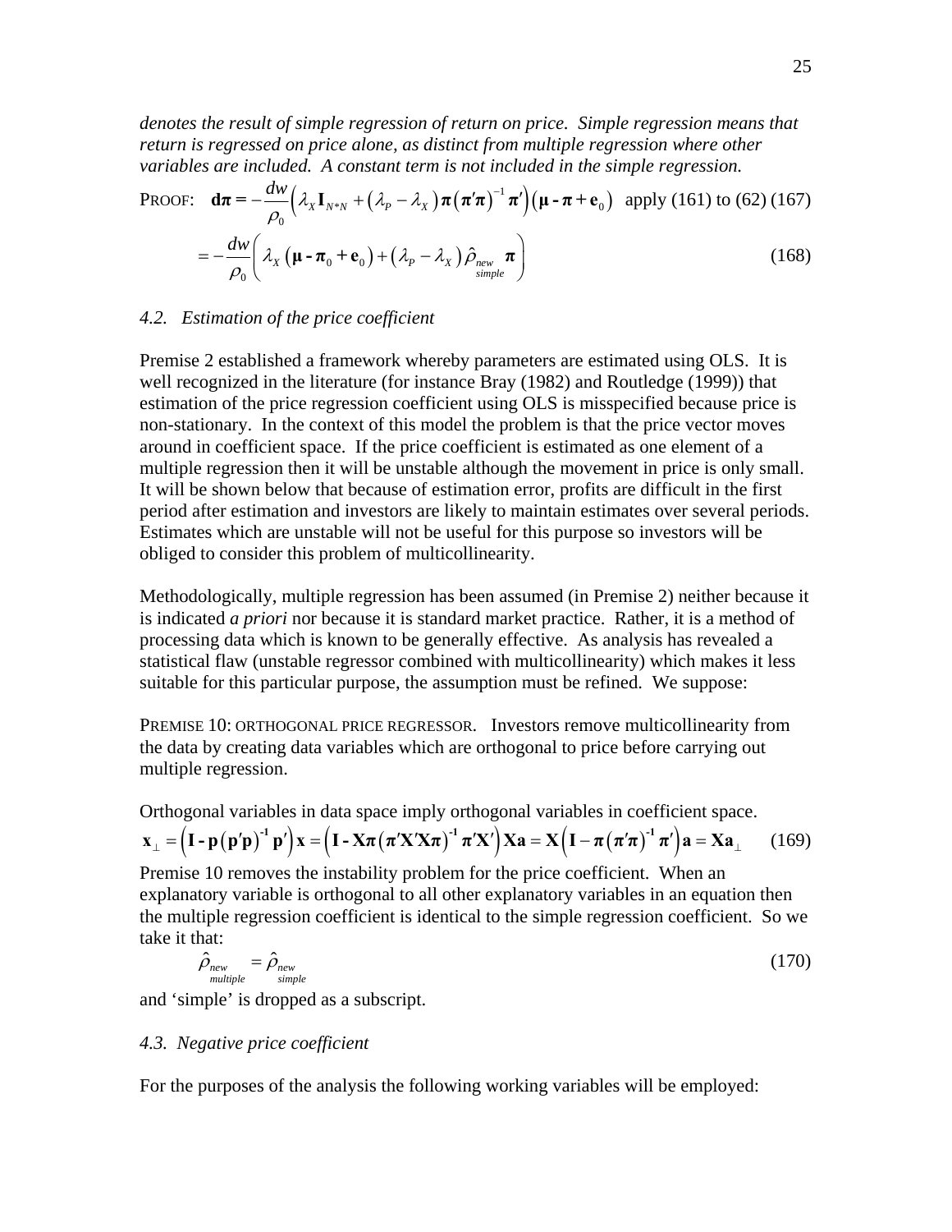*denotes the result of simple regression of return on price. Simple regression means that return is regressed on price alone, as distinct from multiple regression where other variables are included. A constant term is not included in the simple regression.*

PROOF: $$\mathbf{d\pi} = -\frac{dw}{\rho_0}\left(\lambda_X \mathbf{I}_{N*N} + \left(\lambda_P - \lambda_X\right)\boldsymbol{\pi}\left(\boldsymbol{\pi}'\boldsymbol{\pi}\right)^{-1}\boldsymbol{\pi}'\right)\left(\boldsymbol{\mu} - \boldsymbol{\pi} + \mathbf{e}_0\right) \quad \text{apply (161) to (62)} \tag{167}$$

$$= -\frac{dw}{\rho_0}\left(\lambda_X\left(\boldsymbol{\mu} - \boldsymbol{\pi}_0 + \mathbf{e}_0\right) + \left(\lambda_P - \lambda_X\right)\hat{\rho}_{\substack{new \\ simple}}\boldsymbol{\pi}\right) \tag{168}$$

### *4.2. Estimation of the price coefficient*

Premise 2 established a framework whereby parameters are estimated using OLS. It is well recognized in the literature (for instance Bray (1982) and Routledge (1999)) that estimation of the price regression coefficient using OLS is misspecified because price is non-stationary. In the context of this model the problem is that the price vector moves around in coefficient space. If the price coefficient is estimated as one element of a multiple regression then it will be unstable although the movement in price is only small. It will be shown below that because of estimation error, profits are difficult in the first period after estimation and investors are likely to maintain estimates over several periods. Estimates which are unstable will not be useful for this purpose so investors will be obliged to consider this problem of multicollinearity.

Methodologically, multiple regression has been assumed (in Premise 2) neither because it is indicated *a priori* nor because it is standard market practice. Rather, it is a method of processing data which is known to be generally effective. As analysis has revealed a statistical flaw (unstable regressor combined with multicollinearity) which makes it less suitable for this particular purpose, the assumption must be refined. We suppose:

PREMISE 10: ORTHOGONAL PRICE REGRESSOR. Investors remove multicollinearity from the data by creating data variables which are orthogonal to price before carrying out multiple regression.

Orthogonal variables in data space imply orthogonal variables in coefficient space.

$$\mathbf{x}_\perp = \left(\mathbf{I} - \mathbf{p}\left(\mathbf{p}'\mathbf{p}\right)^{-1}\mathbf{p}'\right)\mathbf{x} = \left(\mathbf{I} - \mathbf{X}\boldsymbol{\pi}\left(\boldsymbol{\pi}'\mathbf{X}'\mathbf{X}\boldsymbol{\pi}\right)^{-1}\boldsymbol{\pi}'\mathbf{X}'\right)\mathbf{X}\mathbf{a} = \mathbf{X}\left(\mathbf{I} - \boldsymbol{\pi}\left(\boldsymbol{\pi}'\boldsymbol{\pi}\right)^{-1}\boldsymbol{\pi}'\right)\mathbf{a} = \mathbf{X}\mathbf{a}_\perp \tag{169}$$

Premise 10 removes the instability problem for the price coefficient. When an explanatory variable is orthogonal to all other explanatory variables in an equation then the multiple regression coefficient is identical to the simple regression coefficient. So we take it that:

$$\hat{\rho}_{\substack{new \\ multiple}} = \hat{\rho}_{\substack{new \\ simple}} \tag{170}$$

and 'simple' is dropped as a subscript.

### *4.3. Negative price coefficient*

For the purposes of the analysis the following working variables will be employed: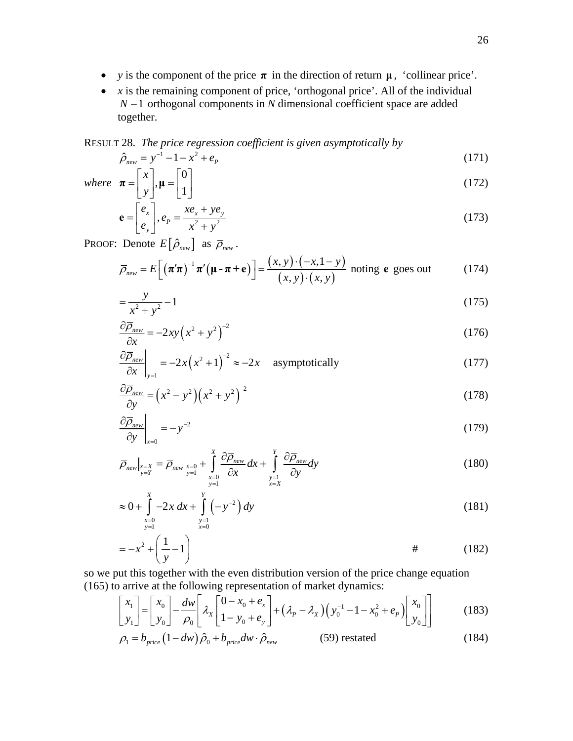- *y* is the component of the price $\boldsymbol{\pi}$ in the direction of return $\boldsymbol{\mu}$, 'collinear price'.
- *x* is the remaining component of price, 'orthogonal price'. All of the individual $N-1$ orthogonal components in *N* dimensional coefficient space are added together.

RESULT 28. *The price regression coefficient is given asymptotically by*

$$\hat{\rho}_{new} = y^{-1} - 1 - x^2 + e_P \tag{171}$$

*where* 

$$\boldsymbol{\pi} = \begin{bmatrix} x \\ y \end{bmatrix}, \boldsymbol{\mu} = \begin{bmatrix} 0 \\ 1 \end{bmatrix} \tag{172}$$

$$\mathbf{e} = \begin{bmatrix} e_x \\ e_y \end{bmatrix}, e_P = \frac{xe_x + ye_y}{x^2 + y^2} \tag{173}$$

PROOF: Denote $E\left[\hat{\rho}_{new}\right]$ as $\bar{\rho}_{new}$.

$$\bar{\rho}_{new} = E\left[\left(\boldsymbol{\pi}'\boldsymbol{\pi}\right)^{-1}\boldsymbol{\pi}'\left(\boldsymbol{\mu} - \boldsymbol{\pi} + \mathbf{e}\right)\right] = \frac{(x,y)\cdot(-x,1-y)}{(x,y)\cdot(x,y)} \text{ noting } \mathbf{e} \text{ goes out} \tag{174}$$

$$= \frac{y}{x^2 + y^2} - 1 \tag{175}$$

$$\frac{\partial \bar{\rho}_{new}}{\partial x} = -2xy\left(x^2 + y^2\right)^{-2} \tag{176}$$

$$\left.\frac{\partial \bar{\rho}_{new}}{\partial x}\right|_{y=1} = -2x\left(x^2 + 1\right)^{-2} \approx -2x \quad \text{asymptotically} \tag{177}$$

$$\frac{\partial \bar{\rho}_{new}}{\partial y} = \left(x^2 - y^2\right)\left(x^2 + y^2\right)^{-2} \tag{178}$$

$$\left.\frac{\partial \bar{\rho}_{new}}{\partial y}\right|_{x=0} = -y^{-2} \tag{179}$$

$$\bar{\rho}_{new}\Big|_{\substack{x=X \\ y=Y}} = \bar{\rho}_{new}\Big|_{\substack{x=0 \\ y=1}} + \int_{\substack{x=0 \\ y=1}}^{X} \frac{\partial \bar{\rho}_{new}}{\partial x} dx + \int_{\substack{y=1 \\ x=X}}^{Y} \frac{\partial \bar{\rho}_{new}}{\partial y} dy \tag{180}$$

$$\approx 0 + \int_{\substack{x=0 \\ y=1}}^{X} -2x\, dx + \int_{\substack{y=1 \\ x=0}}^{Y} \left(-y^{-2}\right) dy \tag{181}$$

$$= -x^2 + \left(\frac{1}{y} - 1\right) \qquad \# \tag{182}$$

so we put this together with the even distribution version of the price change equation (165) to arrive at the following representation of market dynamics:

$$\begin{bmatrix} x_1 \\ y_1 \end{bmatrix} = \begin{bmatrix} x_0 \\ y_0 \end{bmatrix} - \frac{dw}{\rho_0}\left[\lambda_X \begin{bmatrix} 0 - x_0 + e_x \\ 1 - y_0 + e_y \end{bmatrix} + \left(\lambda_P - \lambda_X\right)\left(y_0^{-1} - 1 - x_0^2 + e_P\right)\begin{bmatrix} x_0 \\ y_0 \end{bmatrix}\right] \tag{183}$$

$$\rho_1 = b_{price}\left(1 - dw\right)\hat{\rho}_0 + b_{price} dw \cdot \hat{\rho}_{new} \qquad \text{(59) restated} \tag{184}$$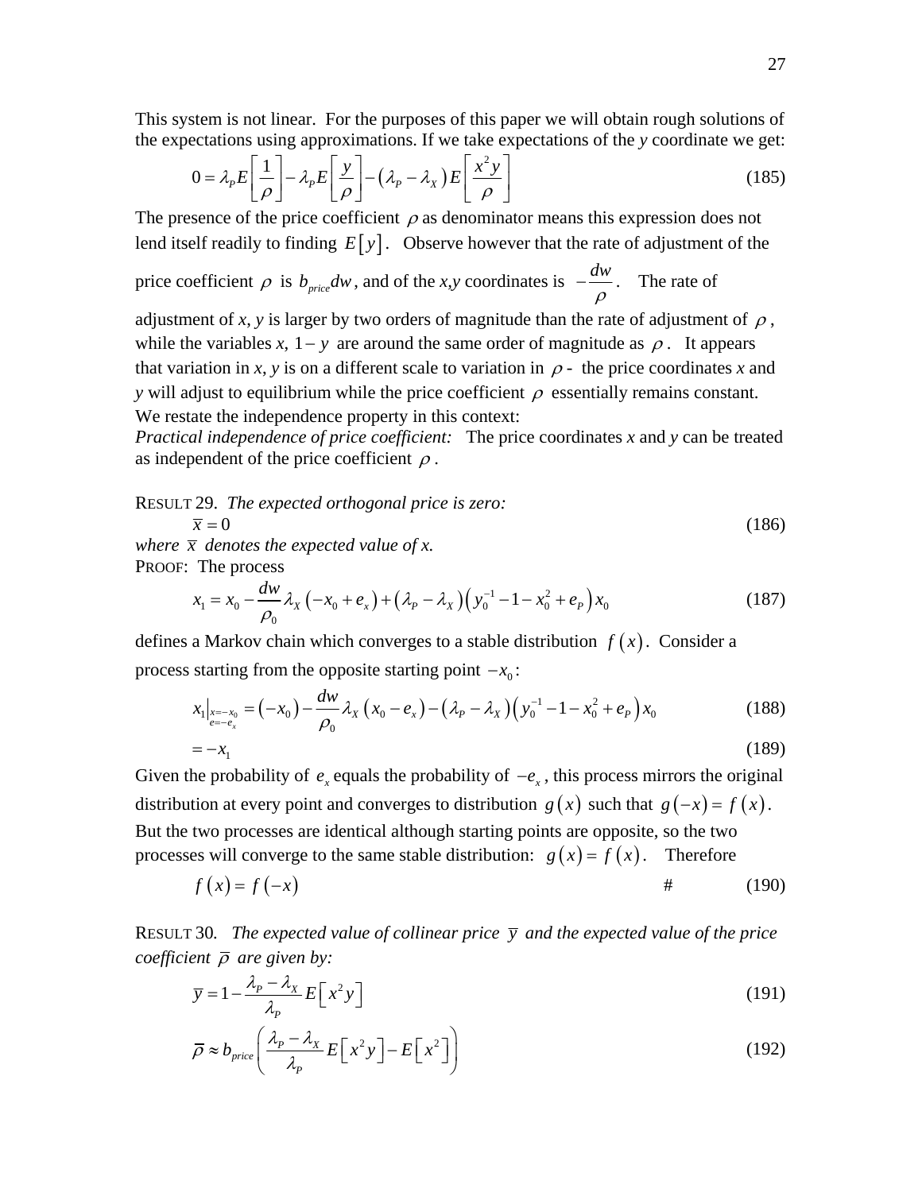This system is not linear. For the purposes of this paper we will obtain rough solutions of the expectations using approximations. If we take expectations of the *y* coordinate we get:

$$0 = \lambda_P E\left[\frac{1}{\rho}\right] - \lambda_P E\left[\frac{y}{\rho}\right] - \left(\lambda_P - \lambda_X\right) E\left[\frac{x^2 y}{\rho}\right] \tag{185}$$

The presence of the price coefficient $\rho$ as denominator means this expression does not lend itself readily to finding $E[y]$. Observe however that the rate of adjustment of the price coefficient $\rho$ is $b_{price}dw$, and of the *x*,*y* coordinates is $-\frac{dw}{\rho}$. The rate of adjustment of *x*, *y* is larger by two orders of magnitude than the rate of adjustment of $\rho$, while the variables *x*, $1-y$ are around the same order of magnitude as $\rho$. It appears that variation in *x*, *y* is on a different scale to variation in $\rho$ - the price coordinates *x* and *y* will adjust to equilibrium while the price coefficient $\rho$ essentially remains constant. We restate the independence property in this context:

*Practical independence of price coefficient:* The price coordinates *x* and *y* can be treated as independent of the price coefficient $\rho$.

RESULT 29. *The expected orthogonal price is zero:*

$$\overline{x} = 0 \tag{186}$$

*where* $\overline{x}$ *denotes the expected value of x.*

PROOF: The process

$$x_1 = x_0 - \frac{dw}{\rho_0}\lambda_X\left(-x_0 + e_x\right) + \left(\lambda_P - \lambda_X\right)\left(y_0^{-1} - 1 - x_0^2 + e_P\right)x_0 \tag{187}$$

defines a Markov chain which converges to a stable distribution $f(x)$. Consider a process starting from the opposite starting point $-x_0$:

$$x_1\big|_{\substack{x=-x_0 \\ e=-e_x}} = \left(-x_0\right) - \frac{dw}{\rho_0}\lambda_X\left(x_0 - e_x\right) - \left(\lambda_P - \lambda_X\right)\left(y_0^{-1} - 1 - x_0^2 + e_P\right)x_0 \tag{188}$$

$$= -x_1 \tag{189}$$

Given the probability of $e_x$ equals the probability of $-e_x$, this process mirrors the original distribution at every point and converges to distribution $g(x)$ such that $g(-x) = f(x)$. But the two processes are identical although starting points are opposite, so the two processes will converge to the same stable distribution: $g(x) = f(x)$. Therefore

$$f(x) = f(-x) \qquad \# \tag{190}$$

RESULT 30. *The expected value of collinear price* $\overline{y}$ *and the expected value of the price coefficient* $\overline{\rho}$ *are given by:*

$$\overline{y} = 1 - \frac{\lambda_P - \lambda_X}{\lambda_P} E\left[x^2 y\right] \tag{191}$$

$$\overline{\rho} \approx b_{price}\left(\frac{\lambda_P - \lambda_X}{\lambda_P} E\left[x^2 y\right] - E\left[x^2\right]\right) \tag{192}$$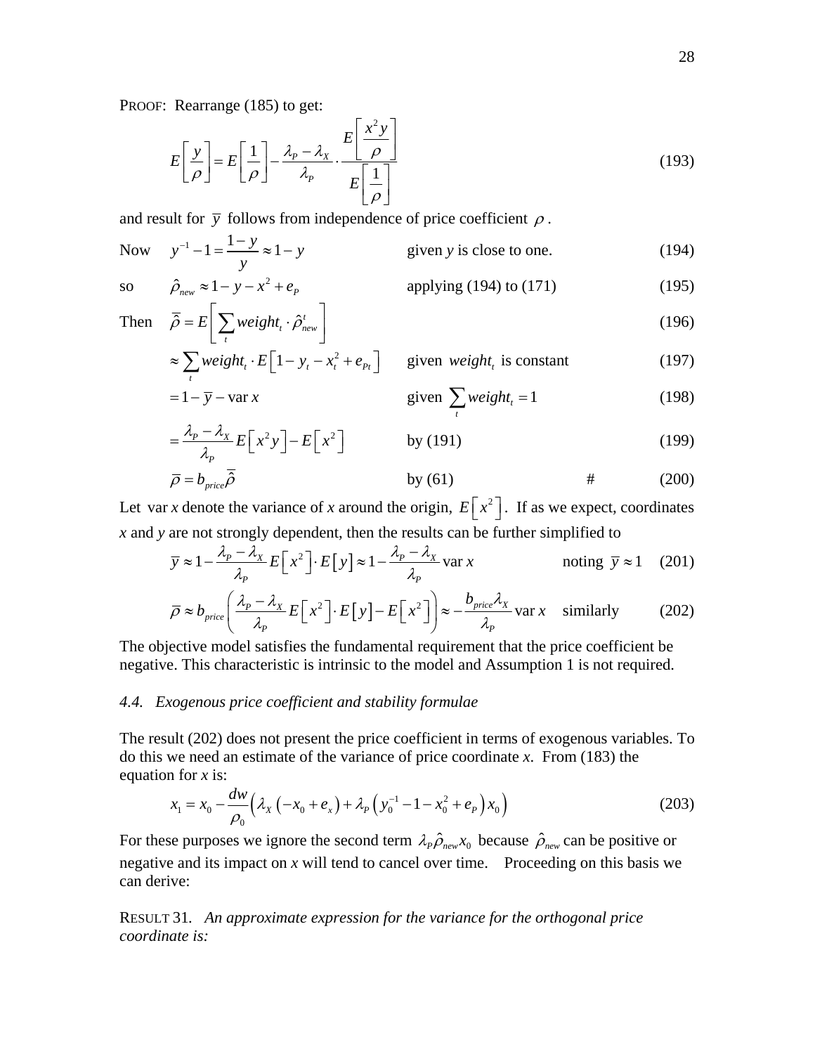PROOF: Rearrange (185) to get:

$$E\left[\frac{y}{\rho}\right] = E\left[\frac{1}{\rho}\right] - \frac{\lambda_P - \lambda_X}{\lambda_P} \cdot \frac{E\left[\dfrac{x^2 y}{\rho}\right]}{E\left[\dfrac{1}{\rho}\right]} \tag{193}$$

and result for $\bar{y}$ follows from independence of price coefficient $\rho$.

Now $\quad y^{-1} - 1 = \dfrac{1-y}{y} \approx 1 - y \qquad$ given $y$ is close to one. $\qquad (194)$

so $\quad \hat{\rho}_{new} \approx 1 - y - x^2 + e_P \qquad$ applying (194) to (171) $\qquad (195)$

Then

$$\bar{\bar{\rho}} = E\left[\sum_t weight_t \cdot \hat{\rho}^t_{new}\right] \tag{196}$$

$$\approx \sum_t weight_t \cdot E\left[1 - y_t - x_t^2 + e_{Pt}\right] \qquad \text{given } weight_t \text{ is constant} \tag{197}$$

$$= 1 - \bar{y} - \operatorname{var} x \qquad \text{given } \sum_t weight_t = 1 \tag{198}$$

$$= \frac{\lambda_P - \lambda_X}{\lambda_P} E\left[x^2 y\right] - E\left[x^2\right] \qquad \text{by (191)} \tag{199}$$

$$\bar{\rho} = b_{price}\bar{\bar{\rho}} \qquad \text{by (61)} \qquad \# \tag{200}$$

Let var $x$ denote the variance of $x$ around the origin, $E\left[x^2\right]$. If as we expect, coordinates $x$ and $y$ are not strongly dependent, then the results can be further simplified to

$$\bar{y} \approx 1 - \frac{\lambda_P - \lambda_X}{\lambda_P} E\left[x^2\right] \cdot E\left[y\right] \approx 1 - \frac{\lambda_P - \lambda_X}{\lambda_P} \operatorname{var} x \qquad \text{noting } \bar{y} \approx 1 \tag{201}$$

$$\bar{\rho} \approx b_{price}\left(\frac{\lambda_P - \lambda_X}{\lambda_P} E\left[x^2\right] \cdot E\left[y\right] - E\left[x^2\right]\right) \approx -\frac{b_{price}\lambda_X}{\lambda_P} \operatorname{var} x \qquad \text{similarly} \tag{202}$$

The objective model satisfies the fundamental requirement that the price coefficient be negative. This characteristic is intrinsic to the model and Assumption 1 is not required.

### 4.4. *Exogenous price coefficient and stability formulae*

The result (202) does not present the price coefficient in terms of exogenous variables. To do this we need an estimate of the variance of price coordinate $x$. From (183) the equation for $x$ is:

$$x_1 = x_0 - \frac{dw}{\rho_0}\left(\lambda_X\left(-x_0 + e_x\right) + \lambda_P\left(y_0^{-1} - 1 - x_0^2 + e_P\right)x_0\right) \tag{203}$$

For these purposes we ignore the second term $\lambda_P \hat{\rho}_{new} x_0$ because $\hat{\rho}_{new}$ can be positive or negative and its impact on $x$ will tend to cancel over time. Proceeding on this basis we can derive:

RESULT 31. *An approximate expression for the variance for the orthogonal price coordinate is:*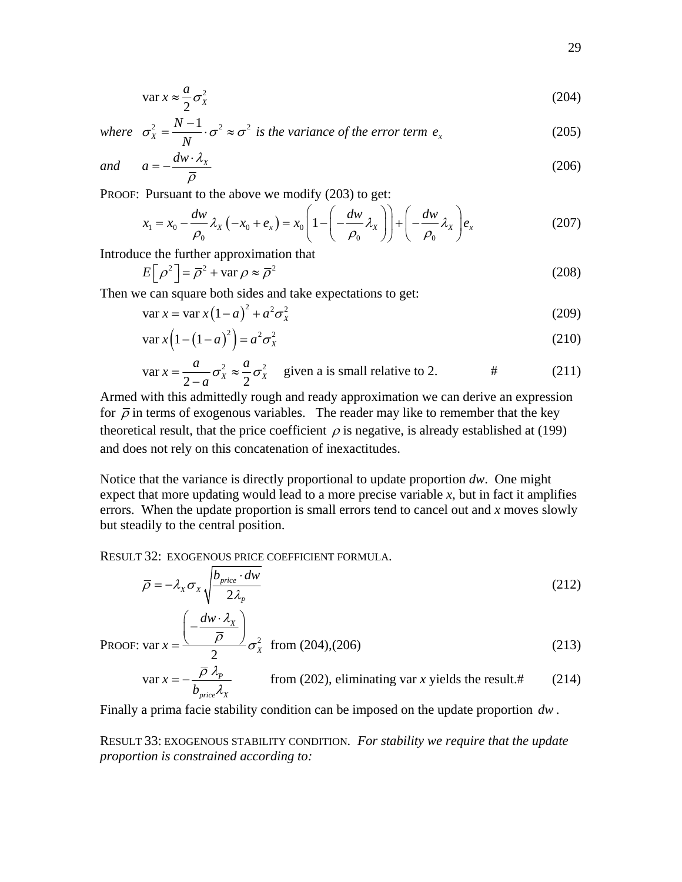$$\operatorname{var} x \approx \frac{a}{2}\sigma_X^2 \tag{204}$$

*where* $\sigma_X^2 = \frac{N-1}{N}\cdot\sigma^2 \approx \sigma^2$ *is the variance of the error term* $e_x$ (205)

*and* $a = -\frac{dw\cdot\lambda_X}{\bar{\rho}}$ (206)

PROOF: Pursuant to the above we modify (203) to get:

$$x_1 = x_0 - \frac{dw}{\rho_0}\lambda_X\left(-x_0 + e_x\right) = x_0\left(1 - \left(-\frac{dw}{\rho_0}\lambda_X\right)\right) + \left(-\frac{dw}{\rho_0}\lambda_X\right)e_x \tag{207}$$

Introduce the further approximation that

$$E\left[\rho^2\right] = \bar{\rho}^2 + \operatorname{var}\rho \approx \bar{\rho}^2 \tag{208}$$

Then we can square both sides and take expectations to get:

$$\operatorname{var} x = \operatorname{var} x\left(1-a\right)^2 + a^2\sigma_X^2 \tag{209}$$

$$\operatorname{var} x\left(1-\left(1-a\right)^2\right) = a^2\sigma_X^2 \tag{210}$$

$$\operatorname{var} x = \frac{a}{2-a}\sigma_X^2 \approx \frac{a}{2}\sigma_X^2 \quad \text{given a is small relative to 2.} \qquad \# \tag{211}$$

Armed with this admittedly rough and ready approximation we can derive an expression for $\bar{\rho}$ in terms of exogenous variables. The reader may like to remember that the key theoretical result, that the price coefficient $\rho$ is negative, is already established at (199) and does not rely on this concatenation of inexactitudes.

Notice that the variance is directly proportional to update proportion *dw*. One might expect that more updating would lead to a more precise variable *x*, but in fact it amplifies errors. When the update proportion is small errors tend to cancel out and *x* moves slowly but steadily to the central position.

RESULT 32: EXOGENOUS PRICE COEFFICIENT FORMULA.

$$\bar{\rho} = -\lambda_X\sigma_X\sqrt{\frac{b_{price}\cdot dw}{2\lambda_P}} \tag{212}$$

PROOF: $\operatorname{var} x = \frac{\left(-\frac{dw\cdot\lambda_X}{\bar{\rho}}\right)}{2}\sigma_X^2$ from (204),(206) (213)

$\operatorname{var} x = -\frac{\bar{\rho}\,\lambda_P}{b_{price}\lambda_X}$ from (202), eliminating var *x* yields the result.# (214)

Finally a prima facie stability condition can be imposed on the update proportion $dw$.

RESULT 33: EXOGENOUS STABILITY CONDITION. *For stability we require that the update proportion is constrained according to:*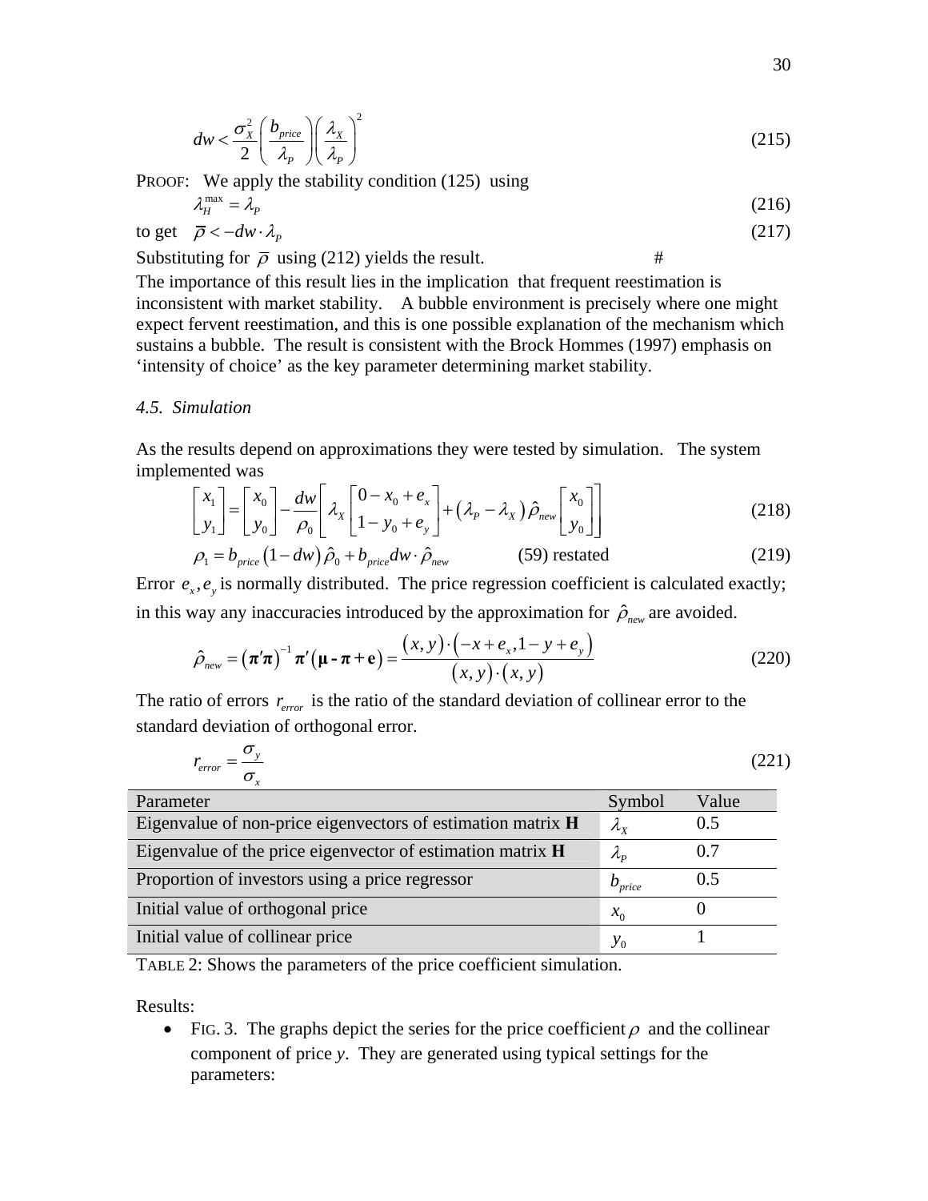$$dw < \frac{\sigma_X^2}{2}\left(\frac{b_{price}}{\lambda_P}\right)\left(\frac{\lambda_X}{\lambda_P}\right)^2 \tag{215}$$

PROOF: We apply the stability condition (125) using

$$\lambda_H^{\max} = \lambda_P \tag{216}$$

to get $\quad \bar{\rho} < -dw \cdot \lambda_P \qquad (217)$

Substituting for $\bar{\rho}$ using (212) yields the result. #

The importance of this result lies in the implication that frequent reestimation is inconsistent with market stability. A bubble environment is precisely where one might expect fervent reestimation, and this is one possible explanation of the mechanism which sustains a bubble. The result is consistent with the Brock Hommes (1997) emphasis on 'intensity of choice' as the key parameter determining market stability.

*4.5. Simulation*

As the results depend on approximations they were tested by simulation. The system implemented was

$$\begin{bmatrix} x_1 \\ y_1 \end{bmatrix} = \begin{bmatrix} x_0 \\ y_0 \end{bmatrix} - \frac{dw}{\rho_0}\left[\lambda_X \begin{bmatrix} 0 - x_0 + e_x \\ 1 - y_0 + e_y \end{bmatrix} + \left(\lambda_P - \lambda_X\right)\hat{\rho}_{new}\begin{bmatrix} x_0 \\ y_0 \end{bmatrix}\right] \tag{218}$$

$$\rho_1 = b_{price}\left(1 - dw\right)\hat{\rho}_0 + b_{price} dw \cdot \hat{\rho}_{new} \qquad \text{(59) restated} \tag{219}$$

Error $e_x, e_y$ is normally distributed. The price regression coefficient is calculated exactly; in this way any inaccuracies introduced by the approximation for $\hat{\rho}_{new}$ are avoided.

$$\hat{\rho}_{new} = \left(\boldsymbol{\pi}'\boldsymbol{\pi}\right)^{-1}\boldsymbol{\pi}'\left(\boldsymbol{\mu} - \boldsymbol{\pi} + \mathbf{e}\right) = \frac{\left(x, y\right)\cdot\left(-x + e_x, 1 - y + e_y\right)}{\left(x, y\right)\cdot\left(x, y\right)} \tag{220}$$

The ratio of errors $r_{error}$ is the ratio of the standard deviation of collinear error to the standard deviation of orthogonal error.

$$r_{error} = \frac{\sigma_y}{\sigma_x} \tag{221}$$

| Parameter | Symbol | Value |
|---|---|---|
| Eigenvalue of non-price eigenvectors of estimation matrix **H** | $\lambda_X$ | 0.5 |
| Eigenvalue of the price eigenvector of estimation matrix **H** | $\lambda_P$ | 0.7 |
| Proportion of investors using a price regressor | $b_{price}$ | 0.5 |
| Initial value of orthogonal price | $x_0$ | 0 |
| Initial value of collinear price | $y_0$ | 1 |

TABLE 2: Shows the parameters of the price coefficient simulation.

Results:

- FIG. 3. The graphs depict the series for the price coefficient $\rho$ and the collinear component of price *y*. They are generated using typical settings for the parameters: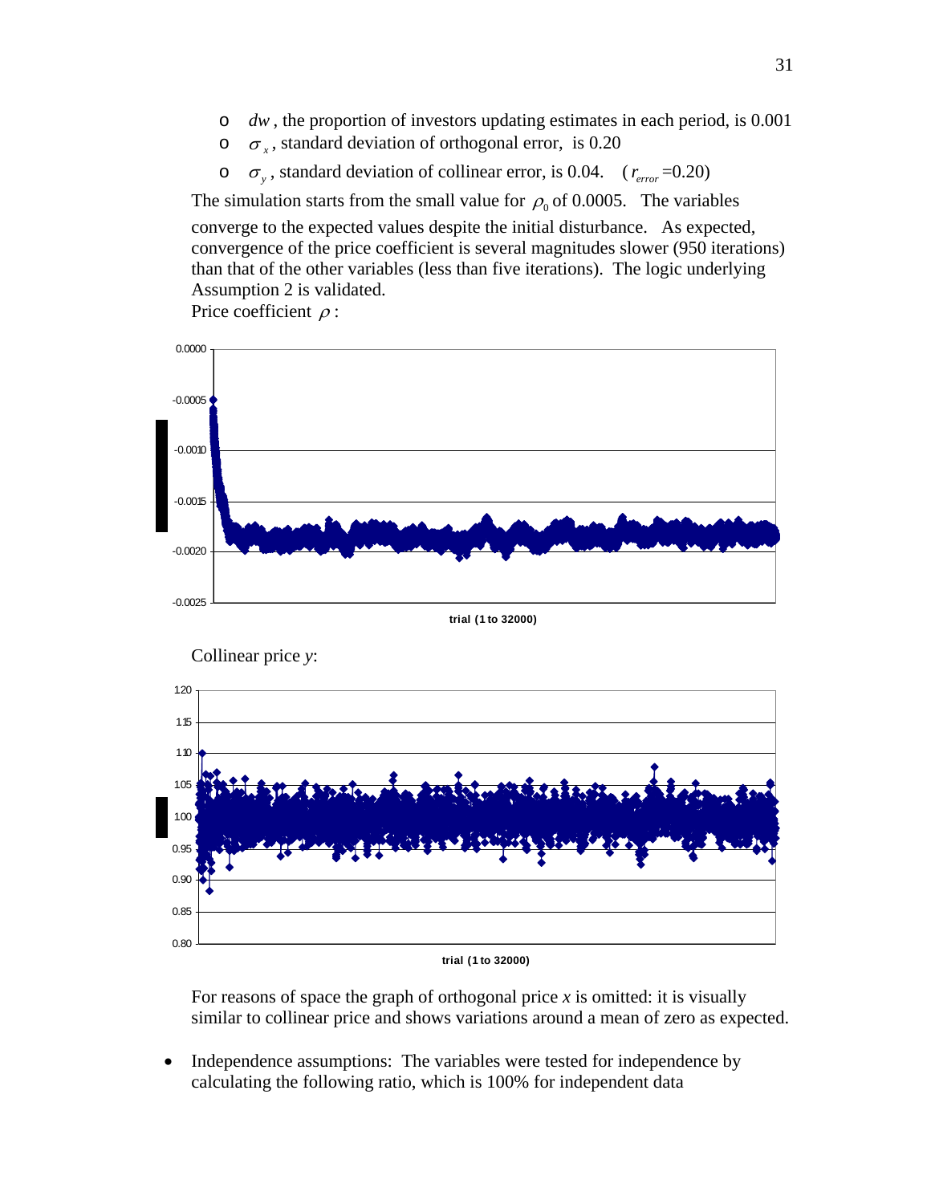- $dw$, the proportion of investors updating estimates in each period, is 0.001
- $\sigma_x$, standard deviation of orthogonal error, is 0.20
- $\sigma_y$, standard deviation of collinear error, is 0.04. ($r_{error}$=0.20)

The simulation starts from the small value for $\rho_0$ of 0.0005. The variables converge to the expected values despite the initial disturbance. As expected, convergence of the price coefficient is several magnitudes slower (950 iterations) than that of the other variables (less than five iterations). The logic underlying Assumption 2 is validated.

Price coefficient $\rho$:

Collinear price $y$:

For reasons of space the graph of orthogonal price $x$ is omitted: it is visually similar to collinear price and shows variations around a mean of zero as expected.

- Independence assumptions: The variables were tested for independence by calculating the following ratio, which is 100% for independent data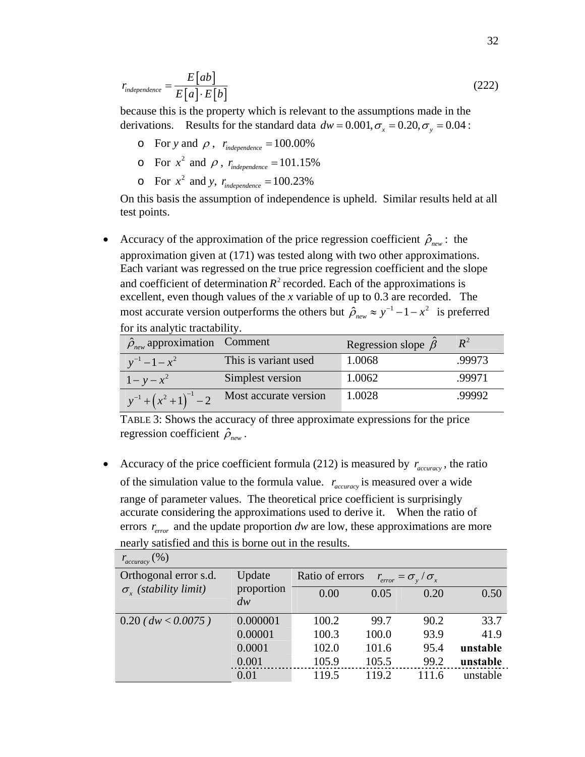$$r_{independence} = \frac{E[ab]}{E[a] \cdot E[b]} \tag{222}$$

because this is the property which is relevant to the assumptions made in the derivations. Results for the standard data $dw = 0.001, \sigma_x = 0.20, \sigma_y = 0.04$:

- For $y$ and $\rho$, $r_{independence} = 100.00\%$
- For $x^2$ and $\rho$, $r_{independence} = 101.15\%$
- For $x^2$ and $y$, $r_{independence} = 100.23\%$

On this basis the assumption of independence is upheld. Similar results held at all test points.

- Accuracy of the approximation of the price regression coefficient $\hat{\rho}_{new}$: the approximation given at (171) was tested along with two other approximations. Each variant was regressed on the true price regression coefficient and the slope and coefficient of determination $R^2$ recorded. Each of the approximations is excellent, even though values of the *x* variable of up to 0.3 are recorded. The most accurate version outperforms the others but $\hat{\rho}_{new} \approx y^{-1} - 1 - x^2$ is preferred for its analytic tractability.

| $\hat{\rho}_{new}$ approximation | Comment | Regression slope $\hat{\beta}$ | $R^2$ |
|---|---|---|---|
| $y^{-1} - 1 - x^2$ | This is variant used | 1.0068 | .99973 |
| $1 - y - x^2$ | Simplest version | 1.0062 | .99971 |
| $y^{-1} + \left(x^2 + 1\right)^{-1} - 2$ | Most accurate version | 1.0028 | .99992 |

TABLE 3: Shows the accuracy of three approximate expressions for the price regression coefficient $\hat{\rho}_{new}$.

- Accuracy of the price coefficient formula (212) is measured by $r_{accuracy}$, the ratio of the simulation value to the formula value. $r_{accuracy}$ is measured over a wide range of parameter values. The theoretical price coefficient is surprisingly accurate considering the approximations used to derive it. When the ratio of errors $r_{error}$ and the update proportion *dw* are low, these approximations are more nearly satisfied and this is borne out in the results.

| $r_{accuracy}$ (%) | | | | | |
|---|---|---|---|---|---|
| Orthogonal error s.d. $\sigma_x$ *(stability limit)* | Update proportion *dw* | Ratio of errors $r_{error} = \sigma_y / \sigma_x$ | | | |
| | | 0.00 | 0.05 | 0.20 | 0.50 |
| 0.20 *( dw < 0.0075 )* | 0.000001 | 100.2 | 99.7 | 90.2 | 33.7 |
| | 0.00001 | 100.3 | 100.0 | 93.9 | 41.9 |
| | 0.0001 | 102.0 | 101.6 | 95.4 | **unstable** |
| | 0.001 | 105.9 | 105.5 | 99.2 | **unstable** |
| | 0.01 | 119.5 | 119.2 | 111.6 | unstable |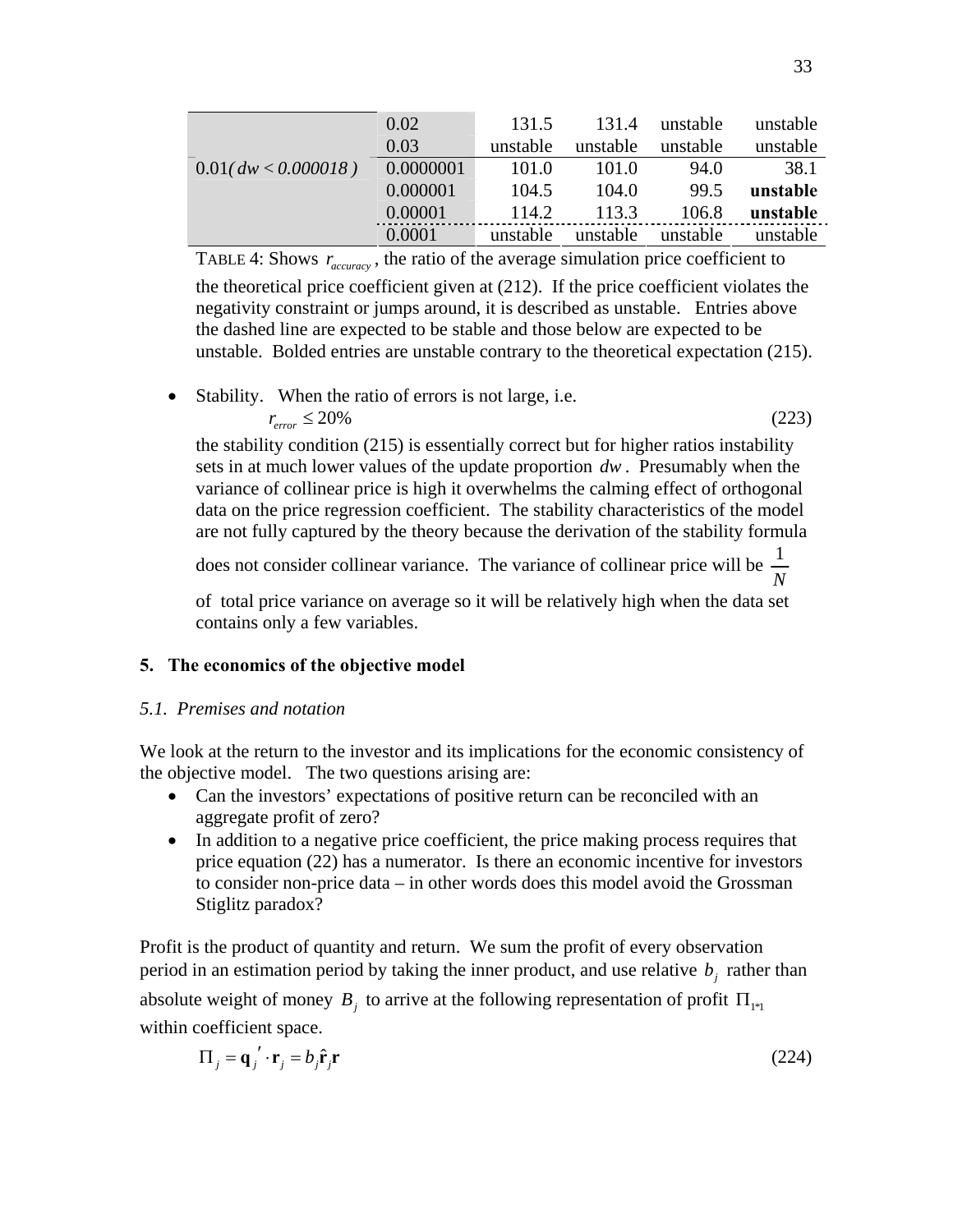|  |  |  |  |  |  |
|---|---|---|---|---|---|
|  | 0.02 | 131.5 | 131.4 | unstable | unstable |
|  | 0.03 | unstable | unstable | unstable | unstable |
| 0.01( $dw < 0.000018$ ) | 0.0000001 | 101.0 | 101.0 | 94.0 | 38.1 |
|  | 0.000001 | 104.5 | 104.0 | 99.5 | **unstable** |
|  | 0.00001 | 114.2 | 113.3 | 106.8 | **unstable** |
|  | 0.0001 | unstable | unstable | unstable | unstable |

TABLE 4: Shows $r_{accuracy}$, the ratio of the average simulation price coefficient to the theoretical price coefficient given at (212). If the price coefficient violates the negativity constraint or jumps around, it is described as unstable. Entries above the dashed line are expected to be stable and those below are expected to be unstable. Bolded entries are unstable contrary to the theoretical expectation (215).

- Stability. When the ratio of errors is not large, i.e.

$$r_{error} \le 20\% \tag{223}$$

the stability condition (215) is essentially correct but for higher ratios instability sets in at much lower values of the update proportion $dw$. Presumably when the variance of collinear price is high it overwhelms the calming effect of orthogonal data on the price regression coefficient. The stability characteristics of the model are not fully captured by the theory because the derivation of the stability formula does not consider collinear variance. The variance of collinear price will be $\frac{1}{N}$ of total price variance on average so it will be relatively high when the data set contains only a few variables.

## 5. The economics of the objective model

### *5.1. Premises and notation*

We look at the return to the investor and its implications for the economic consistency of the objective model. The two questions arising are:

- Can the investors' expectations of positive return can be reconciled with an aggregate profit of zero?
- In addition to a negative price coefficient, the price making process requires that price equation (22) has a numerator. Is there an economic incentive for investors to consider non-price data – in other words does this model avoid the Grossman Stiglitz paradox?

Profit is the product of quantity and return. We sum the profit of every observation period in an estimation period by taking the inner product, and use relative $b_j$ rather than absolute weight of money $B_j$ to arrive at the following representation of profit $\Pi_{1*1}$ within coefficient space.

$$\Pi_j = \mathbf{q}_j{}' \cdot \mathbf{r}_j = b_j \hat{\mathbf{r}}_j \mathbf{r} \tag{224}$$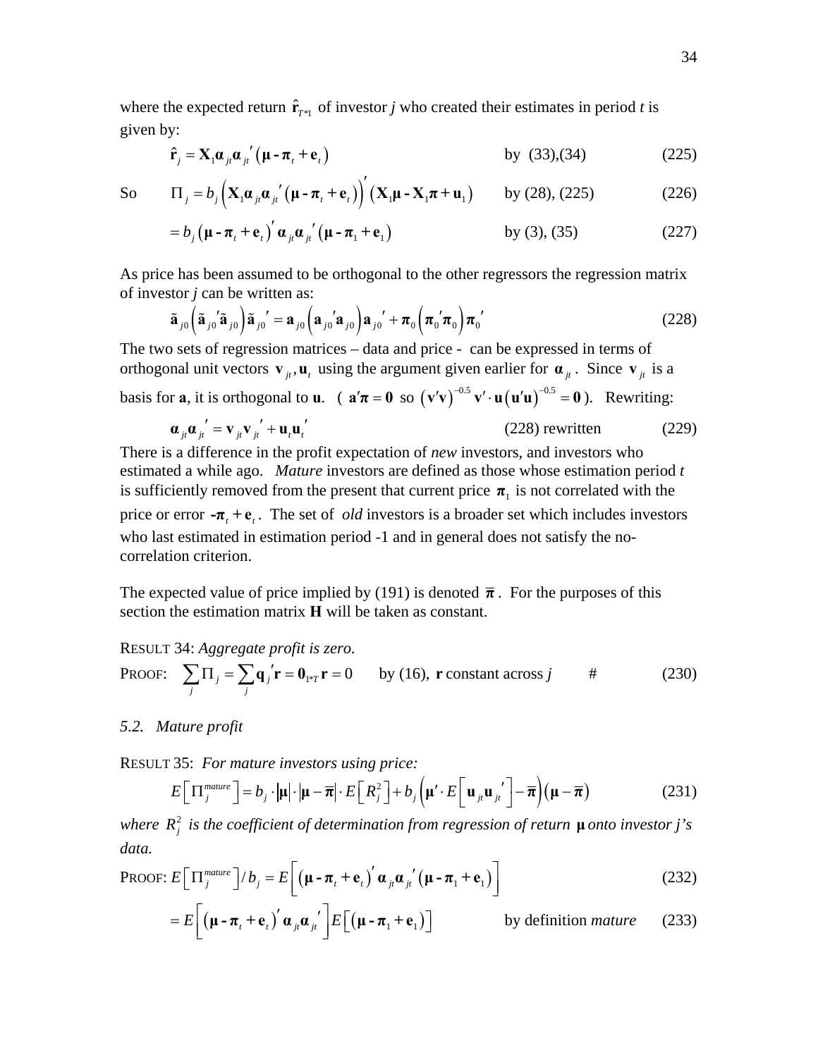where the expected return $\hat{\mathbf{r}}_{T*1}$ of investor *j* who created their estimates in period *t* is given by:

$$\hat{\mathbf{r}}_j = \mathbf{X}_1 \boldsymbol{\alpha}_{jt} \boldsymbol{\alpha}_{jt}{}' \left( \boldsymbol{\mu} - \boldsymbol{\pi}_t + \mathbf{e}_t \right) \qquad \text{by (33),(34)} \qquad (225)$$

So
$$\Pi_j = b_j \left( \mathbf{X}_1 \boldsymbol{\alpha}_{jt} \boldsymbol{\alpha}_{jt}{}' \left( \boldsymbol{\mu} - \boldsymbol{\pi}_t + \mathbf{e}_t \right) \right)' \left( \mathbf{X}_1 \boldsymbol{\mu} - \mathbf{X}_1 \boldsymbol{\pi} + \mathbf{u}_1 \right) \qquad \text{by (28), (225)} \qquad (226)$$

$$= b_j \left( \boldsymbol{\mu} - \boldsymbol{\pi}_t + \mathbf{e}_t \right)' \boldsymbol{\alpha}_{jt} \boldsymbol{\alpha}_{jt}{}' \left( \boldsymbol{\mu} - \boldsymbol{\pi}_1 + \mathbf{e}_1 \right) \qquad \text{by (3), (35)} \qquad (227)$$

As price has been assumed to be orthogonal to the other regressors the regression matrix of investor *j* can be written as:

$$\tilde{\mathbf{a}}_{j0} \left( \tilde{\mathbf{a}}_{j0}{}' \tilde{\mathbf{a}}_{j0} \right) \tilde{\mathbf{a}}_{j0}{}' = \mathbf{a}_{j0} \left( \mathbf{a}_{j0}{}' \mathbf{a}_{j0} \right) \mathbf{a}_{j0}{}' + \boldsymbol{\pi}_0 \left( \boldsymbol{\pi}_0{}' \boldsymbol{\pi}_0 \right) \boldsymbol{\pi}_0{}' \qquad (228)$$

The two sets of regression matrices – data and price - can be expressed in terms of orthogonal unit vectors $\mathbf{v}_{jt}, \mathbf{u}_t$ using the argument given earlier for $\boldsymbol{\alpha}_{jt}$. Since $\mathbf{v}_{jt}$ is a basis for **a**, it is orthogonal to **u**. ( $\mathbf{a}'\boldsymbol{\pi} = \mathbf{0}$ so $\left( \mathbf{v}'\mathbf{v} \right)^{-0.5} \mathbf{v}' \cdot \mathbf{u} \left( \mathbf{u}'\mathbf{u} \right)^{-0.5} = \mathbf{0}$ ). Rewriting:

$$\boldsymbol{\alpha}_{jt} \boldsymbol{\alpha}_{jt}{}' = \mathbf{v}_{jt} \mathbf{v}_{jt}{}' + \mathbf{u}_t \mathbf{u}_t{}' \qquad \text{(228) rewritten} \qquad (229)$$

There is a difference in the profit expectation of *new* investors, and investors who estimated a while ago. *Mature* investors are defined as those whose estimation period *t* is sufficiently removed from the present that current price $\boldsymbol{\pi}_1$ is not correlated with the price or error $-\boldsymbol{\pi}_t + \mathbf{e}_t$. The set of *old* investors is a broader set which includes investors who last estimated in estimation period -1 and in general does not satisfy the no-correlation criterion.

The expected value of price implied by (191) is denoted $\overline{\boldsymbol{\pi}}$. For the purposes of this section the estimation matrix **H** will be taken as constant.

RESULT 34: *Aggregate profit is zero.*

PROOF: $$\sum_j \Pi_j = \sum_j \mathbf{q}_j{}' \mathbf{r} = \mathbf{0}_{1*T} \mathbf{r} = 0 \qquad \text{by (16), } \mathbf{r} \text{ constant across } j \qquad \# \qquad (230)$$

### *5.2. Mature profit*

RESULT 35: *For mature investors using price:*

$$E\left[ \Pi_j^{mature} \right] = b_j \cdot |\boldsymbol{\mu}| \cdot |\boldsymbol{\mu} - \overline{\boldsymbol{\pi}}| \cdot E\left[ R_j^2 \right] + b_j \left( \boldsymbol{\mu}' \cdot E\left[ \mathbf{u}_{jt} \mathbf{u}_{jt}{}' \right] - \overline{\boldsymbol{\pi}} \right) \left( \boldsymbol{\mu} - \overline{\boldsymbol{\pi}} \right) \qquad (231)$$

*where* $R_j^2$ *is the coefficient of determination from regression of return* $\boldsymbol{\mu}$ *onto investor j's data.*

PROOF: $$E\left[ \Pi_j^{mature} \right] / b_j = E\left[ \left( \boldsymbol{\mu} - \boldsymbol{\pi}_t + \mathbf{e}_t \right)' \boldsymbol{\alpha}_{jt} \boldsymbol{\alpha}_{jt}{}' \left( \boldsymbol{\mu} - \boldsymbol{\pi}_1 + \mathbf{e}_1 \right) \right] \qquad (232)$$

$$= E\left[ \left( \boldsymbol{\mu} - \boldsymbol{\pi}_t + \mathbf{e}_t \right)' \boldsymbol{\alpha}_{jt} \boldsymbol{\alpha}_{jt}{}' \right] E\left[ \left( \boldsymbol{\mu} - \boldsymbol{\pi}_1 + \mathbf{e}_1 \right) \right] \qquad \text{by definition } mature \qquad (233)$$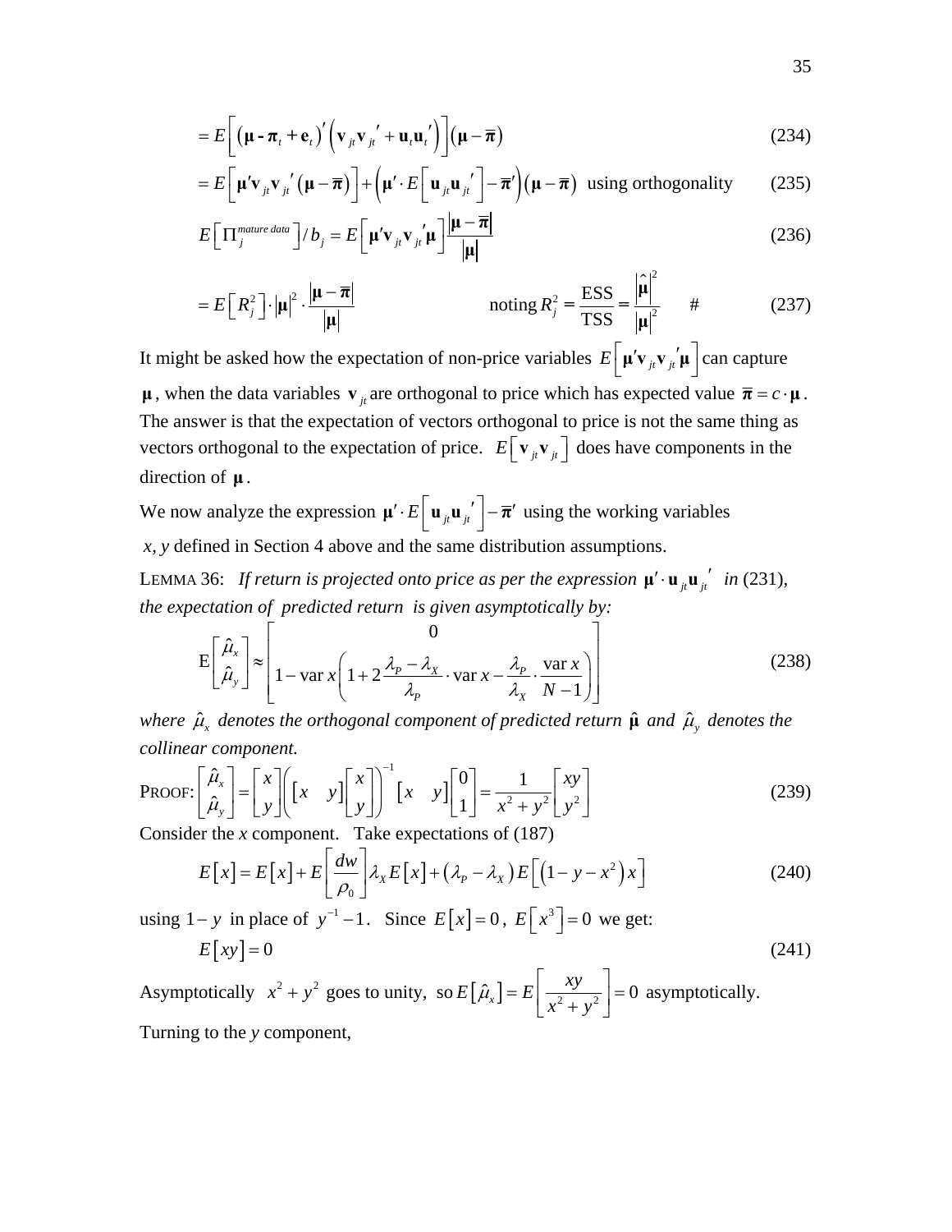$$= E\left[\left(\boldsymbol{\mu} - \boldsymbol{\pi}_t + \mathbf{e}_t\right)'\left(\mathbf{v}_{jt}\mathbf{v}_{jt}{}' + \mathbf{u}_t\mathbf{u}_t{}'\right)\right]\left(\boldsymbol{\mu} - \overline{\boldsymbol{\pi}}\right) \tag{234}$$

$$= E\left[\boldsymbol{\mu}'\mathbf{v}_{jt}\mathbf{v}_{jt}{}'\left(\boldsymbol{\mu} - \overline{\boldsymbol{\pi}}\right)\right] + \left(\boldsymbol{\mu}' \cdot E\left[\mathbf{u}_{jt}\mathbf{u}_{jt}{}'\right] - \overline{\boldsymbol{\pi}}'\right)\left(\boldsymbol{\mu} - \overline{\boldsymbol{\pi}}\right) \text{ using orthogonality} \tag{235}$$

$$E\left[\Pi_j^{mature\ data}\right]/b_j = E\left[\boldsymbol{\mu}'\mathbf{v}_{jt}\mathbf{v}_{jt}{}'\boldsymbol{\mu}\right]\frac{\left|\boldsymbol{\mu} - \overline{\boldsymbol{\pi}}\right|}{\left|\boldsymbol{\mu}\right|} \tag{236}$$

$$= E\left[R_j^2\right] \cdot \left|\boldsymbol{\mu}\right|^2 \cdot \frac{\left|\boldsymbol{\mu} - \overline{\boldsymbol{\pi}}\right|}{\left|\boldsymbol{\mu}\right|} \qquad \text{noting } R_j^2 = \frac{\text{ESS}}{\text{TSS}} = \frac{\left|\hat{\boldsymbol{\mu}}\right|^2}{\left|\boldsymbol{\mu}\right|^2} \quad \# \tag{237}$$

It might be asked how the expectation of non-price variables $E\left[\boldsymbol{\mu}'\mathbf{v}_{jt}\mathbf{v}_{jt}{}'\boldsymbol{\mu}\right]$ can capture $\boldsymbol{\mu}$, when the data variables $\mathbf{v}_{jt}$ are orthogonal to price which has expected value $\overline{\boldsymbol{\pi}} = c \cdot \boldsymbol{\mu}$. The answer is that the expectation of vectors orthogonal to price is not the same thing as vectors orthogonal to the expectation of price. $E\left[\mathbf{v}_{jt}\mathbf{v}_{jt}\right]$ does have components in the direction of $\boldsymbol{\mu}$.

We now analyze the expression $\boldsymbol{\mu}' \cdot E\left[\mathbf{u}_{jt}\mathbf{u}_{jt}{}'\right] - \overline{\boldsymbol{\pi}}'$ using the working variables $x, y$ defined in Section 4 above and the same distribution assumptions.

LEMMA 36: *If return is projected onto price as per the expression $\boldsymbol{\mu}' \cdot \mathbf{u}_{jt}\mathbf{u}_{jt}{}'$ in (231), the expectation of predicted return is given asymptotically by:*

$$\mathrm{E}\begin{bmatrix}\hat{\mu}_x \\ \hat{\mu}_y\end{bmatrix} \approx \begin{bmatrix} 0 \\ 1 - \operatorname{var} x\left(1 + 2\dfrac{\lambda_P - \lambda_X}{\lambda_P} \cdot \operatorname{var} x - \dfrac{\lambda_P}{\lambda_X} \cdot \dfrac{\operatorname{var} x}{N-1}\right)\end{bmatrix} \tag{238}$$

*where $\hat{\mu}_x$ denotes the orthogonal component of predicted return $\hat{\boldsymbol{\mu}}$ and $\hat{\mu}_y$ denotes the collinear component.*

PROOF:
$$\begin{bmatrix}\hat{\mu}_x \\ \hat{\mu}_y\end{bmatrix} = \begin{bmatrix} x \\ y\end{bmatrix}\left(\begin{bmatrix} x & y\end{bmatrix}\begin{bmatrix} x \\ y\end{bmatrix}\right)^{-1}\begin{bmatrix} x & y\end{bmatrix}\begin{bmatrix} 0 \\ 1\end{bmatrix} = \frac{1}{x^2 + y^2}\begin{bmatrix} xy \\ y^2\end{bmatrix} \tag{239}$$

Consider the *x* component. Take expectations of (187)

$$E[x] = E[x] + E\left[\frac{dw}{\rho_0}\right]\lambda_X E[x] + \left(\lambda_P - \lambda_X\right)E\left[\left(1 - y - x^2\right)x\right] \tag{240}$$

using $1 - y$ in place of $y^{-1} - 1$. Since $E[x] = 0$, $E\left[x^3\right] = 0$ we get:

$$E[xy] = 0 \tag{241}$$

Asymptotically $x^2 + y^2$ goes to unity, so $E\left[\hat{\mu}_x\right] = E\left[\dfrac{xy}{x^2 + y^2}\right] = 0$ asymptotically.

Turning to the *y* component,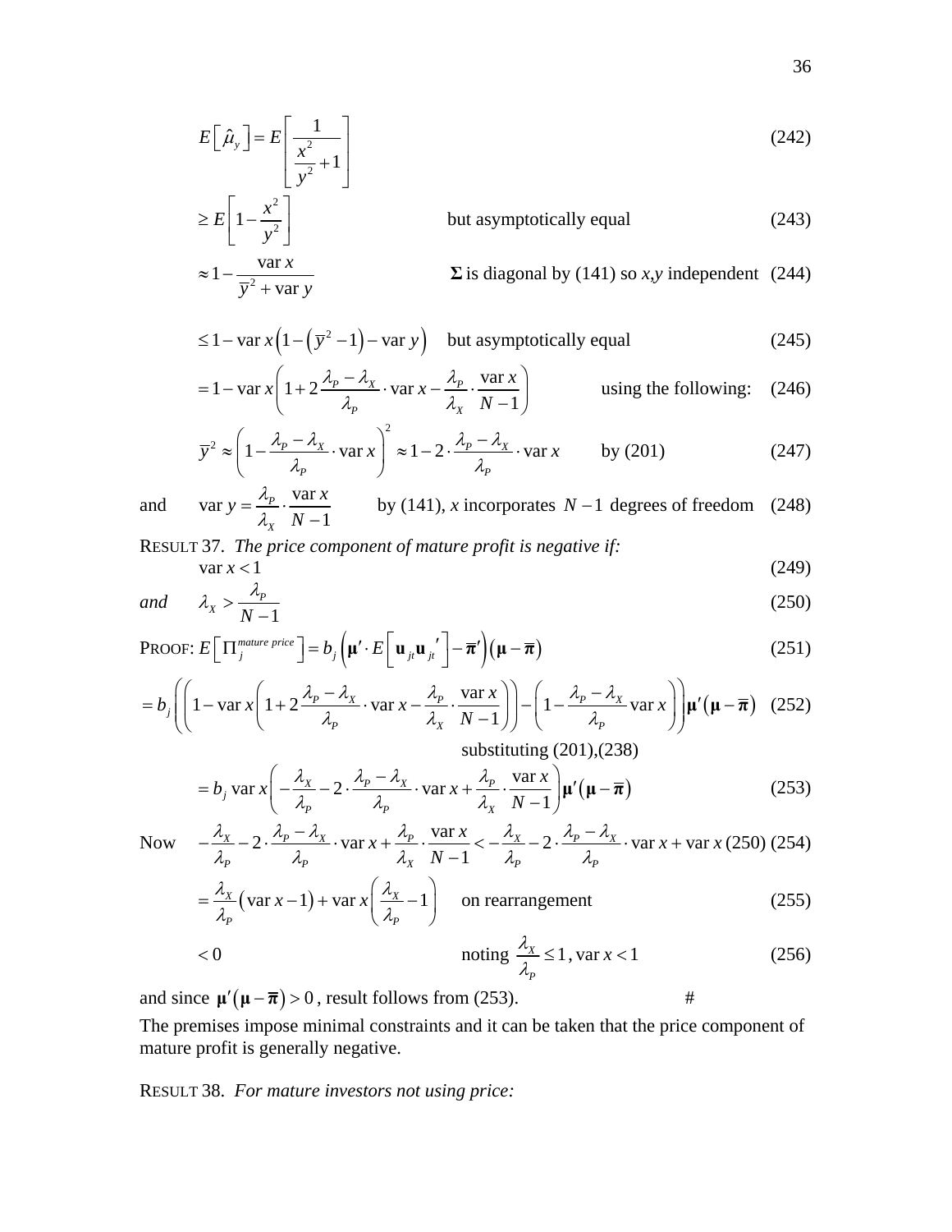$$E\left[\hat{\mu}_y\right] = E\left[\frac{1}{\frac{x^2}{y^2}+1}\right] \tag{242}$$

$$\geq E\left[1-\frac{x^2}{y^2}\right] \qquad \text{but asymptotically equal} \tag{243}$$

$$\approx 1-\frac{\operatorname{var} x}{\bar{y}^2+\operatorname{var} y} \qquad \mathbf{\Sigma} \text{ is diagonal by (141) so } x,y \text{ independent} \tag{244}$$

$$\leq 1-\operatorname{var} x\left(1-\left(\bar{y}^2-1\right)-\operatorname{var} y\right) \quad \text{but asymptotically equal} \tag{245}$$

$$= 1-\operatorname{var} x\left(1+2\frac{\lambda_P-\lambda_X}{\lambda_P}\cdot\operatorname{var} x-\frac{\lambda_P}{\lambda_X}\cdot\frac{\operatorname{var} x}{N-1}\right) \qquad \text{using the following:} \tag{246}$$

$$\bar{y}^2 \approx \left(1-\frac{\lambda_P-\lambda_X}{\lambda_P}\cdot\operatorname{var} x\right)^2 \approx 1-2\cdot\frac{\lambda_P-\lambda_X}{\lambda_P}\cdot\operatorname{var} x \qquad \text{by (201)} \tag{247}$$

and $$\operatorname{var} y = \frac{\lambda_P}{\lambda_X}\cdot\frac{\operatorname{var} x}{N-1} \qquad \text{by (141), } x \text{ incorporates } N-1 \text{ degrees of freedom} \tag{248}$$

RESULT 37. *The price component of mature profit is negative if:*

$$\operatorname{var} x < 1 \tag{249}$$

*and* $$\lambda_X > \frac{\lambda_P}{N-1} \tag{250}$$

PROOF: $$E\left[\Pi_j^{\text{mature price}}\right] = b_j\left(\boldsymbol{\mu}'\cdot E\left[\mathbf{u}_{jt}\mathbf{u}_{jt}'\right]-\bar{\boldsymbol{\pi}}'\right)\left(\boldsymbol{\mu}-\bar{\boldsymbol{\pi}}\right) \tag{251}$$

$$= b_j\left(\left(1-\operatorname{var} x\left(1+2\frac{\lambda_P-\lambda_X}{\lambda_P}\cdot\operatorname{var} x-\frac{\lambda_P}{\lambda_X}\cdot\frac{\operatorname{var} x}{N-1}\right)\right)-\left(1-\frac{\lambda_P-\lambda_X}{\lambda_P}\operatorname{var} x\right)\right)\boldsymbol{\mu}'\left(\boldsymbol{\mu}-\bar{\boldsymbol{\pi}}\right) \tag{252}$$

substituting (201),(238)

$$= b_j \operatorname{var} x\left(-\frac{\lambda_X}{\lambda_P}-2\cdot\frac{\lambda_P-\lambda_X}{\lambda_P}\cdot\operatorname{var} x+\frac{\lambda_P}{\lambda_X}\cdot\frac{\operatorname{var} x}{N-1}\right)\boldsymbol{\mu}'\left(\boldsymbol{\mu}-\bar{\boldsymbol{\pi}}\right) \tag{253}$$

Now $$-\frac{\lambda_X}{\lambda_P}-2\cdot\frac{\lambda_P-\lambda_X}{\lambda_P}\cdot\operatorname{var} x+\frac{\lambda_P}{\lambda_X}\cdot\frac{\operatorname{var} x}{N-1} < -\frac{\lambda_X}{\lambda_P}-2\cdot\frac{\lambda_P-\lambda_X}{\lambda_P}\cdot\operatorname{var} x+\operatorname{var} x \text{ (250)} \tag{254}$$

$$= \frac{\lambda_X}{\lambda_P}\left(\operatorname{var} x-1\right)+\operatorname{var} x\left(\frac{\lambda_X}{\lambda_P}-1\right) \qquad \text{on rearrangement} \tag{255}$$

$$< 0 \qquad \text{noting } \frac{\lambda_X}{\lambda_P}\leq 1,\ \operatorname{var} x < 1 \tag{256}$$

and since $\boldsymbol{\mu}'\left(\boldsymbol{\mu}-\bar{\boldsymbol{\pi}}\right) > 0$, result follows from (253). #

The premises impose minimal constraints and it can be taken that the price component of mature profit is generally negative.

RESULT 38. *For mature investors not using price:*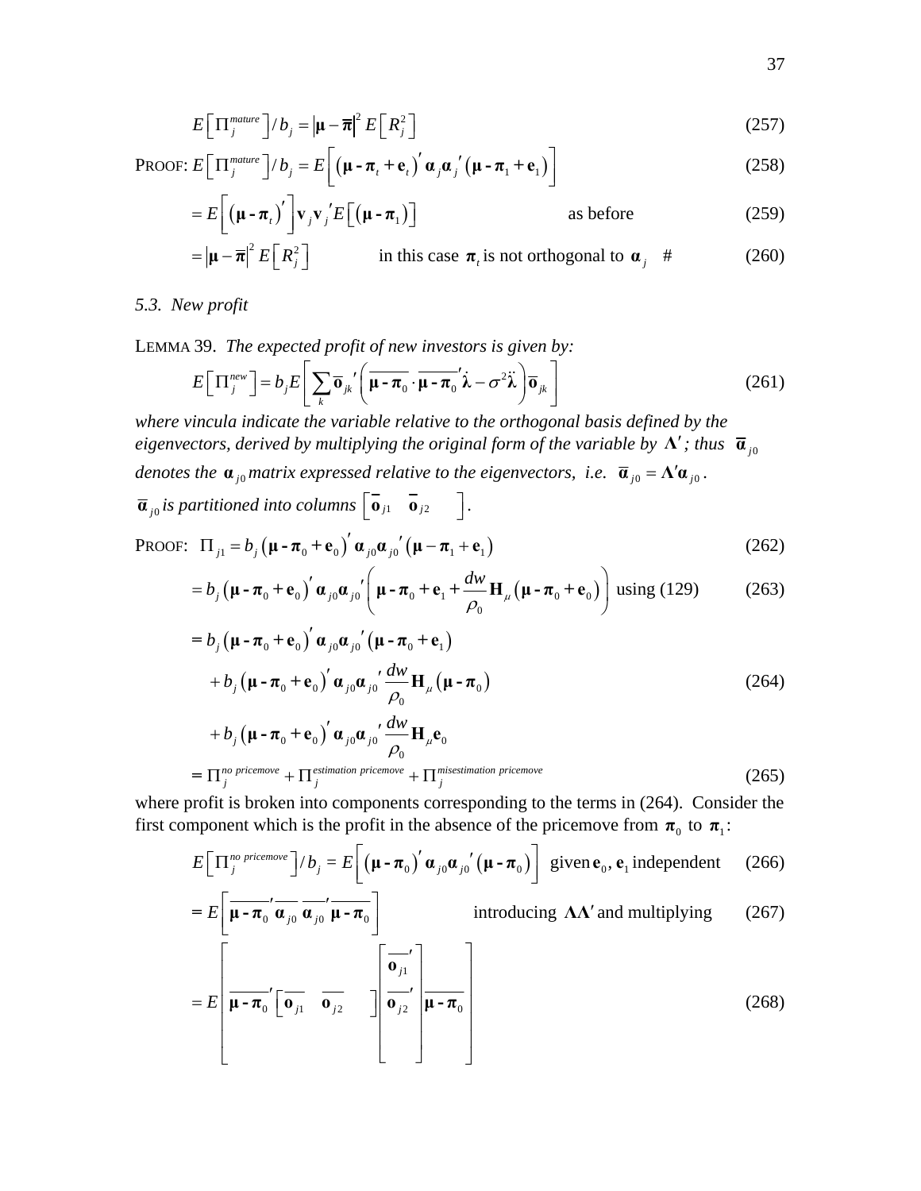$$E\left[\Pi_j^{mature}\right]/b_j = \left|\boldsymbol{\mu} - \overline{\boldsymbol{\pi}}\right|^2 E\left[R_j^2\right] \tag{257}$$

PROOF: $E\left[\Pi_j^{mature}\right]/b_j = E\left[\left(\boldsymbol{\mu} - \boldsymbol{\pi}_t + \mathbf{e}_t\right)' \boldsymbol{\alpha}_j \boldsymbol{\alpha}_j{}' \left(\boldsymbol{\mu} - \boldsymbol{\pi}_1 + \mathbf{e}_1\right)\right]$ (258)

$$= E\left[\left(\boldsymbol{\mu} - \boldsymbol{\pi}_t\right)'\right]\mathbf{v}_j \mathbf{v}_j{}' E\left[\left(\boldsymbol{\mu} - \boldsymbol{\pi}_1\right)\right] \qquad \text{as before} \tag{259}$$

$$= \left|\boldsymbol{\mu} - \overline{\boldsymbol{\pi}}\right|^2 E\left[R_j^2\right] \qquad \text{in this case } \boldsymbol{\pi}_t \text{ is not orthogonal to } \boldsymbol{\alpha}_j \quad \# \tag{260}$$

### *5.3. New profit*

LEMMA 39. *The expected profit of new investors is given by:*

$$E\left[\Pi_j^{new}\right] = b_j E\left[\sum_k \overline{\mathbf{o}}_{jk}{}' \left(\overline{\boldsymbol{\mu} - \boldsymbol{\pi}_0} \cdot \overline{\boldsymbol{\mu} - \boldsymbol{\pi}_0}{}' \dot{\boldsymbol{\lambda}} - \sigma^2 \ddot{\boldsymbol{\lambda}}\right) \overline{\mathbf{o}}_{jk}\right] \tag{261}$$

*where vincula indicate the variable relative to the orthogonal basis defined by the eigenvectors, derived by multiplying the original form of the variable by $\boldsymbol{\Lambda}'$; thus $\overline{\boldsymbol{\alpha}}_{j0}$ denotes the $\boldsymbol{\alpha}_{j0}$ matrix expressed relative to the eigenvectors, i.e. $\overline{\boldsymbol{\alpha}}_{j0} = \boldsymbol{\Lambda}'\boldsymbol{\alpha}_{j0}$. $\overline{\boldsymbol{\alpha}}_{j0}$ is partitioned into columns $\left[\overline{\mathbf{o}}_{j1} \quad \overline{\mathbf{o}}_{j2} \quad \right]$.*

PROOF: $\Pi_{j1} = b_j \left(\boldsymbol{\mu} - \boldsymbol{\pi}_0 + \mathbf{e}_0\right)' \boldsymbol{\alpha}_{j0} \boldsymbol{\alpha}_{j0}{}' \left(\boldsymbol{\mu} - \boldsymbol{\pi}_1 + \mathbf{e}_1\right)$ (262)

$$= b_j \left(\boldsymbol{\mu} - \boldsymbol{\pi}_0 + \mathbf{e}_0\right)' \boldsymbol{\alpha}_{j0} \boldsymbol{\alpha}_{j0}{}' \left(\boldsymbol{\mu} - \boldsymbol{\pi}_0 + \mathbf{e}_1 + \frac{dw}{\rho_0} \mathbf{H}_\mu \left(\boldsymbol{\mu} - \boldsymbol{\pi}_0 + \mathbf{e}_0\right)\right) \text{ using (129)} \tag{263}$$

$$\begin{aligned}
&= b_j \left(\boldsymbol{\mu} - \boldsymbol{\pi}_0 + \mathbf{e}_0\right)' \boldsymbol{\alpha}_{j0} \boldsymbol{\alpha}_{j0}{}' \left(\boldsymbol{\mu} - \boldsymbol{\pi}_0 + \mathbf{e}_1\right) \\
&\quad + b_j \left(\boldsymbol{\mu} - \boldsymbol{\pi}_0 + \mathbf{e}_0\right)' \boldsymbol{\alpha}_{j0} \boldsymbol{\alpha}_{j0}{}' \frac{dw}{\rho_0} \mathbf{H}_\mu \left(\boldsymbol{\mu} - \boldsymbol{\pi}_0\right) \\
&\quad + b_j \left(\boldsymbol{\mu} - \boldsymbol{\pi}_0 + \mathbf{e}_0\right)' \boldsymbol{\alpha}_{j0} \boldsymbol{\alpha}_{j0}{}' \frac{dw}{\rho_0} \mathbf{H}_\mu \mathbf{e}_0
\end{aligned} \tag{264}$$

$$= \Pi_j^{no\ pricemove} + \Pi_j^{estimation\ pricemove} + \Pi_j^{misestimation\ pricemove} \tag{265}$$

where profit is broken into components corresponding to the terms in (264). Consider the first component which is the profit in the absence of the pricemove from $\boldsymbol{\pi}_0$ to $\boldsymbol{\pi}_1$:

$$E\left[\Pi_j^{no\ pricemove}\right]/b_j = E\left[\left(\boldsymbol{\mu} - \boldsymbol{\pi}_0\right)' \boldsymbol{\alpha}_{j0} \boldsymbol{\alpha}_{j0}{}' \left(\boldsymbol{\mu} - \boldsymbol{\pi}_0\right)\right] \text{ given } \mathbf{e}_0, \mathbf{e}_1 \text{ independent} \tag{266}$$

$$= E\left[\overline{\boldsymbol{\mu} - \boldsymbol{\pi}_0}{}' \overline{\boldsymbol{\alpha}_{j0}} \, \overline{\boldsymbol{\alpha}_{j0}}{}' \overline{\boldsymbol{\mu} - \boldsymbol{\pi}_0}\right] \qquad \text{introducing } \boldsymbol{\Lambda}\boldsymbol{\Lambda}' \text{ and multiplying} \tag{267}$$

$$= E\left[\overline{\boldsymbol{\mu} - \boldsymbol{\pi}_0}{}' \left[\overline{\mathbf{o}_{j1}} \quad \overline{\mathbf{o}_{j2}} \quad \right] \begin{bmatrix} \overline{\mathbf{o}_{j1}}{}' \\ \overline{\mathbf{o}_{j2}}{}' \\ \\ \end{bmatrix} \overline{\boldsymbol{\mu} - \boldsymbol{\pi}_0}\right] \tag{268}$$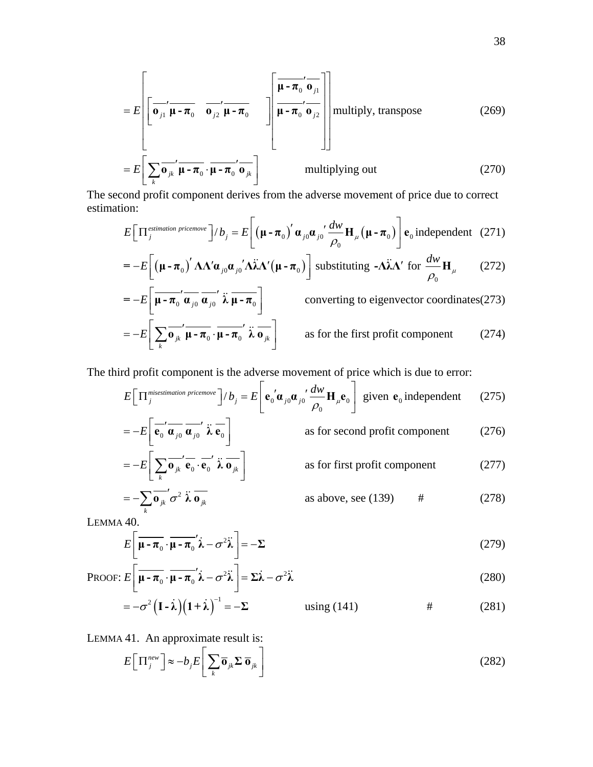$$= E\left[\left[\overline{\mathbf{o}_{j1}}'\overline{\boldsymbol{\mu}-\boldsymbol{\pi}_0} \quad \overline{\mathbf{o}_{j2}}'\overline{\boldsymbol{\mu}-\boldsymbol{\pi}_0} \quad \right]\left[\begin{array}{c}\overline{\boldsymbol{\mu}-\boldsymbol{\pi}_0}'\overline{\mathbf{o}_{j1}} \\ \overline{\boldsymbol{\mu}-\boldsymbol{\pi}_0}'\overline{\mathbf{o}_{j2}} \\ \\ \end{array}\right]\right] \text{multiply, transpose} \tag{269}$$

$$= E\left[\sum_k \overline{\mathbf{o}_{jk}}'\overline{\boldsymbol{\mu}-\boldsymbol{\pi}_0}\cdot\overline{\boldsymbol{\mu}-\boldsymbol{\pi}_0}'\overline{\mathbf{o}_{jk}}\right] \qquad \text{multiplying out} \tag{270}$$

The second profit component derives from the adverse movement of price due to correct estimation:

$$E\left[\Pi_j^{estimation\ pricemove}\right]/b_j = E\left[\left(\boldsymbol{\mu}-\boldsymbol{\pi}_0\right)'\boldsymbol{\alpha}_{j0}\boldsymbol{\alpha}_{j0}'\frac{dw}{\rho_0}\mathbf{H}_\mu\left(\boldsymbol{\mu}-\boldsymbol{\pi}_0\right)\right]\mathbf{e}_0 \text{ independent} \tag{271}$$

$$= -E\left[\left(\boldsymbol{\mu}-\boldsymbol{\pi}_0\right)'\boldsymbol{\Lambda}\boldsymbol{\Lambda}'\boldsymbol{\alpha}_{j0}\boldsymbol{\alpha}_{j0}'\boldsymbol{\Lambda}\ddot{\boldsymbol{\lambda}}\boldsymbol{\Lambda}'\left(\boldsymbol{\mu}-\boldsymbol{\pi}_0\right)\right] \text{ substituting } -\boldsymbol{\Lambda}\ddot{\boldsymbol{\lambda}}\boldsymbol{\Lambda}' \text{ for } \frac{dw}{\rho_0}\mathbf{H}_\mu \tag{272}$$

$$= -E\left[\overline{\boldsymbol{\mu}-\boldsymbol{\pi}_0}'\overline{\boldsymbol{\alpha}_{j0}}\,\overline{\boldsymbol{\alpha}_{j0}}'\,\ddot{\boldsymbol{\lambda}}\,\overline{\boldsymbol{\mu}-\boldsymbol{\pi}_0}\right] \qquad \text{converting to eigenvector coordinates} \tag{273}$$

$$= -E\left[\sum_k \overline{\mathbf{o}_{jk}}'\overline{\boldsymbol{\mu}-\boldsymbol{\pi}_0}\cdot\overline{\boldsymbol{\mu}-\boldsymbol{\pi}_0}'\,\ddot{\boldsymbol{\lambda}}\,\overline{\mathbf{o}_{jk}}\right] \qquad \text{as for the first profit component} \tag{274}$$

The third profit component is the adverse movement of price which is due to error:

$$E\left[\Pi_j^{misestimation\ pricemove}\right]/b_j = E\left[\mathbf{e}_0'\boldsymbol{\alpha}_{j0}\boldsymbol{\alpha}_{j0}'\frac{dw}{\rho_0}\mathbf{H}_\mu\mathbf{e}_0\right] \text{ given } \mathbf{e}_0 \text{ independent} \tag{275}$$

$$= -E\left[\overline{\mathbf{e}_0}'\overline{\boldsymbol{\alpha}_{j0}}\,\overline{\boldsymbol{\alpha}_{j0}}'\,\ddot{\boldsymbol{\lambda}}\,\overline{\mathbf{e}_0}\right] \qquad \text{as for second profit component} \tag{276}$$

$$= -E\left[\sum_k \overline{\mathbf{o}_{jk}}'\overline{\mathbf{e}_0}\cdot\overline{\mathbf{e}_0}'\,\ddot{\boldsymbol{\lambda}}\,\overline{\mathbf{o}_{jk}}\right] \qquad \text{as for first profit component} \tag{277}$$

$$= -\sum_k \overline{\mathbf{o}_{jk}}'\sigma^2\,\ddot{\boldsymbol{\lambda}}\,\overline{\mathbf{o}_{jk}} \qquad \text{as above, see (139)} \qquad \# \tag{278}$$

LEMMA 40.

$$E\left[\overline{\boldsymbol{\mu}-\boldsymbol{\pi}_0}\cdot\overline{\boldsymbol{\mu}-\boldsymbol{\pi}_0}'\dot{\boldsymbol{\lambda}} - \sigma^2\ddot{\boldsymbol{\lambda}}\right] = -\boldsymbol{\Sigma} \tag{279}$$

PROOF:
$$E\left[\overline{\boldsymbol{\mu}-\boldsymbol{\pi}_0}\cdot\overline{\boldsymbol{\mu}-\boldsymbol{\pi}_0}'\dot{\boldsymbol{\lambda}} - \sigma^2\ddot{\boldsymbol{\lambda}}\right] = \boldsymbol{\Sigma}\dot{\boldsymbol{\lambda}} - \sigma^2\ddot{\boldsymbol{\lambda}} \tag{280}$$

$$= -\sigma^2\left(\mathbf{I}-\dot{\boldsymbol{\lambda}}\right)\left(\mathbf{1}+\dot{\boldsymbol{\lambda}}\right)^{-1} = -\boldsymbol{\Sigma} \qquad \text{using (141)} \qquad \# \tag{281}$$

LEMMA 41. An approximate result is:

$$E\left[\Pi_j^{new}\right] \approx -b_j E\left[\sum_k \overline{\mathbf{o}}_{jk}\boldsymbol{\Sigma}\,\overline{\mathbf{o}}_{jk}\right] \tag{282}$$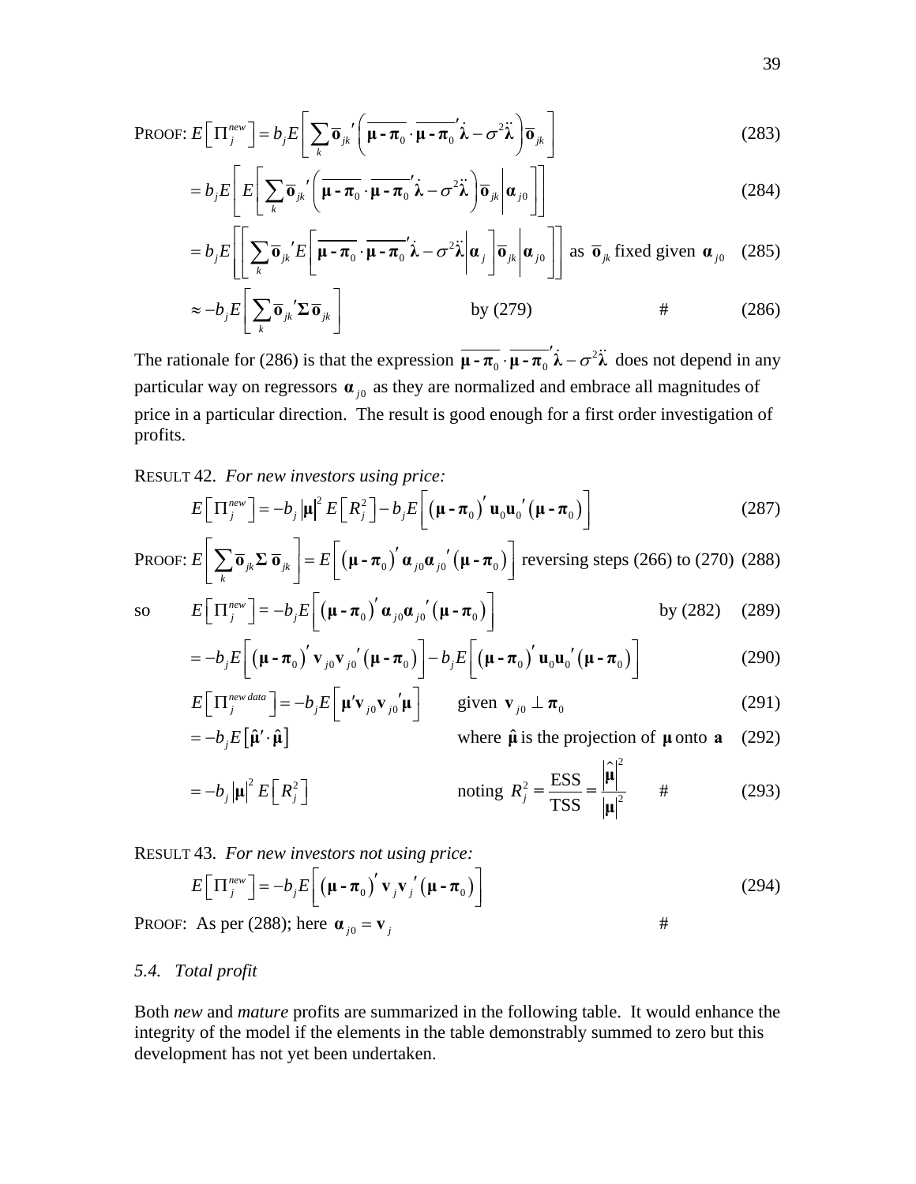PROOF: $E\left[\Pi_j^{new}\right] = b_j E\left[\sum_k \bar{\mathbf{o}}_{jk}{}'\left(\overline{\boldsymbol{\mu} - \boldsymbol{\pi}_0} \cdot \overline{\boldsymbol{\mu} - \boldsymbol{\pi}_0}{}'\dot{\boldsymbol{\lambda}} - \sigma^2\ddot{\boldsymbol{\lambda}}\right)\bar{\mathbf{o}}_{jk}\right]$ (283)

$$= b_j E\left[E\left[\sum_k \bar{\mathbf{o}}_{jk}{}'\left(\overline{\boldsymbol{\mu} - \boldsymbol{\pi}_0} \cdot \overline{\boldsymbol{\mu} - \boldsymbol{\pi}_0}{}'\dot{\boldsymbol{\lambda}} - \sigma^2\ddot{\boldsymbol{\lambda}}\right)\bar{\mathbf{o}}_{jk}\middle|\boldsymbol{\alpha}_{j0}\right]\right] \tag{284}$$

$$= b_j E\left[\left[\sum_k \bar{\mathbf{o}}_{jk}{}' E\left[\overline{\boldsymbol{\mu} - \boldsymbol{\pi}_0} \cdot \overline{\boldsymbol{\mu} - \boldsymbol{\pi}_0}{}'\dot{\boldsymbol{\lambda}} - \sigma^2\ddot{\boldsymbol{\lambda}}\middle|\boldsymbol{\alpha}_j\right]\bar{\mathbf{o}}_{jk}\middle|\boldsymbol{\alpha}_{j0}\right]\right] \text{ as } \bar{\mathbf{o}}_{jk} \text{ fixed given } \boldsymbol{\alpha}_{j0} \tag{285}$$

$$\approx -b_j E\left[\sum_k \bar{\mathbf{o}}_{jk}{}'\boldsymbol{\Sigma}\,\bar{\mathbf{o}}_{jk}\right] \qquad \text{by (279)} \qquad \# \tag{286}$$

The rationale for (286) is that the expression $\overline{\boldsymbol{\mu} - \boldsymbol{\pi}_0} \cdot \overline{\boldsymbol{\mu} - \boldsymbol{\pi}_0}{}'\dot{\boldsymbol{\lambda}} - \sigma^2\ddot{\boldsymbol{\lambda}}$ does not depend in any particular way on regressors $\boldsymbol{\alpha}_{j0}$ as they are normalized and embrace all magnitudes of price in a particular direction. The result is good enough for a first order investigation of profits.

RESULT 42. *For new investors using price:*

$$E\left[\Pi_j^{new}\right] = -b_j\left|\boldsymbol{\mu}\right|^2 E\left[R_j^2\right] - b_j E\left[\left(\boldsymbol{\mu} - \boldsymbol{\pi}_0\right)'\mathbf{u}_0\mathbf{u}_0{}'\left(\boldsymbol{\mu} - \boldsymbol{\pi}_0\right)\right] \tag{287}$$

PROOF: $E\left[\sum_k \bar{\mathbf{o}}_{jk}\boldsymbol{\Sigma}\,\bar{\mathbf{o}}_{jk}\right] = E\left[\left(\boldsymbol{\mu} - \boldsymbol{\pi}_0\right)'\boldsymbol{\alpha}_{j0}\boldsymbol{\alpha}_{j0}{}'\left(\boldsymbol{\mu} - \boldsymbol{\pi}_0\right)\right]$ reversing steps (266) to (270) (288)

so $$E\left[\Pi_j^{new}\right] = -b_j E\left[\left(\boldsymbol{\mu} - \boldsymbol{\pi}_0\right)'\boldsymbol{\alpha}_{j0}\boldsymbol{\alpha}_{j0}{}'\left(\boldsymbol{\mu} - \boldsymbol{\pi}_0\right)\right] \qquad \text{by (282)} \tag{289}$$

$$= -b_j E\left[\left(\boldsymbol{\mu} - \boldsymbol{\pi}_0\right)'\mathbf{v}_{j0}\mathbf{v}_{j0}{}'\left(\boldsymbol{\mu} - \boldsymbol{\pi}_0\right)\right] - b_j E\left[\left(\boldsymbol{\mu} - \boldsymbol{\pi}_0\right)'\mathbf{u}_0\mathbf{u}_0{}'\left(\boldsymbol{\mu} - \boldsymbol{\pi}_0\right)\right] \tag{290}$$

$$E\left[\Pi_j^{new\,data}\right] = -b_j E\left[\boldsymbol{\mu}'\mathbf{v}_{j0}\mathbf{v}_{j0}{}'\boldsymbol{\mu}\right] \qquad \text{given } \mathbf{v}_{j0} \perp \boldsymbol{\pi}_0 \tag{291}$$

$$= -b_j E\left[\hat{\boldsymbol{\mu}}' \cdot \hat{\boldsymbol{\mu}}\right] \qquad \text{where } \hat{\boldsymbol{\mu}} \text{ is the projection of } \boldsymbol{\mu} \text{ onto } \mathbf{a} \tag{292}$$

$$= -b_j\left|\boldsymbol{\mu}\right|^2 E\left[R_j^2\right] \qquad \text{noting } R_j^2 = \frac{\text{ESS}}{\text{TSS}} = \frac{\left|\hat{\boldsymbol{\mu}}\right|^2}{\left|\boldsymbol{\mu}\right|^2} \qquad \# \tag{293}$$

RESULT 43. *For new investors not using price:*

$$E\left[\Pi_j^{new}\right] = -b_j E\left[\left(\boldsymbol{\mu} - \boldsymbol{\pi}_0\right)'\mathbf{v}_j\mathbf{v}_j{}'\left(\boldsymbol{\mu} - \boldsymbol{\pi}_0\right)\right] \tag{294}$$

PROOF: As per (288); here $\boldsymbol{\alpha}_{j0} = \mathbf{v}_j$ #

## *5.4. Total profit*

Both *new* and *mature* profits are summarized in the following table. It would enhance the integrity of the model if the elements in the table demonstrably summed to zero but this development has not yet been undertaken.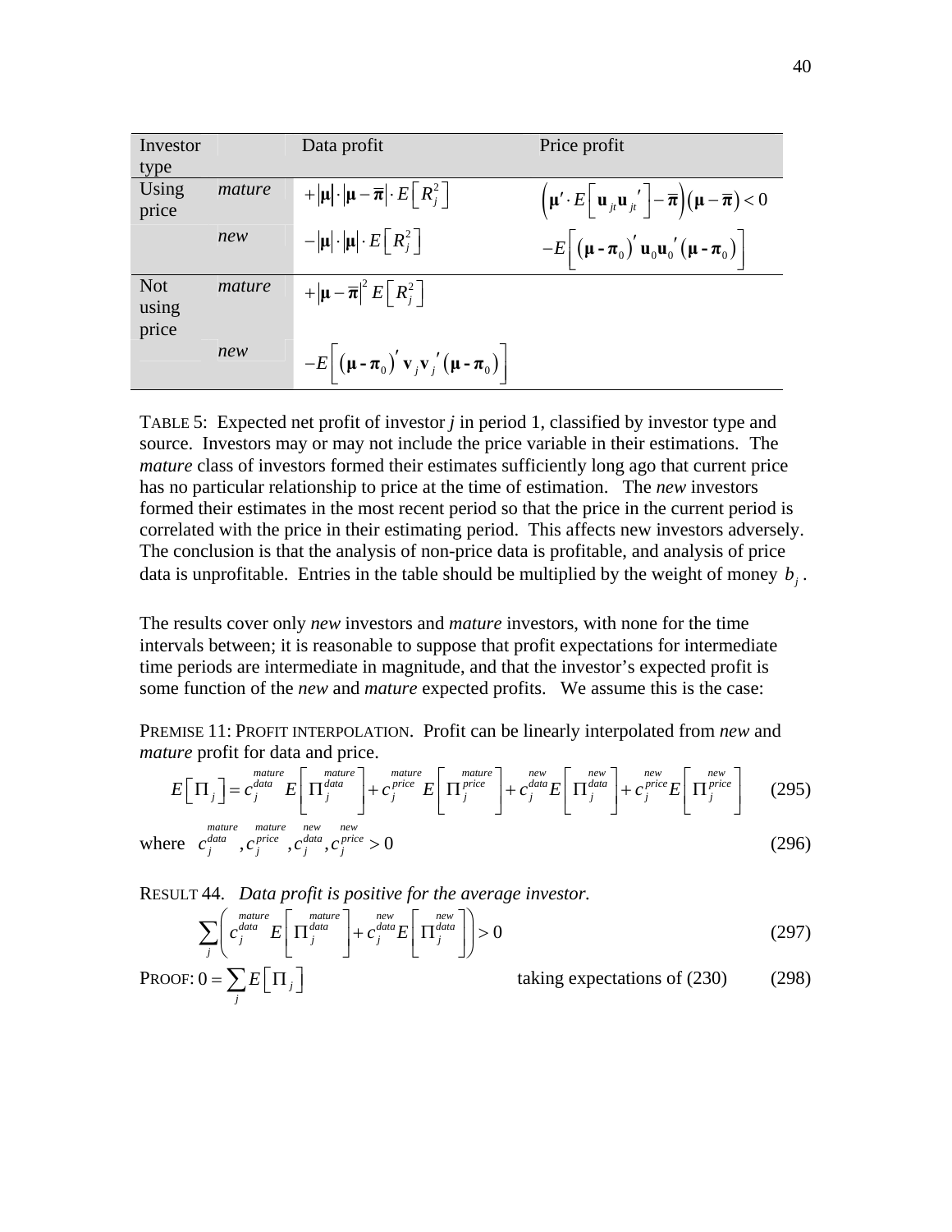| Investor type | | Data profit | Price profit |
|---|---|---|---|
| Using price | *mature* | $+\lvert\boldsymbol{\mu}\rvert \cdot \lvert\boldsymbol{\mu}-\overline{\boldsymbol{\pi}}\rvert \cdot E\left[R_j^2\right]$ | $\left(\boldsymbol{\mu}' \cdot E\left[\mathbf{u}_{jt}\mathbf{u}_{jt}{}'\right]-\overline{\boldsymbol{\pi}}\right)\left(\boldsymbol{\mu}-\overline{\boldsymbol{\pi}}\right)<0$ |
| | *new* | $-\lvert\boldsymbol{\mu}\rvert \cdot \lvert\boldsymbol{\mu}\rvert \cdot E\left[R_j^2\right]$ | $-E\left[\left(\boldsymbol{\mu}-\boldsymbol{\pi}_0\right)'\mathbf{u}_0\mathbf{u}_0{}'\left(\boldsymbol{\mu}-\boldsymbol{\pi}_0\right)\right]$ |
| Not using price | *mature* | $+\lvert\boldsymbol{\mu}-\overline{\boldsymbol{\pi}}\rvert^2 E\left[R_j^2\right]$ | |
| | *new* | $-E\left[\left(\boldsymbol{\mu}-\boldsymbol{\pi}_0\right)'\mathbf{v}_j\mathbf{v}_j{}'\left(\boldsymbol{\mu}-\boldsymbol{\pi}_0\right)\right]$ | |

TABLE 5: Expected net profit of investor *j* in period 1, classified by investor type and source. Investors may or may not include the price variable in their estimations. The *mature* class of investors formed their estimates sufficiently long ago that current price has no particular relationship to price at the time of estimation. The *new* investors formed their estimates in the most recent period so that the price in the current period is correlated with the price in their estimating period. This affects new investors adversely. The conclusion is that the analysis of non-price data is profitable, and analysis of price data is unprofitable. Entries in the table should be multiplied by the weight of money $b_j$.

The results cover only *new* investors and *mature* investors, with none for the time intervals between; it is reasonable to suppose that profit expectations for intermediate time periods are intermediate in magnitude, and that the investor's expected profit is some function of the *new* and *mature* expected profits. We assume this is the case:

PREMISE 11: PROFIT INTERPOLATION. Profit can be linearly interpolated from *new* and *mature* profit for data and price.

$$E\left[\Pi_j\right]=\overset{mature}{c_j^{data}}E\left[\overset{mature}{\Pi_j^{data}}\right]+\overset{mature}{c_j^{price}}E\left[\overset{mature}{\Pi_j^{price}}\right]+\overset{new}{c_j^{data}}E\left[\overset{new}{\Pi_j^{data}}\right]+\overset{new}{c_j^{price}}E\left[\overset{new}{\Pi_j^{price}}\right] \tag{295}$$

where $\overset{mature}{c_j^{data}},\overset{mature}{c_j^{price}},\overset{new}{c_j^{data}},\overset{new}{c_j^{price}}>0$ (296)

RESULT 44. *Data profit is positive for the average investor.*

$$\sum_j\left(\overset{mature}{c_j^{data}}E\left[\overset{mature}{\Pi_j^{data}}\right]+\overset{new}{c_j^{data}}E\left[\overset{new}{\Pi_j^{data}}\right]\right)>0 \tag{297}$$

PROOF: $0=\sum_j E\left[\Pi_j\right]$ taking expectations of (230) (298)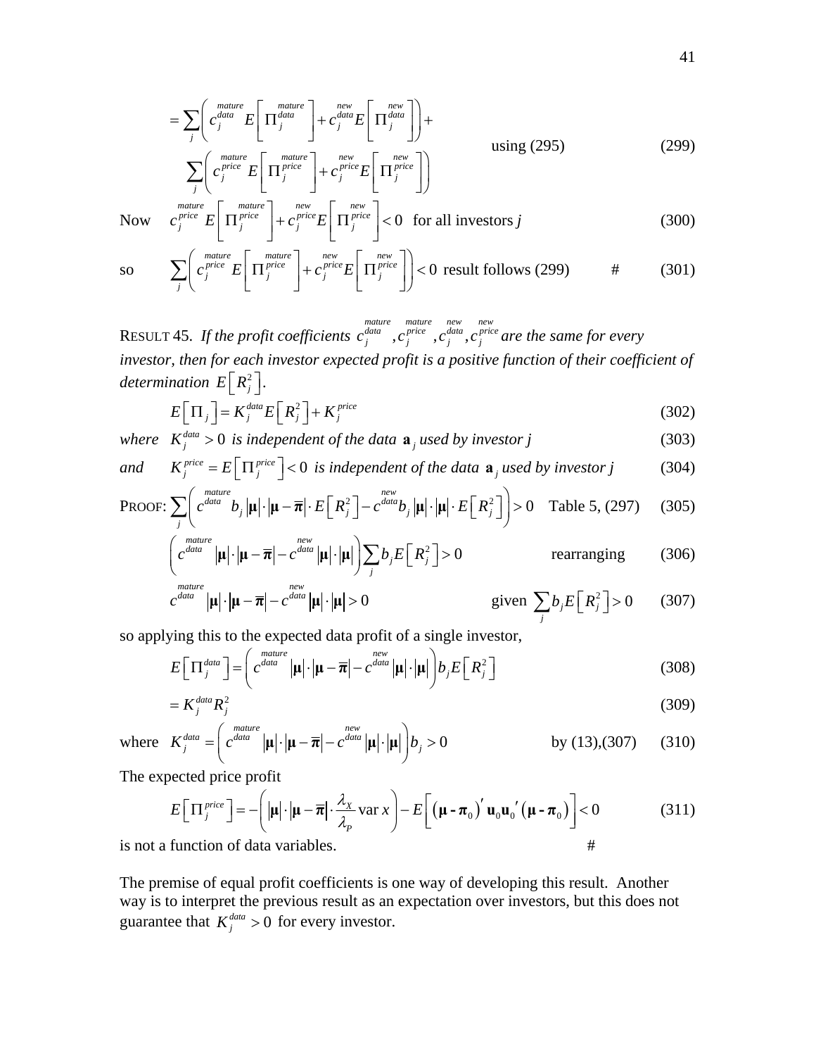$$= \sum_j \left( \overset{mature}{c_j^{data}} E\left[ \overset{mature}{\Pi_j^{data}} \right] + \overset{new}{c_j^{data}} E\left[ \overset{new}{\Pi_j^{data}} \right] \right) + \sum_j \left( \overset{mature}{c_j^{price}} E\left[ \overset{mature}{\Pi_j^{price}} \right] + \overset{new}{c_j^{price}} E\left[ \overset{new}{\Pi_j^{price}} \right] \right) \quad \text{using (295)} \tag{299}$$

Now $\overset{mature}{c_j^{price}} E\left[ \overset{mature}{\Pi_j^{price}} \right] + \overset{new}{c_j^{price}} E\left[ \overset{new}{\Pi_j^{price}} \right] < 0$ for all investors $j$ (300)

so $\sum_j \left( \overset{mature}{c_j^{price}} E\left[ \overset{mature}{\Pi_j^{price}} \right] + \overset{new}{c_j^{price}} E\left[ \overset{new}{\Pi_j^{price}} \right] \right) < 0$ result follows (299) # (301)

RESULT 45. *If the profit coefficients* $\overset{mature}{c_j^{data}}, \overset{mature}{c_j^{price}}, \overset{new}{c_j^{data}}, \overset{new}{c_j^{price}}$ *are the same for every investor, then for each investor expected profit is a positive function of their coefficient of determination* $E\left[R_j^2\right]$.

$$E\left[\Pi_j\right] = K_j^{data} E\left[R_j^2\right] + K_j^{price} \tag{302}$$

*where* $K_j^{data} > 0$ *is independent of the data* $\mathbf{a}_j$ *used by investor j* (303)

*and* $K_j^{price} = E\left[\Pi_j^{price}\right] < 0$ *is independent of the data* $\mathbf{a}_j$ *used by investor j* (304)

PROOF: $\sum_j \left( \overset{mature}{c^{data}} b_j |\boldsymbol{\mu}| \cdot |\boldsymbol{\mu} - \overline{\boldsymbol{\pi}}| \cdot E\left[R_j^2\right] - \overset{new}{c^{data}} b_j |\boldsymbol{\mu}| \cdot |\boldsymbol{\mu}| \cdot E\left[R_j^2\right] \right) > 0$ Table 5, (297) (305)

$$\left( \overset{mature}{c^{data}} |\boldsymbol{\mu}| \cdot |\boldsymbol{\mu} - \overline{\boldsymbol{\pi}}| - \overset{new}{c^{data}} |\boldsymbol{\mu}| \cdot |\boldsymbol{\mu}| \right) \sum_j b_j E\left[R_j^2\right] > 0 \quad \text{rearranging} \tag{306}$$

$$\overset{mature}{c^{data}} |\boldsymbol{\mu}| \cdot |\boldsymbol{\mu} - \overline{\boldsymbol{\pi}}| - \overset{new}{c^{data}} |\boldsymbol{\mu}| \cdot |\boldsymbol{\mu}| > 0 \quad \text{given } \sum_j b_j E\left[R_j^2\right] > 0 \tag{307}$$

so applying this to the expected data profit of a single investor,

$$E\left[\Pi_j^{data}\right] = \left( \overset{mature}{c^{data}} |\boldsymbol{\mu}| \cdot |\boldsymbol{\mu} - \overline{\boldsymbol{\pi}}| - \overset{new}{c^{data}} |\boldsymbol{\mu}| \cdot |\boldsymbol{\mu}| \right) b_j E\left[R_j^2\right] \tag{308}$$

$$= K_j^{data} R_j^2 \tag{309}$$

where $K_j^{data} = \left( \overset{mature}{c^{data}} |\boldsymbol{\mu}| \cdot |\boldsymbol{\mu} - \overline{\boldsymbol{\pi}}| - \overset{new}{c^{data}} |\boldsymbol{\mu}| \cdot |\boldsymbol{\mu}| \right) b_j > 0$ by (13),(307) (310)

The expected price profit

$$E\left[\Pi_j^{price}\right] = -\left( |\boldsymbol{\mu}| \cdot |\boldsymbol{\mu} - \overline{\boldsymbol{\pi}}| \cdot \frac{\lambda_X}{\lambda_P} \operatorname{var} x \right) - E\left[ (\boldsymbol{\mu} - \boldsymbol{\pi}_0)' \mathbf{u}_0 \mathbf{u}_0' (\boldsymbol{\mu} - \boldsymbol{\pi}_0) \right] < 0 \tag{311}$$

is not a function of data variables. #

The premise of equal profit coefficients is one way of developing this result. Another way is to interpret the previous result as an expectation over investors, but this does not guarantee that $K_j^{data} > 0$ for every investor.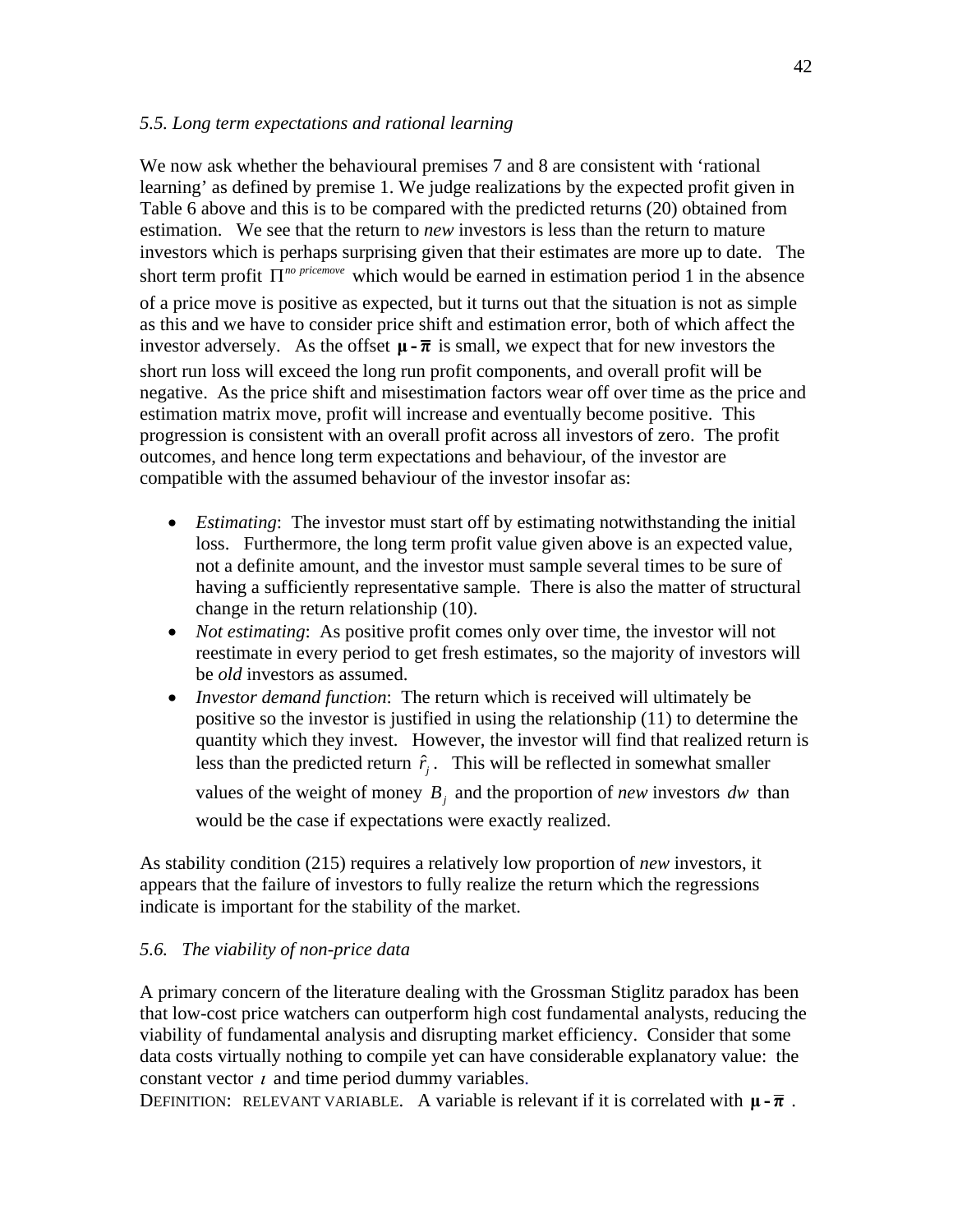### *5.5. Long term expectations and rational learning*

We now ask whether the behavioural premises 7 and 8 are consistent with 'rational learning' as defined by premise 1. We judge realizations by the expected profit given in Table 6 above and this is to be compared with the predicted returns (20) obtained from estimation. We see that the return to *new* investors is less than the return to mature investors which is perhaps surprising given that their estimates are more up to date. The short term profit $\Pi^{no\ pricemove}$ which would be earned in estimation period 1 in the absence of a price move is positive as expected, but it turns out that the situation is not as simple as this and we have to consider price shift and estimation error, both of which affect the investor adversely. As the offset $\boldsymbol{\mu} - \bar{\boldsymbol{\pi}}$ is small, we expect that for new investors the short run loss will exceed the long run profit components, and overall profit will be negative. As the price shift and misestimation factors wear off over time as the price and estimation matrix move, profit will increase and eventually become positive. This progression is consistent with an overall profit across all investors of zero. The profit outcomes, and hence long term expectations and behaviour, of the investor are compatible with the assumed behaviour of the investor insofar as:

- *Estimating*: The investor must start off by estimating notwithstanding the initial loss. Furthermore, the long term profit value given above is an expected value, not a definite amount, and the investor must sample several times to be sure of having a sufficiently representative sample. There is also the matter of structural change in the return relationship (10).
- *Not estimating*: As positive profit comes only over time, the investor will not reestimate in every period to get fresh estimates, so the majority of investors will be *old* investors as assumed.
- *Investor demand function*: The return which is received will ultimately be positive so the investor is justified in using the relationship (11) to determine the quantity which they invest. However, the investor will find that realized return is less than the predicted return $\hat{r}_j$. This will be reflected in somewhat smaller values of the weight of money $B_j$ and the proportion of *new* investors $dw$ than would be the case if expectations were exactly realized.

As stability condition (215) requires a relatively low proportion of *new* investors, it appears that the failure of investors to fully realize the return which the regressions indicate is important for the stability of the market.

### *5.6. The viability of non-price data*

A primary concern of the literature dealing with the Grossman Stiglitz paradox has been that low-cost price watchers can outperform high cost fundamental analysts, reducing the viability of fundamental analysis and disrupting market efficiency. Consider that some data costs virtually nothing to compile yet can have considerable explanatory value: the constant vector $\iota$ and time period dummy variables.

DEFINITION: RELEVANT VARIABLE. A variable is relevant if it is correlated with $\boldsymbol{\mu} - \bar{\boldsymbol{\pi}}$ .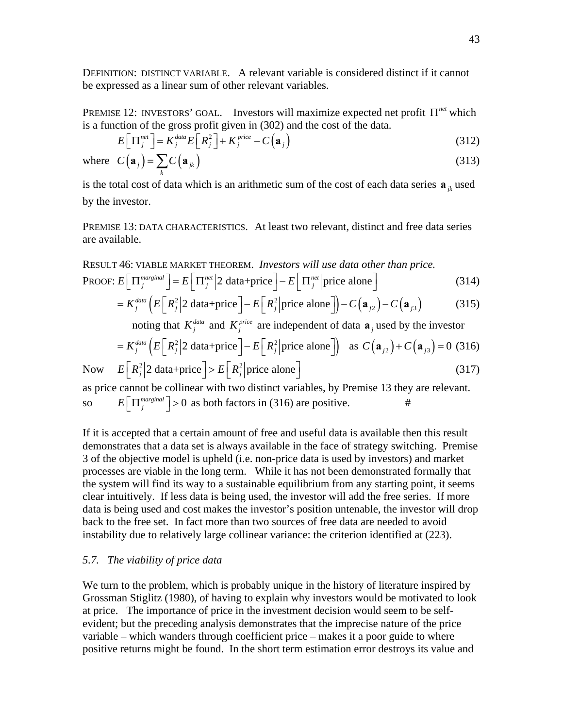DEFINITION: DISTINCT VARIABLE. A relevant variable is considered distinct if it cannot be expressed as a linear sum of other relevant variables.

PREMISE 12: INVESTORS' GOAL. Investors will maximize expected net profit $\Pi^{net}$ which is a function of the gross profit given in (302) and the cost of the data.

$$E\left[\Pi_j^{net}\right] = K_j^{data} E\left[R_j^2\right] + K_j^{price} - C\left(\mathbf{a}_j\right) \tag{312}$$

where $C\left(\mathbf{a}_j\right) = \sum_k C\left(\mathbf{a}_{jk}\right)$ (313)

is the total cost of data which is an arithmetic sum of the cost of each data series $\mathbf{a}_{jk}$ used by the investor.

PREMISE 13: DATA CHARACTERISTICS. At least two relevant, distinct and free data series are available.

RESULT 46: VIABLE MARKET THEOREM. *Investors will use data other than price.*

PROOF: $E\left[\Pi_j^{marginal}\right] = E\left[\Pi_j^{net} \middle| \text{2 data+price}\right] - E\left[\Pi_j^{net} \middle| \text{price alone}\right]$ (314)

$$= K_j^{data}\left(E\left[R_j^2 \middle| \text{2 data+price}\right] - E\left[R_j^2 \middle| \text{price alone}\right]\right) - C\left(\mathbf{a}_{j2}\right) - C\left(\mathbf{a}_{j3}\right) \tag{315}$$

noting that $K_j^{data}$ and $K_j^{price}$ are independent of data $\mathbf{a}_j$ used by the investor

$$= K_j^{data}\left(E\left[R_j^2 \middle| \text{2 data+price}\right] - E\left[R_j^2 \middle| \text{price alone}\right]\right) \quad \text{as } C\left(\mathbf{a}_{j2}\right) + C\left(\mathbf{a}_{j3}\right) = 0 \tag{316}$$

Now $E\left[R_j^2 \middle| \text{2 data+price}\right] > E\left[R_j^2 \middle| \text{price alone}\right]$ (317)

as price cannot be collinear with two distinct variables, by Premise 13 they are relevant.

so $E\left[\Pi_j^{marginal}\right] > 0$ as both factors in (316) are positive. #

If it is accepted that a certain amount of free and useful data is available then this result demonstrates that a data set is always available in the face of strategy switching. Premise 3 of the objective model is upheld (i.e. non-price data is used by investors) and market processes are viable in the long term. While it has not been demonstrated formally that the system will find its way to a sustainable equilibrium from any starting point, it seems clear intuitively. If less data is being used, the investor will add the free series. If more data is being used and cost makes the investor's position untenable, the investor will drop back to the free set. In fact more than two sources of free data are needed to avoid instability due to relatively large collinear variance: the criterion identified at (223).

### *5.7. The viability of price data*

We turn to the problem, which is probably unique in the history of literature inspired by Grossman Stiglitz (1980), of having to explain why investors would be motivated to look at price. The importance of price in the investment decision would seem to be self-evident; but the preceding analysis demonstrates that the imprecise nature of the price variable – which wanders through coefficient price – makes it a poor guide to where positive returns might be found. In the short term estimation error destroys its value and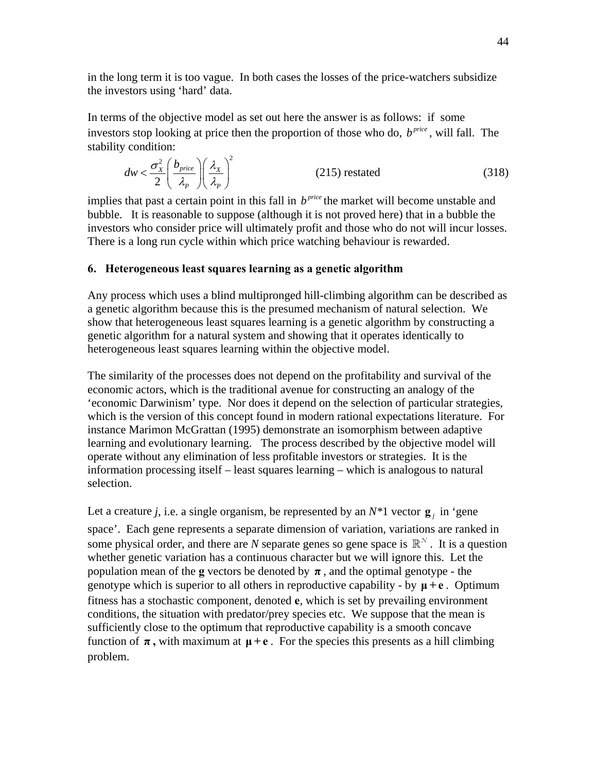in the long term it is too vague. In both cases the losses of the price-watchers subsidize the investors using 'hard' data.

In terms of the objective model as set out here the answer is as follows: if some investors stop looking at price then the proportion of those who do, $b^{price}$, will fall. The stability condition:

$$dw < \frac{\sigma_X^2}{2}\left(\frac{b_{price}}{\lambda_P}\right)\left(\frac{\lambda_X}{\lambda_P}\right)^2 \qquad \text{(215) restated} \qquad (318)$$

implies that past a certain point in this fall in $b^{price}$ the market will become unstable and bubble. It is reasonable to suppose (although it is not proved here) that in a bubble the investors who consider price will ultimately profit and those who do not will incur losses. There is a long run cycle within which price watching behaviour is rewarded.

## 6. Heterogeneous least squares learning as a genetic algorithm

Any process which uses a blind multipronged hill-climbing algorithm can be described as a genetic algorithm because this is the presumed mechanism of natural selection. We show that heterogeneous least squares learning is a genetic algorithm by constructing a genetic algorithm for a natural system and showing that it operates identically to heterogeneous least squares learning within the objective model.

The similarity of the processes does not depend on the profitability and survival of the economic actors, which is the traditional avenue for constructing an analogy of the 'economic Darwinism' type. Nor does it depend on the selection of particular strategies, which is the version of this concept found in modern rational expectations literature. For instance Marimon McGrattan (1995) demonstrate an isomorphism between adaptive learning and evolutionary learning. The process described by the objective model will operate without any elimination of less profitable investors or strategies. It is the information processing itself – least squares learning – which is analogous to natural selection.

Let a creature *j*, i.e. a single organism, be represented by an *N*\*1 vector $\mathbf{g}_j$ in 'gene space'. Each gene represents a separate dimension of variation, variations are ranked in some physical order, and there are *N* separate genes so gene space is $\mathbb{R}^N$. It is a question whether genetic variation has a continuous character but we will ignore this. Let the population mean of the **g** vectors be denoted by $\boldsymbol{\pi}$, and the optimal genotype - the genotype which is superior to all others in reproductive capability - by $\boldsymbol{\mu}+\mathbf{e}$. Optimum fitness has a stochastic component, denoted **e**, which is set by prevailing environment conditions, the situation with predator/prey species etc. We suppose that the mean is sufficiently close to the optimum that reproductive capability is a smooth concave function of $\boldsymbol{\pi}$, with maximum at $\boldsymbol{\mu}+\mathbf{e}$. For the species this presents as a hill climbing problem.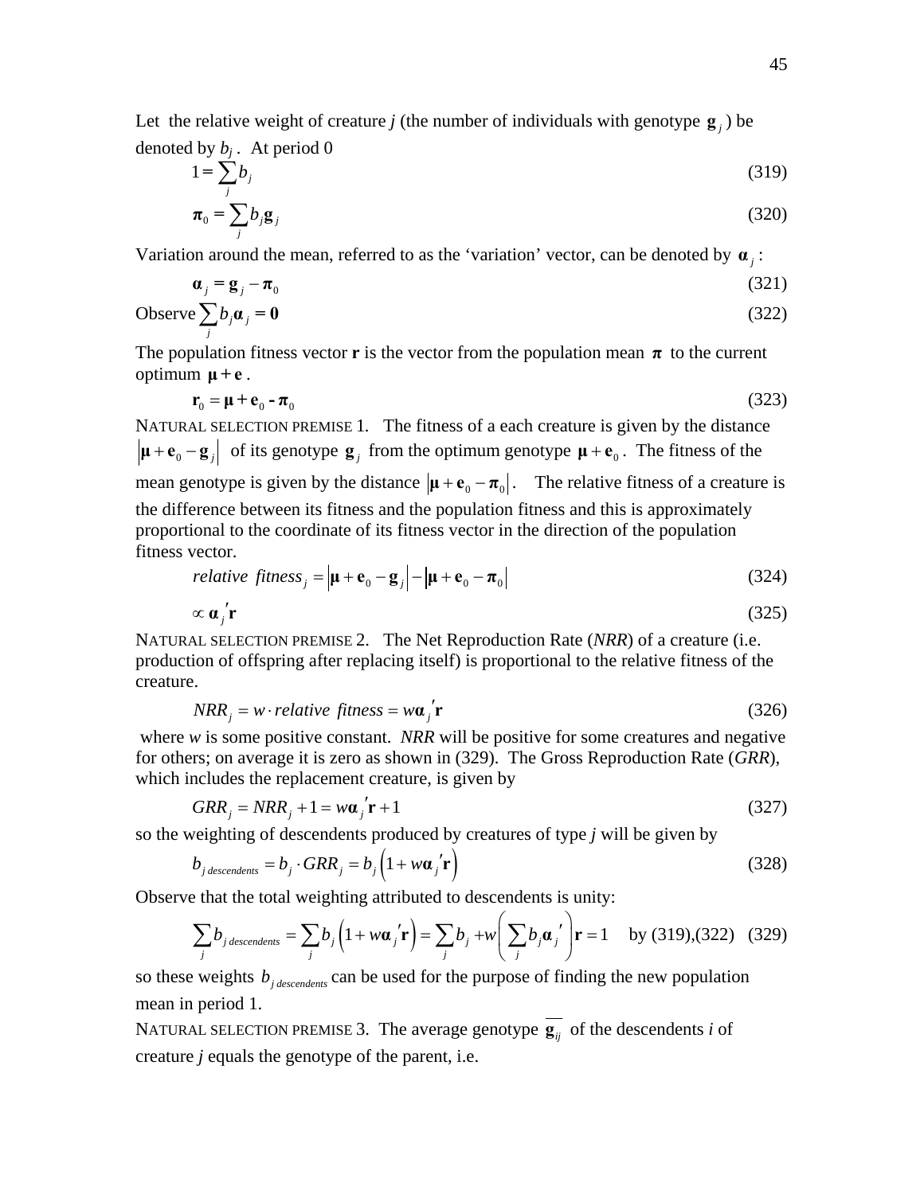Let the relative weight of creature *j* (the number of individuals with genotype $\mathbf{g}_j$) be denoted by $b_j$. At period 0

$$1 = \sum_j b_j \tag{319}$$

$$\boldsymbol{\pi}_0 = \sum_j b_j \mathbf{g}_j \tag{320}$$

Variation around the mean, referred to as the 'variation' vector, can be denoted by $\boldsymbol{\alpha}_j$:

$$\boldsymbol{\alpha}_j = \mathbf{g}_j - \boldsymbol{\pi}_0 \tag{321}$$

Observe $\sum_j b_j \boldsymbol{\alpha}_j = \mathbf{0}$ (322)

The population fitness vector **r** is the vector from the population mean $\boldsymbol{\pi}$ to the current optimum $\boldsymbol{\mu} + \mathbf{e}$.

$$\mathbf{r}_0 = \boldsymbol{\mu} + \mathbf{e}_0 - \boldsymbol{\pi}_0 \tag{323}$$

NATURAL SELECTION PREMISE 1. The fitness of a each creature is given by the distance $\left|\boldsymbol{\mu} + \mathbf{e}_0 - \mathbf{g}_j\right|$ of its genotype $\mathbf{g}_j$ from the optimum genotype $\boldsymbol{\mu} + \mathbf{e}_0$. The fitness of the mean genotype is given by the distance $\left|\boldsymbol{\mu} + \mathbf{e}_0 - \boldsymbol{\pi}_0\right|$. The relative fitness of a creature is the difference between its fitness and the population fitness and this is approximately proportional to the coordinate of its fitness vector in the direction of the population fitness vector.

$$relative\ \ fitness_j = \left|\boldsymbol{\mu} + \mathbf{e}_0 - \mathbf{g}_j\right| - \left|\boldsymbol{\mu} + \mathbf{e}_0 - \boldsymbol{\pi}_0\right| \tag{324}$$

$$\propto \boldsymbol{\alpha}_j{}'\mathbf{r} \tag{325}$$

NATURAL SELECTION PREMISE 2. The Net Reproduction Rate (*NRR*) of a creature (i.e. production of offspring after replacing itself) is proportional to the relative fitness of the creature.

$$NRR_j = w \cdot relative\ \ fitness = w\boldsymbol{\alpha}_j{}'\mathbf{r} \tag{326}$$

where *w* is some positive constant. *NRR* will be positive for some creatures and negative for others; on average it is zero as shown in (329). The Gross Reproduction Rate (*GRR*), which includes the replacement creature, is given by

$$GRR_j = NRR_j + 1 = w\boldsymbol{\alpha}_j{}'\mathbf{r} + 1 \tag{327}$$

so the weighting of descendents produced by creatures of type *j* will be given by

$$b_{j\ descendents} = b_j \cdot GRR_j = b_j\left(1 + w\boldsymbol{\alpha}_j{}'\mathbf{r}\right) \tag{328}$$

Observe that the total weighting attributed to descendents is unity:

$$\sum_j b_{j\ descendents} = \sum_j b_j\left(1 + w\boldsymbol{\alpha}_j{}'\mathbf{r}\right) = \sum_j b_j + w\left(\sum_j b_j \boldsymbol{\alpha}_j{}'\right)\mathbf{r} = 1 \quad \text{by (319),(322)} \tag{329}$$

so these weights $b_{j\ descendents}$ can be used for the purpose of finding the new population mean in period 1.

NATURAL SELECTION PREMISE 3. The average genotype $\overline{\mathbf{g}_{ij}}$ of the descendents *i* of creature *j* equals the genotype of the parent, i.e.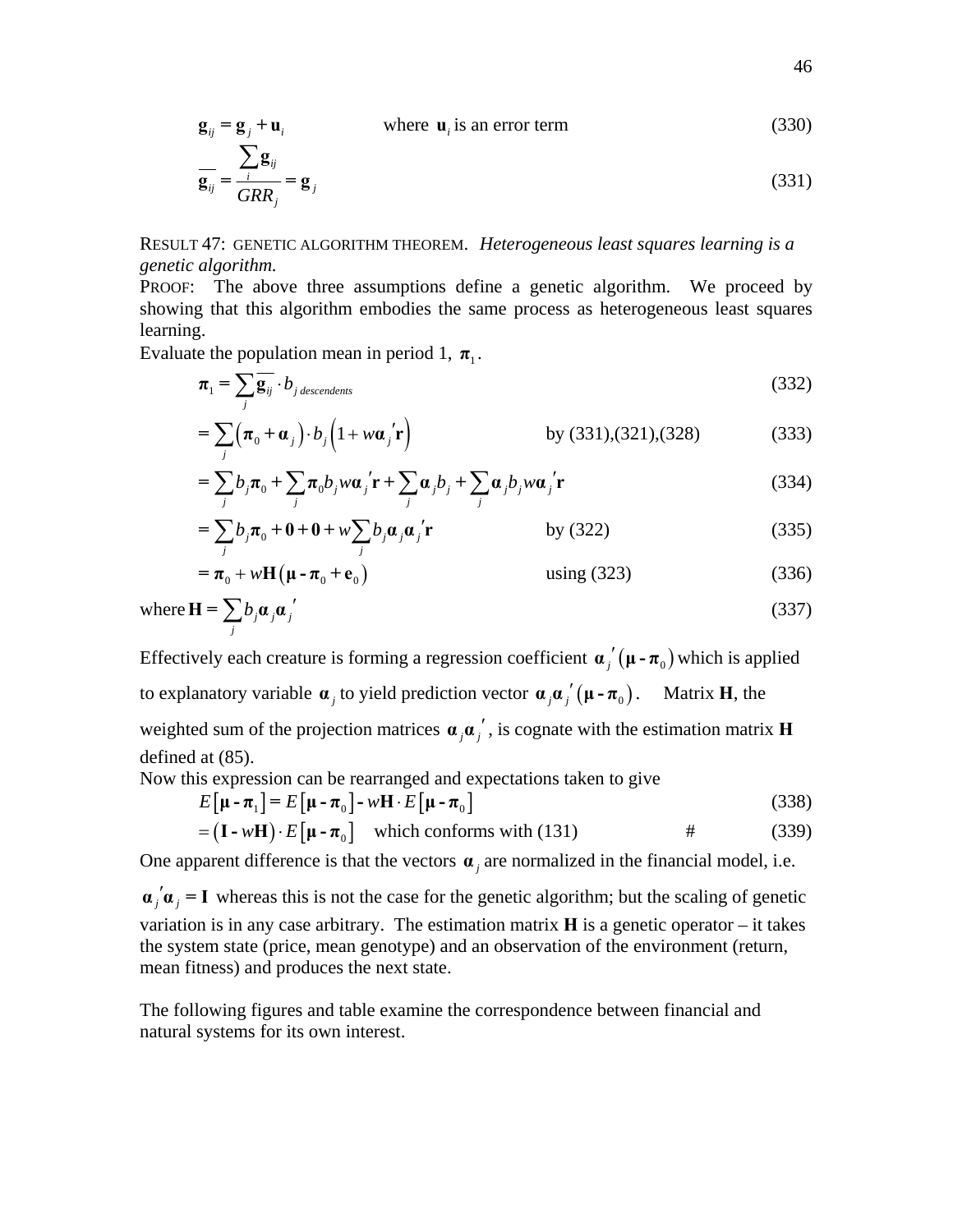$$\mathbf{g}_{ij} = \mathbf{g}_j + \mathbf{u}_i \qquad \text{where } \mathbf{u}_i \text{ is an error term} \tag{330}$$

$$\overline{\mathbf{g}_{ij}} = \frac{\sum_i \mathbf{g}_{ij}}{GRR_j} = \mathbf{g}_j \tag{331}$$

RESULT 47: GENETIC ALGORITHM THEOREM. *Heterogeneous least squares learning is a genetic algorithm.*

PROOF: The above three assumptions define a genetic algorithm. We proceed by showing that this algorithm embodies the same process as heterogeneous least squares learning.

Evaluate the population mean in period 1, $\boldsymbol{\pi}_1$.

$$\boldsymbol{\pi}_1 = \sum_j \overline{\mathbf{g}_{ij}} \cdot b_{j\ descendents} \tag{332}$$

$$= \sum_j \left(\boldsymbol{\pi}_0 + \boldsymbol{\alpha}_j\right) \cdot b_j \left(1 + w\boldsymbol{\alpha}_j{}'\mathbf{r}\right) \qquad \text{by (331),(321),(328)} \tag{333}$$

$$= \sum_j b_j \boldsymbol{\pi}_0 + \sum_j \boldsymbol{\pi}_0 b_j w \boldsymbol{\alpha}_j{}'\mathbf{r} + \sum_j \boldsymbol{\alpha}_j b_j + \sum_j \boldsymbol{\alpha}_j b_j w \boldsymbol{\alpha}_j{}'\mathbf{r} \tag{334}$$

$$= \sum_j b_j \boldsymbol{\pi}_0 + \mathbf{0} + \mathbf{0} + w \sum_j b_j \boldsymbol{\alpha}_j \boldsymbol{\alpha}_j{}'\mathbf{r} \qquad \text{by (322)} \tag{335}$$

$$= \boldsymbol{\pi}_0 + w\mathbf{H}\left(\boldsymbol{\mu} - \boldsymbol{\pi}_0 + \mathbf{e}_0\right) \qquad \text{using (323)} \tag{336}$$

$$\text{where } \mathbf{H} = \sum_j b_j \boldsymbol{\alpha}_j \boldsymbol{\alpha}_j{}' \tag{337}$$

Effectively each creature is forming a regression coefficient $\boldsymbol{\alpha}_j{}'\left(\boldsymbol{\mu} - \boldsymbol{\pi}_0\right)$ which is applied to explanatory variable $\boldsymbol{\alpha}_j$ to yield prediction vector $\boldsymbol{\alpha}_j \boldsymbol{\alpha}_j{}'\left(\boldsymbol{\mu} - \boldsymbol{\pi}_0\right)$. Matrix **H**, the weighted sum of the projection matrices $\boldsymbol{\alpha}_j \boldsymbol{\alpha}_j{}'$, is cognate with the estimation matrix **H** defined at (85).

Now this expression can be rearranged and expectations taken to give

$$E\left[\boldsymbol{\mu} - \boldsymbol{\pi}_1\right] = E\left[\boldsymbol{\mu} - \boldsymbol{\pi}_0\right] - w\mathbf{H} \cdot E\left[\boldsymbol{\mu} - \boldsymbol{\pi}_0\right] \tag{338}$$

$$= \left(\mathbf{I} - w\mathbf{H}\right) \cdot E\left[\boldsymbol{\mu} - \boldsymbol{\pi}_0\right] \quad \text{which conforms with (131)} \qquad \# \tag{339}$$

One apparent difference is that the vectors $\boldsymbol{\alpha}_j$ are normalized in the financial model, i.e. $\boldsymbol{\alpha}_j{}'\boldsymbol{\alpha}_j = \mathbf{I}$ whereas this is not the case for the genetic algorithm; but the scaling of genetic variation is in any case arbitrary. The estimation matrix **H** is a genetic operator – it takes the system state (price, mean genotype) and an observation of the environment (return, mean fitness) and produces the next state.

The following figures and table examine the correspondence between financial and natural systems for its own interest.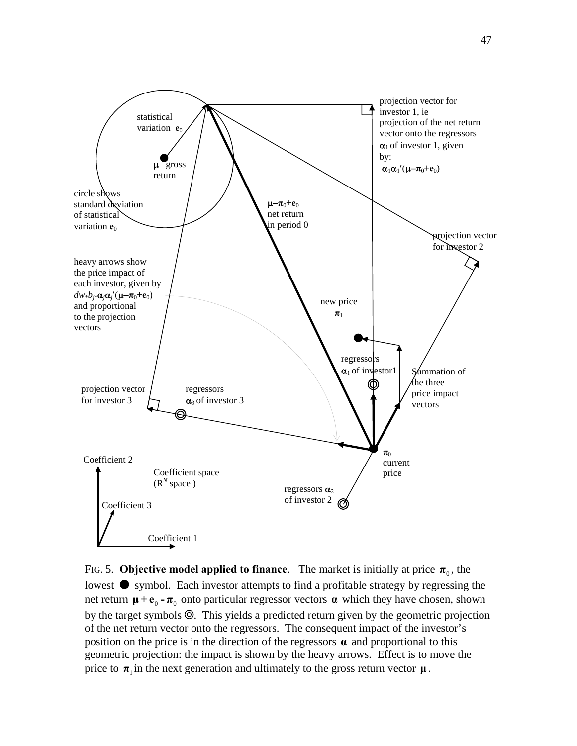statistical variation $\mathbf{e}_0$

$\mu$ gross return

circle shows standard deviation of statistical variation $\mathbf{e}_0$

projection vector for investor 1, ie projection of the net return vector onto the regressors $\alpha_1$ of investor 1, given by: $\alpha_1\alpha_1'(\mu-\pi_0+\mathbf{e}_0)$

$\mu-\pi_0+\mathbf{e}_0$ net return in period 0

projection vector for investor 2

heavy arrows show the price impact of each investor, given by $dw_* b_{j*}\alpha_j\alpha_j'(\mu-\pi_0+\mathbf{e}_0)$ and proportional to the projection vectors

new price $\pi_1$

regressors $\alpha_1$ of investor1

Summation of the three price impact vectors

projection vector for investor 3

regressors $\alpha_3$ of investor 3

$\pi_0$ current price

Coefficient 2

Coefficient space ($R^N$ space )

regressors $\alpha_2$ of investor 2

Coefficient 3

Coefficient 1

FIG. 5. **Objective model applied to finance**. The market is initially at price $\boldsymbol{\pi}_0$, the lowest ● symbol. Each investor attempts to find a profitable strategy by regressing the net return $\boldsymbol{\mu} + \mathbf{e}_0 - \boldsymbol{\pi}_0$ onto particular regressor vectors $\boldsymbol{\alpha}$ which they have chosen, shown by the target symbols ◎. This yields a predicted return given by the geometric projection of the net return vector onto the regressors. The consequent impact of the investor's position on the price is in the direction of the regressors $\boldsymbol{\alpha}$ and proportional to this geometric projection: the impact is shown by the heavy arrows. Effect is to move the price to $\boldsymbol{\pi}_1$ in the next generation and ultimately to the gross return vector $\boldsymbol{\mu}$.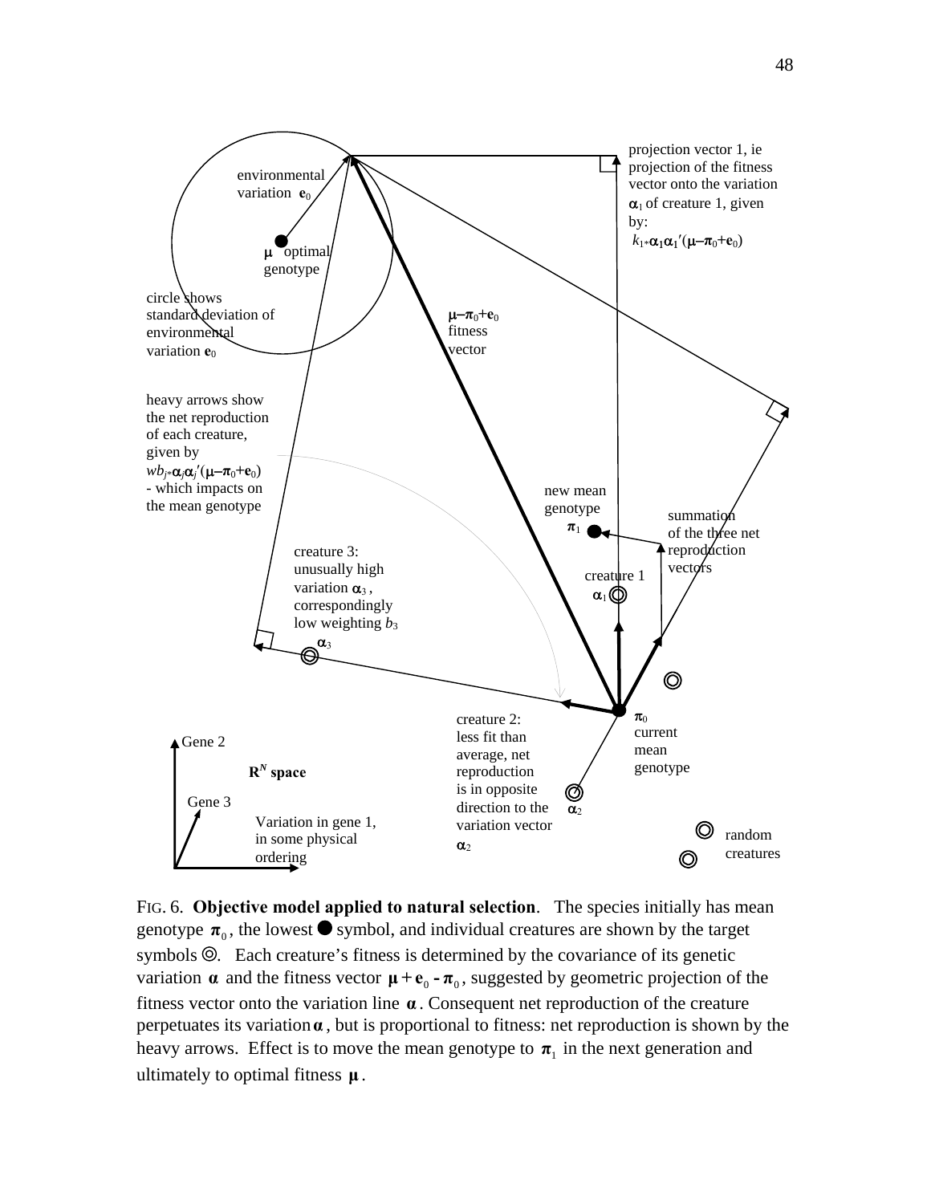projection vector 1, ie projection of the fitness vector onto the variation $\alpha_1$ of creature 1, given by: $k_{1*}\alpha_1\alpha_1'(\mu-\pi_0+\mathbf{e}_0)$

environmental variation $\mathbf{e}_0$

$\mu$ optimal genotype

circle shows standard deviation of environmental variation $\mathbf{e}_0$

$\mu-\pi_0+\mathbf{e}_0$ fitness vector

heavy arrows show the net reproduction of each creature, given by $wb_{j*}\alpha_j\alpha_j'(\mu-\pi_0+\mathbf{e}_0)$ - which impacts on the mean genotype

new mean genotype $\pi_1$

summation of the three net reproduction vectors

creature 3: unusually high variation $\alpha_3$, correspondingly low weighting $b_3$

creature 1 $\alpha_1$

$\alpha_3$

$\pi_0$ current mean genotype

creature 2: less fit than average, net reproduction is in opposite direction to the variation vector $\alpha_2$

$\alpha_2$

Gene 2

$\mathbf{R}^N$ **space**

Gene 3

Variation in gene 1, in some physical ordering

random creatures

FIG. 6. **Objective model applied to natural selection**. The species initially has mean genotype $\pi_0$, the lowest ● symbol, and individual creatures are shown by the target symbols ◎. Each creature's fitness is determined by the covariance of its genetic variation $\alpha$ and the fitness vector $\mu + \mathbf{e}_0 - \pi_0$, suggested by geometric projection of the fitness vector onto the variation line $\alpha$. Consequent net reproduction of the creature perpetuates its variation $\alpha$, but is proportional to fitness: net reproduction is shown by the heavy arrows. Effect is to move the mean genotype to $\pi_1$ in the next generation and ultimately to optimal fitness $\mu$.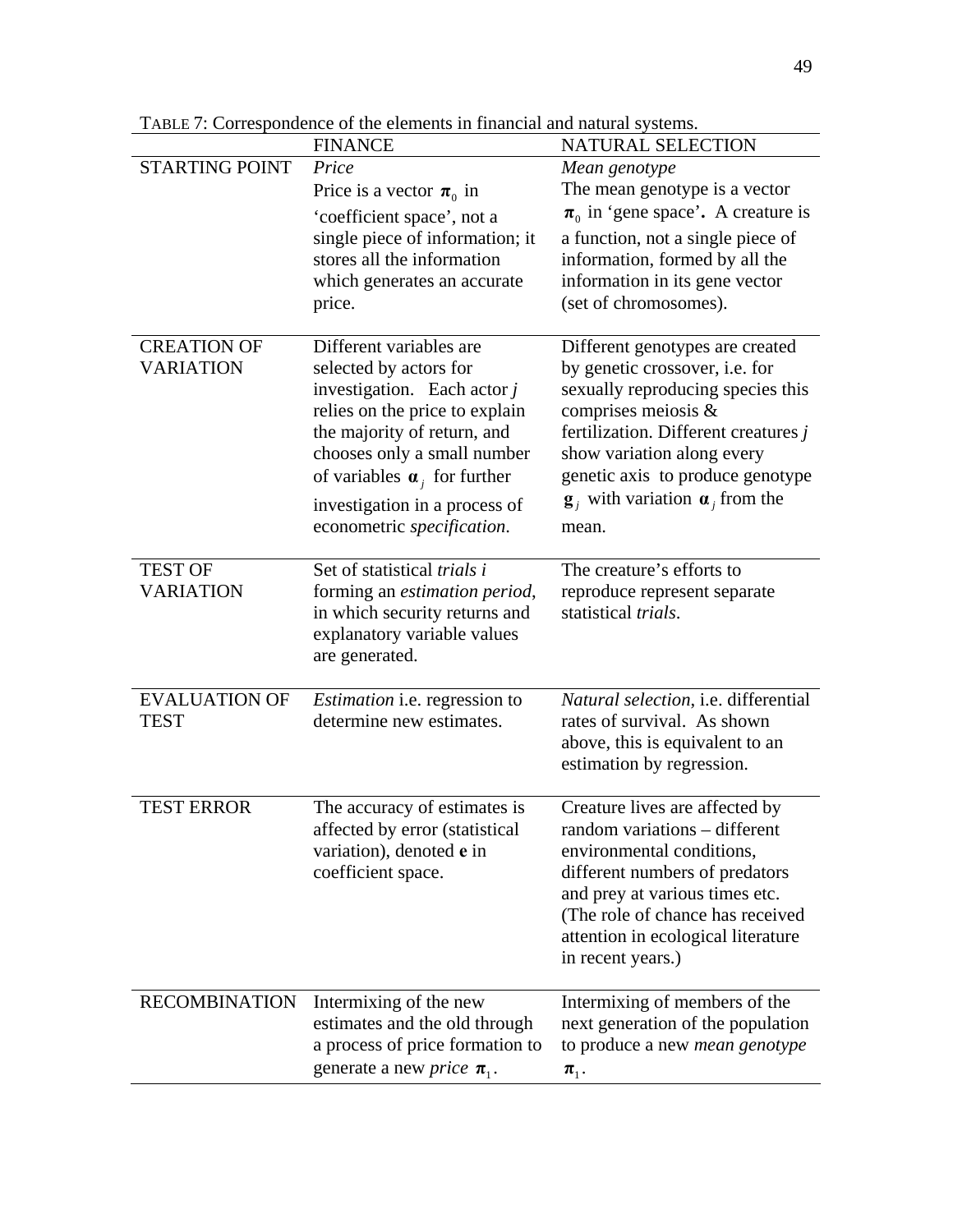TABLE 7: Correspondence of the elements in financial and natural systems.

| | FINANCE | NATURAL SELECTION |
|---|---|---|
| STARTING POINT | *Price* Price is a vector $\boldsymbol{\pi}_0$ in 'coefficient space', not a single piece of information; it stores all the information which generates an accurate price. | *Mean genotype* The mean genotype is a vector $\boldsymbol{\pi}_0$ in 'gene space'**.** A creature is a function, not a single piece of information, formed by all the information in its gene vector (set of chromosomes). |
| CREATION OF VARIATION | Different variables are selected by actors for investigation. Each actor *j* relies on the price to explain the majority of return, and chooses only a small number of variables $\boldsymbol{\alpha}_j$ for further investigation in a process of econometric *specification*. | Different genotypes are created by genetic crossover, i.e. for sexually reproducing species this comprises meiosis & fertilization. Different creatures *j* show variation along every genetic axis to produce genotype $\mathbf{g}_j$ with variation $\boldsymbol{\alpha}_j$ from the mean. |
| TEST OF VARIATION | Set of statistical *trials i* forming an *estimation period*, in which security returns and explanatory variable values are generated. | The creature's efforts to reproduce represent separate statistical *trials*. |
| EVALUATION OF TEST | *Estimation* i.e. regression to determine new estimates. | *Natural selection*, i.e. differential rates of survival. As shown above, this is equivalent to an estimation by regression. |
| TEST ERROR | The accuracy of estimates is affected by error (statistical variation), denoted **e** in coefficient space. | Creature lives are affected by random variations – different environmental conditions, different numbers of predators and prey at various times etc. (The role of chance has received attention in ecological literature in recent years.) |
| RECOMBINATION | Intermixing of the new estimates and the old through a process of price formation to generate a new *price* $\boldsymbol{\pi}_1$. | Intermixing of members of the next generation of the population to produce a new *mean genotype* $\boldsymbol{\pi}_1$. |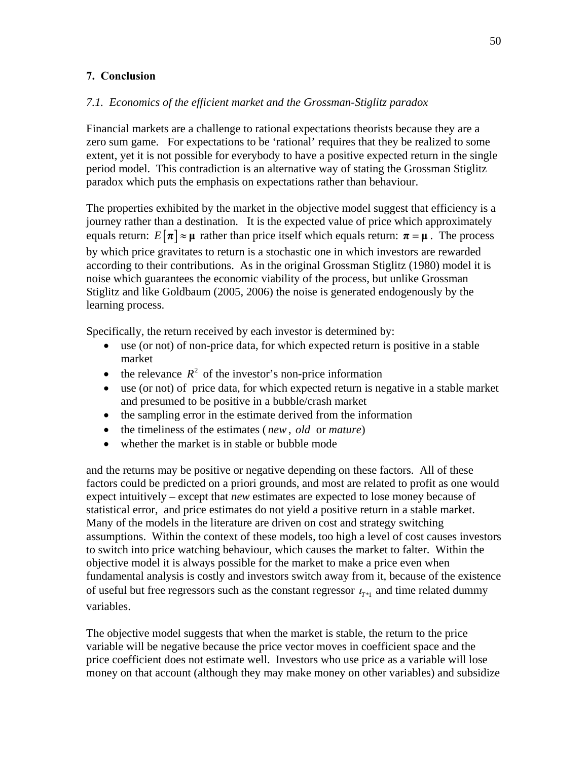## 7. Conclusion

### *7.1. Economics of the efficient market and the Grossman-Stiglitz paradox*

Financial markets are a challenge to rational expectations theorists because they are a zero sum game. For expectations to be 'rational' requires that they be realized to some extent, yet it is not possible for everybody to have a positive expected return in the single period model. This contradiction is an alternative way of stating the Grossman Stiglitz paradox which puts the emphasis on expectations rather than behaviour.

The properties exhibited by the market in the objective model suggest that efficiency is a journey rather than a destination. It is the expected value of price which approximately equals return: $E[\boldsymbol{\pi}] \approx \boldsymbol{\mu}$ rather than price itself which equals return: $\boldsymbol{\pi} = \boldsymbol{\mu}$. The process by which price gravitates to return is a stochastic one in which investors are rewarded according to their contributions. As in the original Grossman Stiglitz (1980) model it is noise which guarantees the economic viability of the process, but unlike Grossman Stiglitz and like Goldbaum (2005, 2006) the noise is generated endogenously by the learning process.

Specifically, the return received by each investor is determined by:

- use (or not) of non-price data, for which expected return is positive in a stable market
- the relevance $R^2$ of the investor's non-price information
- use (or not) of price data, for which expected return is negative in a stable market and presumed to be positive in a bubble/crash market
- the sampling error in the estimate derived from the information
- the timeliness of the estimates (*new*, *old* or *mature*)
- whether the market is in stable or bubble mode

and the returns may be positive or negative depending on these factors. All of these factors could be predicted on a priori grounds, and most are related to profit as one would expect intuitively – except that *new* estimates are expected to lose money because of statistical error, and price estimates do not yield a positive return in a stable market. Many of the models in the literature are driven on cost and strategy switching assumptions. Within the context of these models, too high a level of cost causes investors to switch into price watching behaviour, which causes the market to falter. Within the objective model it is always possible for the market to make a price even when fundamental analysis is costly and investors switch away from it, because of the existence of useful but free regressors such as the constant regressor $\iota_{T*1}$ and time related dummy variables.

The objective model suggests that when the market is stable, the return to the price variable will be negative because the price vector moves in coefficient space and the price coefficient does not estimate well. Investors who use price as a variable will lose money on that account (although they may make money on other variables) and subsidize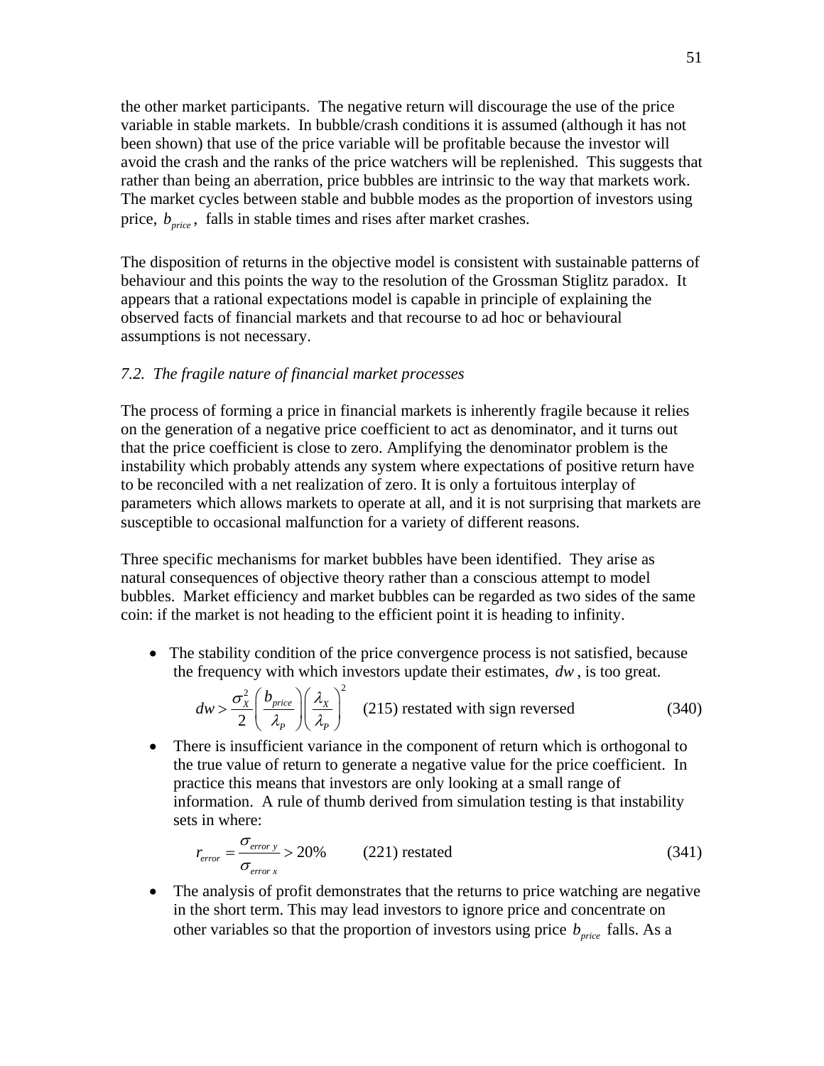the other market participants. The negative return will discourage the use of the price variable in stable markets. In bubble/crash conditions it is assumed (although it has not been shown) that use of the price variable will be profitable because the investor will avoid the crash and the ranks of the price watchers will be replenished. This suggests that rather than being an aberration, price bubbles are intrinsic to the way that markets work. The market cycles between stable and bubble modes as the proportion of investors using price, $b_{price}$, falls in stable times and rises after market crashes.

The disposition of returns in the objective model is consistent with sustainable patterns of behaviour and this points the way to the resolution of the Grossman Stiglitz paradox. It appears that a rational expectations model is capable in principle of explaining the observed facts of financial markets and that recourse to ad hoc or behavioural assumptions is not necessary.

### *7.2. The fragile nature of financial market processes*

The process of forming a price in financial markets is inherently fragile because it relies on the generation of a negative price coefficient to act as denominator, and it turns out that the price coefficient is close to zero. Amplifying the denominator problem is the instability which probably attends any system where expectations of positive return have to be reconciled with a net realization of zero. It is only a fortuitous interplay of parameters which allows markets to operate at all, and it is not surprising that markets are susceptible to occasional malfunction for a variety of different reasons.

Three specific mechanisms for market bubbles have been identified. They arise as natural consequences of objective theory rather than a conscious attempt to model bubbles. Market efficiency and market bubbles can be regarded as two sides of the same coin: if the market is not heading to the efficient point it is heading to infinity.

- The stability condition of the price convergence process is not satisfied, because the frequency with which investors update their estimates, $dw$, is too great.

$$dw > \frac{\sigma_X^2}{2}\left(\frac{b_{price}}{\lambda_P}\right)\left(\frac{\lambda_X}{\lambda_P}\right)^2 \quad \text{(215) restated with sign reversed} \qquad (340)$$

- There is insufficient variance in the component of return which is orthogonal to the true value of return to generate a negative value for the price coefficient. In practice this means that investors are only looking at a small range of information. A rule of thumb derived from simulation testing is that instability sets in where:

$$r_{error} = \frac{\sigma_{error\ y}}{\sigma_{error\ x}} > 20\% \qquad \text{(221) restated} \qquad (341)$$

- The analysis of profit demonstrates that the returns to price watching are negative in the short term. This may lead investors to ignore price and concentrate on other variables so that the proportion of investors using price $b_{price}$ falls. As a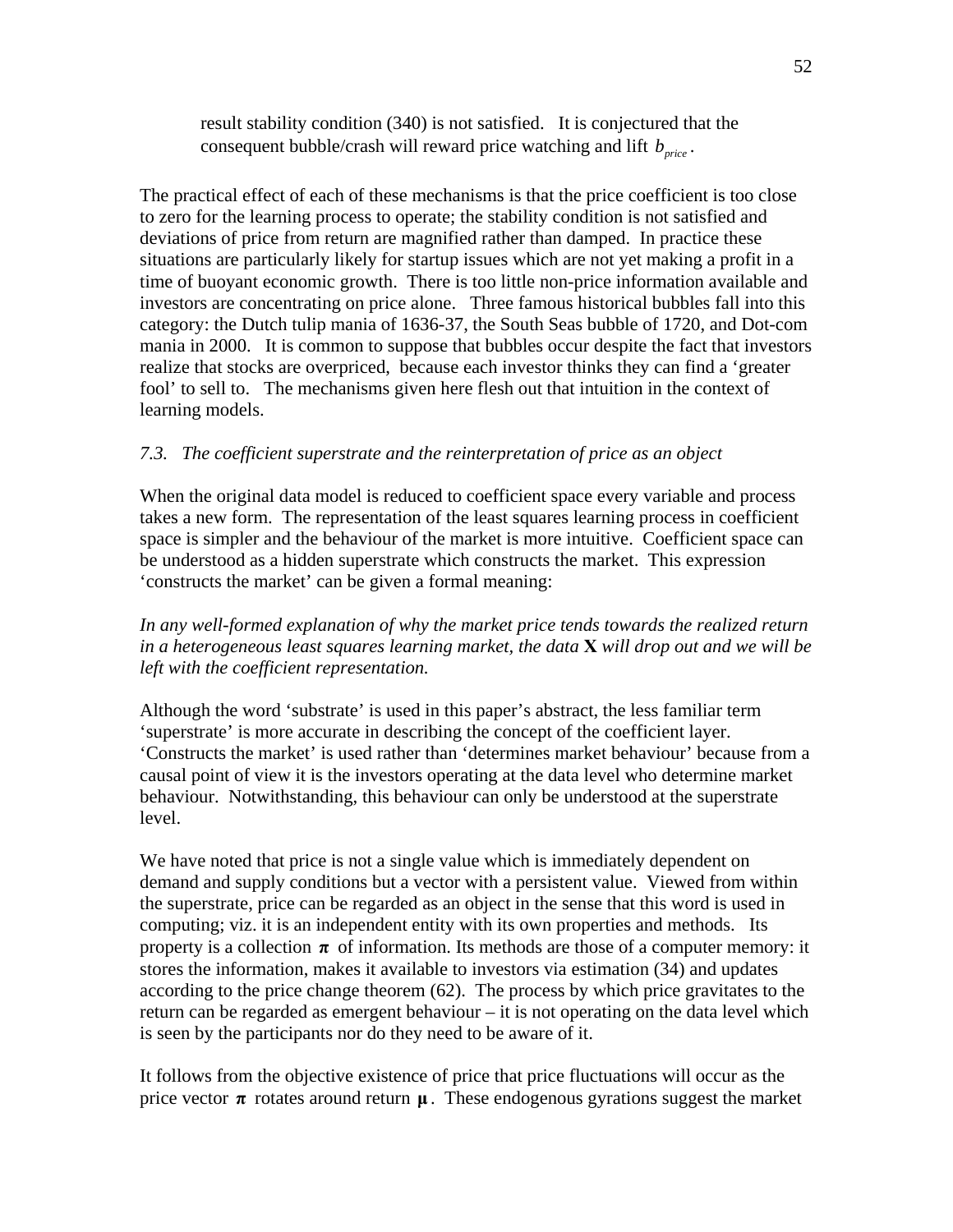result stability condition (340) is not satisfied. It is conjectured that the consequent bubble/crash will reward price watching and lift $b_{price}$.

The practical effect of each of these mechanisms is that the price coefficient is too close to zero for the learning process to operate; the stability condition is not satisfied and deviations of price from return are magnified rather than damped. In practice these situations are particularly likely for startup issues which are not yet making a profit in a time of buoyant economic growth. There is too little non-price information available and investors are concentrating on price alone. Three famous historical bubbles fall into this category: the Dutch tulip mania of 1636-37, the South Seas bubble of 1720, and Dot-com mania in 2000. It is common to suppose that bubbles occur despite the fact that investors realize that stocks are overpriced, because each investor thinks they can find a 'greater fool' to sell to. The mechanisms given here flesh out that intuition in the context of learning models.

### *7.3. The coefficient superstrate and the reinterpretation of price as an object*

When the original data model is reduced to coefficient space every variable and process takes a new form. The representation of the least squares learning process in coefficient space is simpler and the behaviour of the market is more intuitive. Coefficient space can be understood as a hidden superstrate which constructs the market. This expression 'constructs the market' can be given a formal meaning:

*In any well-formed explanation of why the market price tends towards the realized return in a heterogeneous least squares learning market, the data* $\mathbf{X}$ *will drop out and we will be left with the coefficient representation.*

Although the word 'substrate' is used in this paper's abstract, the less familiar term 'superstrate' is more accurate in describing the concept of the coefficient layer. 'Constructs the market' is used rather than 'determines market behaviour' because from a causal point of view it is the investors operating at the data level who determine market behaviour. Notwithstanding, this behaviour can only be understood at the superstrate level.

We have noted that price is not a single value which is immediately dependent on demand and supply conditions but a vector with a persistent value. Viewed from within the superstrate, price can be regarded as an object in the sense that this word is used in computing; viz. it is an independent entity with its own properties and methods. Its property is a collection $\boldsymbol{\pi}$ of information. Its methods are those of a computer memory: it stores the information, makes it available to investors via estimation (34) and updates according to the price change theorem (62). The process by which price gravitates to the return can be regarded as emergent behaviour – it is not operating on the data level which is seen by the participants nor do they need to be aware of it.

It follows from the objective existence of price that price fluctuations will occur as the price vector $\boldsymbol{\pi}$ rotates around return $\boldsymbol{\mu}$. These endogenous gyrations suggest the market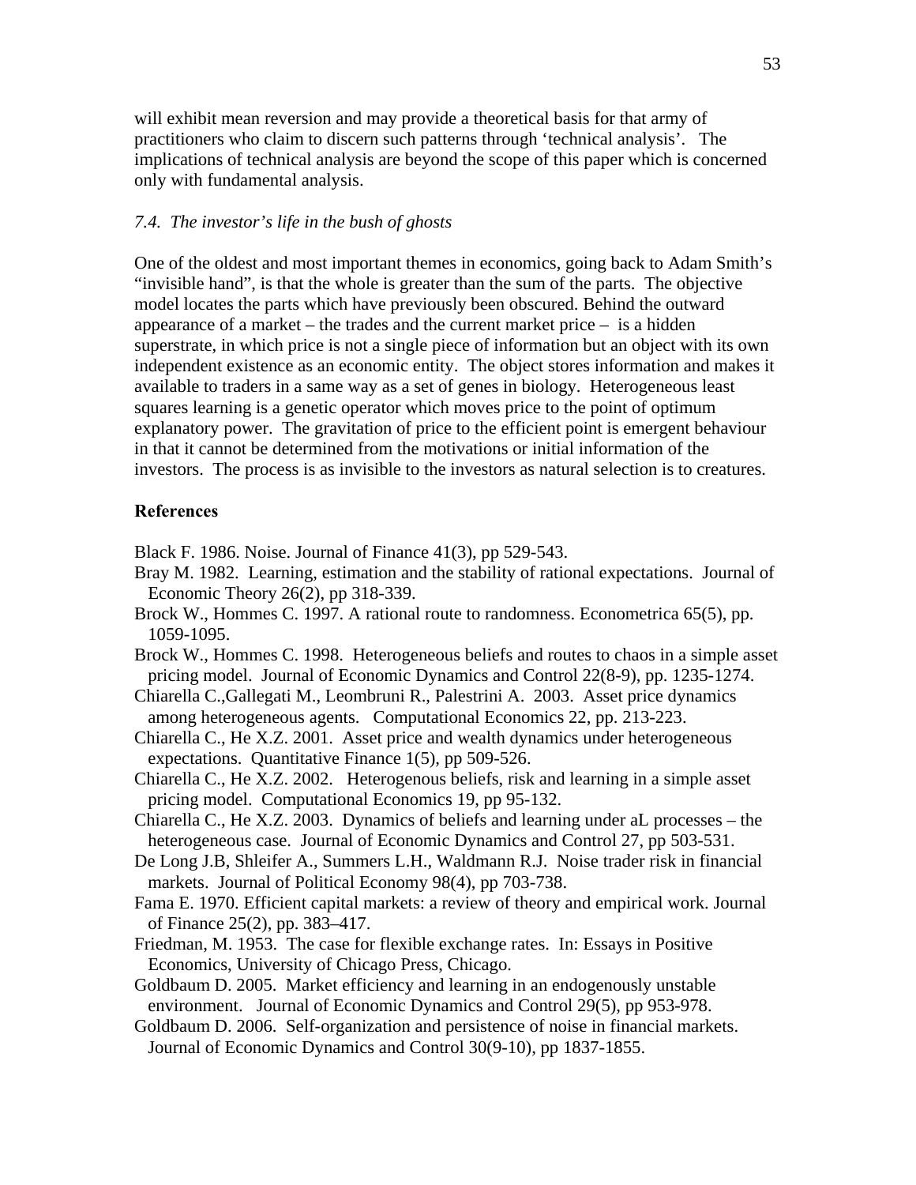will exhibit mean reversion and may provide a theoretical basis for that army of practitioners who claim to discern such patterns through 'technical analysis'. The implications of technical analysis are beyond the scope of this paper which is concerned only with fundamental analysis.

### *7.4. The investor's life in the bush of ghosts*

One of the oldest and most important themes in economics, going back to Adam Smith's "invisible hand", is that the whole is greater than the sum of the parts. The objective model locates the parts which have previously been obscured. Behind the outward appearance of a market – the trades and the current market price – is a hidden superstrate, in which price is not a single piece of information but an object with its own independent existence as an economic entity. The object stores information and makes it available to traders in a same way as a set of genes in biology. Heterogeneous least squares learning is a genetic operator which moves price to the point of optimum explanatory power. The gravitation of price to the efficient point is emergent behaviour in that it cannot be determined from the motivations or initial information of the investors. The process is as invisible to the investors as natural selection is to creatures.

## References

Black F. 1986. Noise. Journal of Finance 41(3), pp 529-543.

Bray M. 1982. Learning, estimation and the stability of rational expectations. Journal of Economic Theory 26(2), pp 318-339.

Brock W., Hommes C. 1997. A rational route to randomness. Econometrica 65(5), pp. 1059-1095.

Brock W., Hommes C. 1998. Heterogeneous beliefs and routes to chaos in a simple asset pricing model. Journal of Economic Dynamics and Control 22(8-9), pp. 1235-1274.

Chiarella C.,Gallegati M., Leombruni R., Palestrini A. 2003. Asset price dynamics among heterogeneous agents. Computational Economics 22, pp. 213-223.

Chiarella C., He X.Z. 2001. Asset price and wealth dynamics under heterogeneous expectations. Quantitative Finance 1(5), pp 509-526.

Chiarella C., He X.Z. 2002. Heterogenous beliefs, risk and learning in a simple asset pricing model. Computational Economics 19, pp 95-132.

Chiarella C., He X.Z. 2003. Dynamics of beliefs and learning under aL processes – the heterogeneous case. Journal of Economic Dynamics and Control 27, pp 503-531.

De Long J.B, Shleifer A., Summers L.H., Waldmann R.J. Noise trader risk in financial markets. Journal of Political Economy 98(4), pp 703-738.

Fama E. 1970. Efficient capital markets: a review of theory and empirical work. Journal of Finance 25(2), pp. 383–417.

Friedman, M. 1953. The case for flexible exchange rates. In: Essays in Positive Economics, University of Chicago Press, Chicago.

Goldbaum D. 2005. Market efficiency and learning in an endogenously unstable environment. Journal of Economic Dynamics and Control 29(5), pp 953-978.

Goldbaum D. 2006. Self-organization and persistence of noise in financial markets. Journal of Economic Dynamics and Control 30(9-10), pp 1837-1855.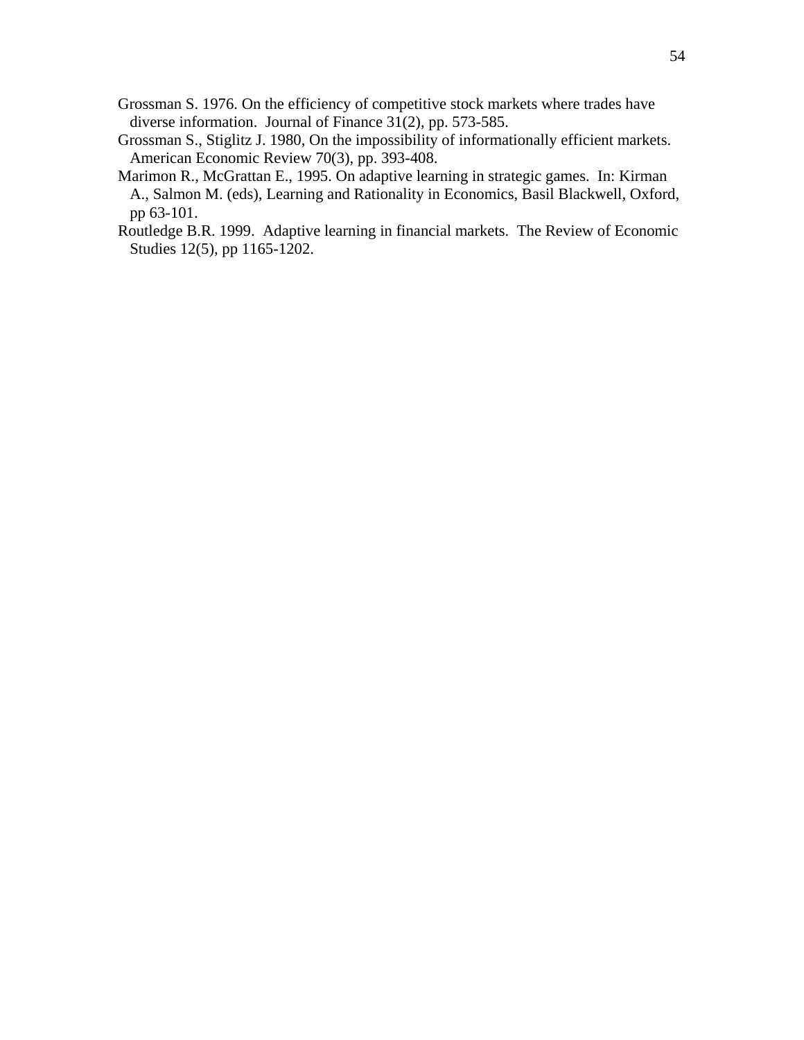Grossman S. 1976. On the efficiency of competitive stock markets where trades have diverse information. Journal of Finance 31(2), pp. 573-585.

Grossman S., Stiglitz J. 1980, On the impossibility of informationally efficient markets. American Economic Review 70(3), pp. 393-408.

Marimon R., McGrattan E., 1995. On adaptive learning in strategic games. In: Kirman A., Salmon M. (eds), Learning and Rationality in Economics, Basil Blackwell, Oxford, pp 63-101.

Routledge B.R. 1999. Adaptive learning in financial markets. The Review of Economic Studies 12(5), pp 1165-1202.